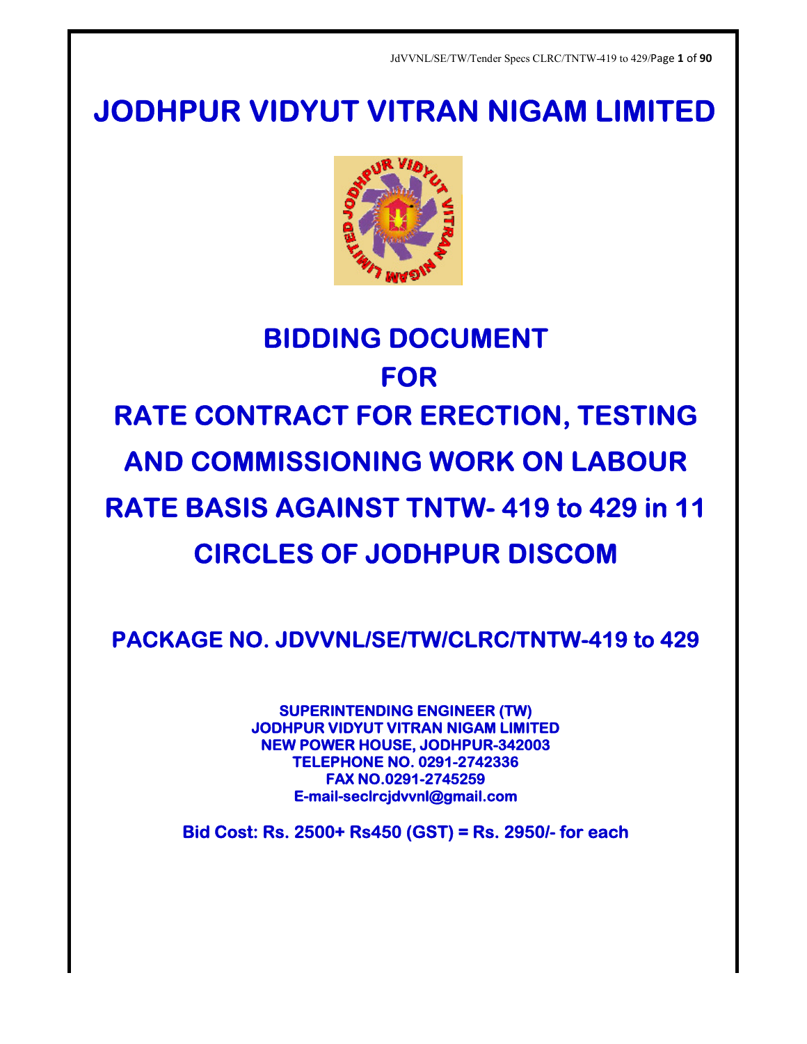# JODHPUR VIDYUT VITRAN NIGAM LIMITED

## BIDDING DOCUMENT

## FOR

## RATE CONTRACT FOR ERECTION, TESTING AND COMMISSIONING WORK ON LABOUR RATE BASIS AGAINST TNTW- 419 to 429 in 11 CIRCLES OF JODHPUR DISCOM

### PACKAGE NO. JDVVNL/SE/TW/CLRC/TNTW-419 to 429

**SUPERINTENDING ENGINEER (TW)**
**JODHPUR VIDYUT VITRAN NIGAM LIMITED**
**NEW POWER HOUSE, JODHPUR-342003**
**TELEPHONE NO. 0291-2742336**
**FAX NO.0291-2745259**
**E-mail-seclrcjdvvnl@gmail.com**

**Bid Cost: Rs. 2500+ Rs450 (GST) = Rs. 2950/- for each**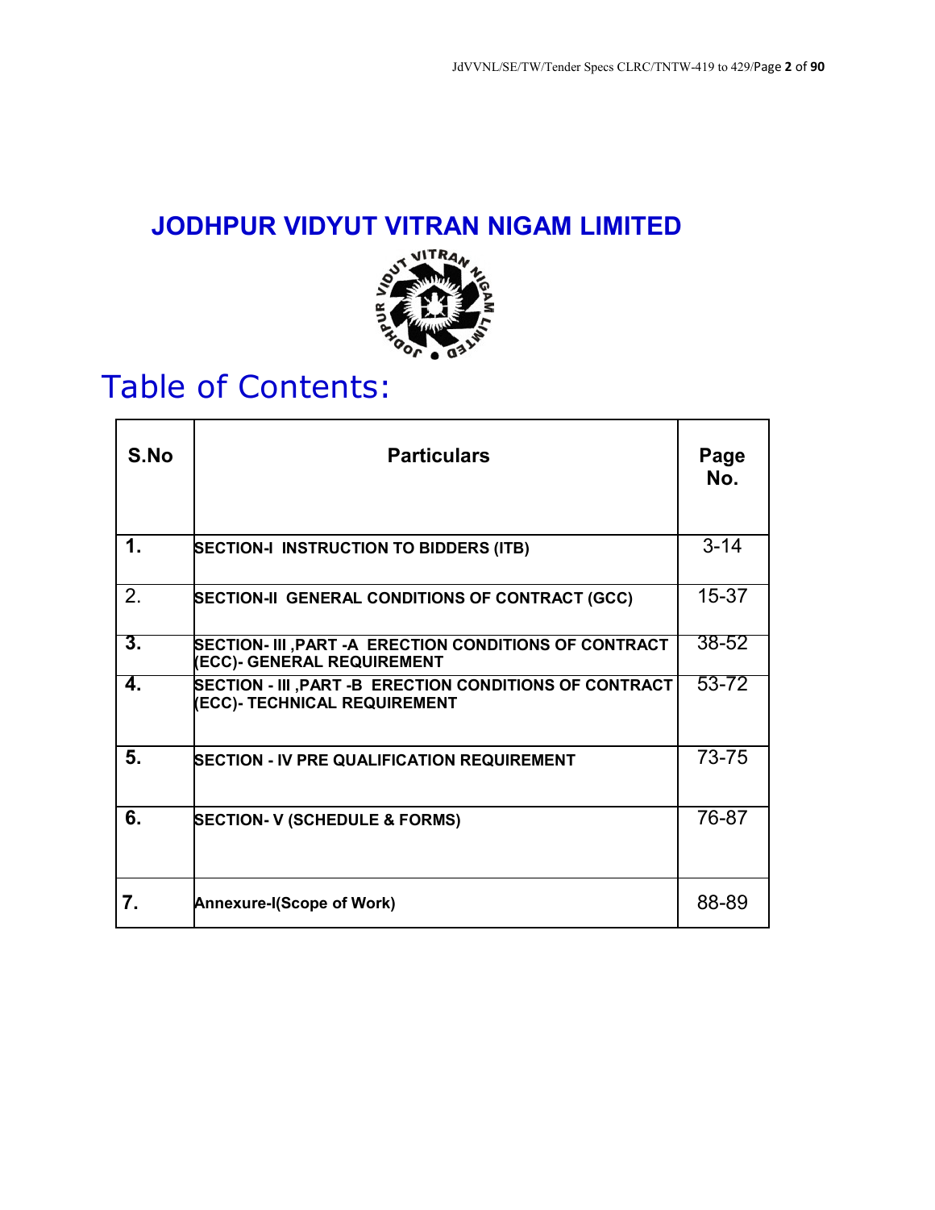# JODHPUR VIDYUT VITRAN NIGAM LIMITED

## Table of Contents:

| S.No | Particulars | Page No. |
|---|---|---|
| 1. | SECTION-I INSTRUCTION TO BIDDERS (ITB) | 3-14 |
| 2. | SECTION-II GENERAL CONDITIONS OF CONTRACT (GCC) | 15-37 |
| 3. | SECTION- III ,PART -A ERECTION CONDITIONS OF CONTRACT (ECC)- GENERAL REQUIREMENT | 38-52 |
| 4. | SECTION - III ,PART -B ERECTION CONDITIONS OF CONTRACT (ECC)- TECHNICAL REQUIREMENT | 53-72 |
| 5. | SECTION - IV PRE QUALIFICATION REQUIREMENT | 73-75 |
| 6. | SECTION- V (SCHEDULE & FORMS) | 76-87 |
| 7. | Annexure-I(Scope of Work) | 88-89 |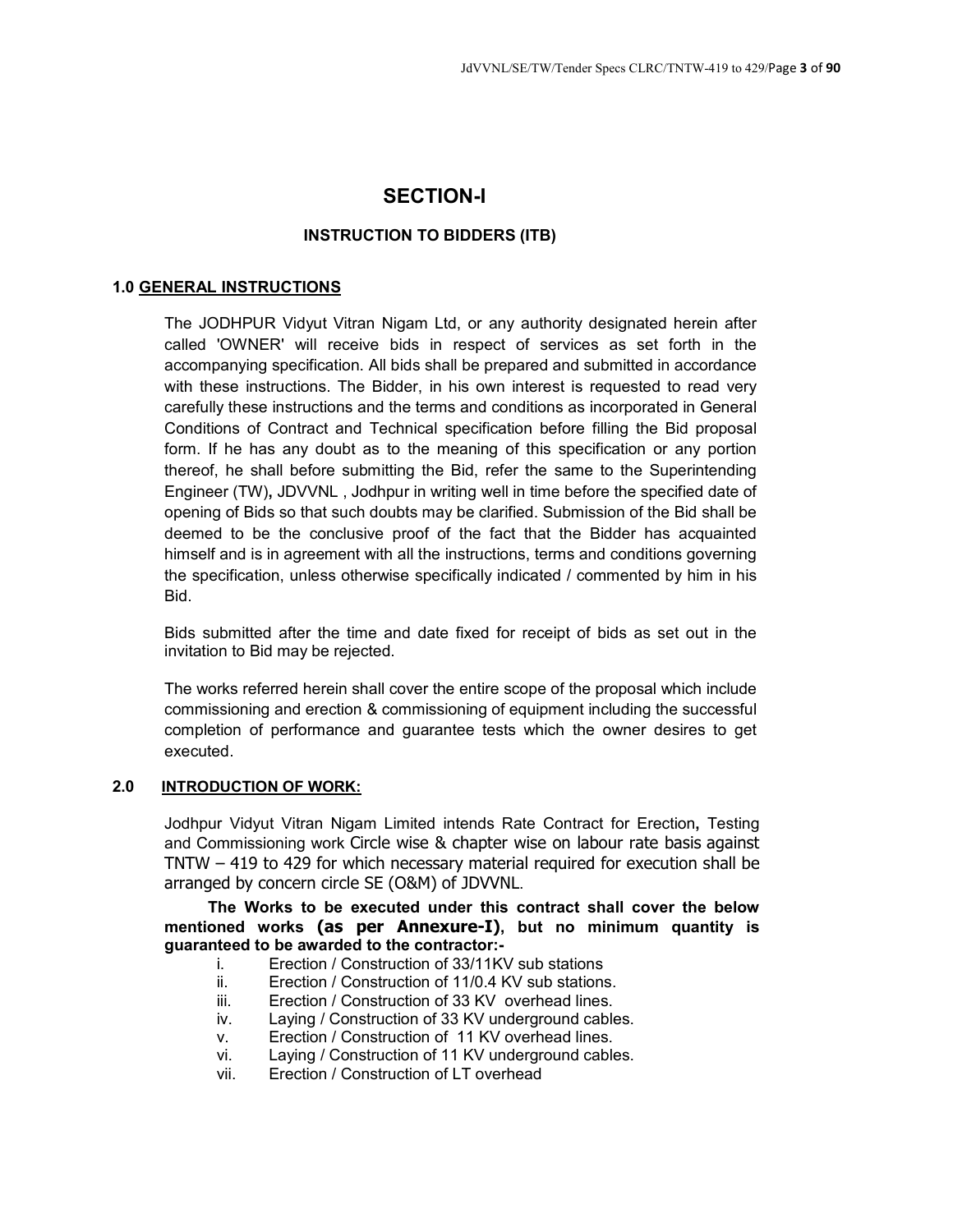# SECTION-I

## INSTRUCTION TO BIDDERS (ITB)

### 1.0 GENERAL INSTRUCTIONS

The JODHPUR Vidyut Vitran Nigam Ltd, or any authority designated herein after called 'OWNER' will receive bids in respect of services as set forth in the accompanying specification. All bids shall be prepared and submitted in accordance with these instructions. The Bidder, in his own interest is requested to read very carefully these instructions and the terms and conditions as incorporated in General Conditions of Contract and Technical specification before filling the Bid proposal form. If he has any doubt as to the meaning of this specification or any portion thereof, he shall before submitting the Bid, refer the same to the Superintending Engineer (TW)**,** JDVVNL , Jodhpur in writing well in time before the specified date of opening of Bids so that such doubts may be clarified. Submission of the Bid shall be deemed to be the conclusive proof of the fact that the Bidder has acquainted himself and is in agreement with all the instructions, terms and conditions governing the specification, unless otherwise specifically indicated / commented by him in his Bid.

Bids submitted after the time and date fixed for receipt of bids as set out in the invitation to Bid may be rejected.

The works referred herein shall cover the entire scope of the proposal which include commissioning and erection & commissioning of equipment including the successful completion of performance and guarantee tests which the owner desires to get executed.

### 2.0 INTRODUCTION OF WORK:

Jodhpur Vidyut Vitran Nigam Limited intends Rate Contract for Erection**,** Testing and Commissioning work Circle wise & chapter wise on labour rate basis against TNTW – 419 to 429 for which necessary material required for execution shall be arranged by concern circle SE (O&M) of JDVVNL.

**The Works to be executed under this contract shall cover the below mentioned works (as per Annexure-I), but no minimum quantity is guaranteed to be awarded to the contractor:-**

i. Erection / Construction of 33/11KV sub stations
ii. Erection / Construction of 11/0.4 KV sub stations.
iii. Erection / Construction of 33 KV overhead lines.
iv. Laying / Construction of 33 KV underground cables.
v. Erection / Construction of 11 KV overhead lines.
vi. Laying / Construction of 11 KV underground cables.
vii. Erection / Construction of LT overhead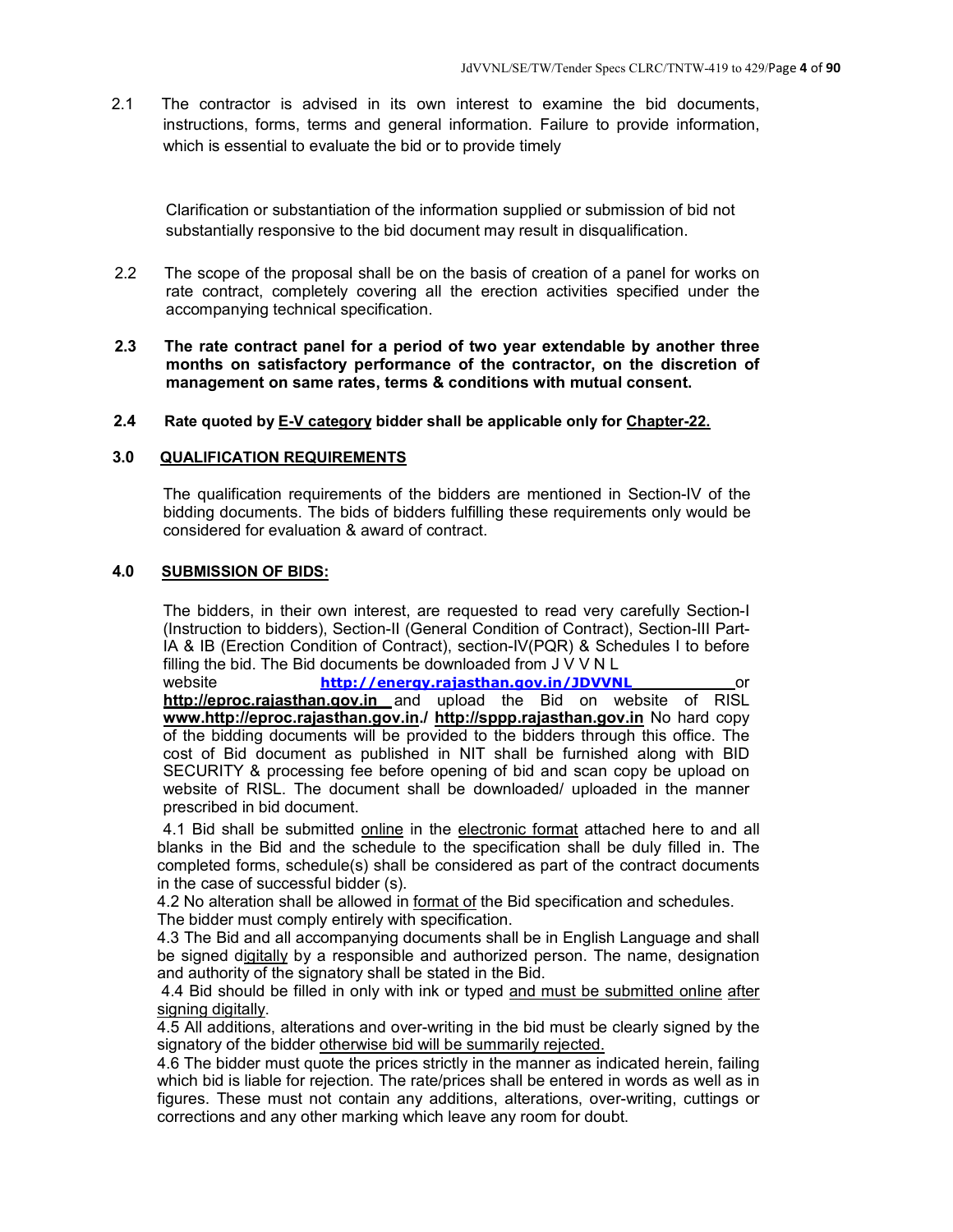2.1 The contractor is advised in its own interest to examine the bid documents, instructions, forms, terms and general information. Failure to provide information, which is essential to evaluate the bid or to provide timely

Clarification or substantiation of the information supplied or submission of bid not substantially responsive to the bid document may result in disqualification.

2.2 The scope of the proposal shall be on the basis of creation of a panel for works on rate contract, completely covering all the erection activities specified under the accompanying technical specification.

**2.3 The rate contract panel for a period of two year extendable by another three months on satisfactory performance of the contractor, on the discretion of management on same rates, terms & conditions with mutual consent.**

**2.4 Rate quoted by E-V category bidder shall be applicable only for Chapter-22.**

## 3.0 QUALIFICATION REQUIREMENTS

The qualification requirements of the bidders are mentioned in Section-IV of the bidding documents. The bids of bidders fulfilling these requirements only would be considered for evaluation & award of contract.

## 4.0 SUBMISSION OF BIDS:

The bidders, in their own interest, are requested to read very carefully Section-I (Instruction to bidders), Section-II (General Condition of Contract), Section-III Part-IA & IB (Erection Condition of Contract), section-IV(PQR) & Schedules I to before filling the bid. The Bid documents be downloaded from J V V N L website **http://energy.rajasthan.gov.in/JDVVNL** or **http://eproc.rajasthan.gov.in** and upload the Bid on website of RISL **www.http://eproc.rajasthan.gov.in./ http://sppp.rajasthan.gov.in** No hard copy of the bidding documents will be provided to the bidders through this office. The cost of Bid document as published in NIT shall be furnished along with BID SECURITY & processing fee before opening of bid and scan copy be upload on website of RISL. The document shall be downloaded/ uploaded in the manner prescribed in bid document.

4.1 Bid shall be submitted online in the electronic format attached here to and all blanks in the Bid and the schedule to the specification shall be duly filled in. The completed forms, schedule(s) shall be considered as part of the contract documents in the case of successful bidder (s).

4.2 No alteration shall be allowed in format of the Bid specification and schedules. The bidder must comply entirely with specification.

4.3 The Bid and all accompanying documents shall be in English Language and shall be signed digitally by a responsible and authorized person. The name, designation and authority of the signatory shall be stated in the Bid.

4.4 Bid should be filled in only with ink or typed and must be submitted online after signing digitally.

4.5 All additions, alterations and over-writing in the bid must be clearly signed by the signatory of the bidder otherwise bid will be summarily rejected.

4.6 The bidder must quote the prices strictly in the manner as indicated herein, failing which bid is liable for rejection. The rate/prices shall be entered in words as well as in figures. These must not contain any additions, alterations, over-writing, cuttings or corrections and any other marking which leave any room for doubt.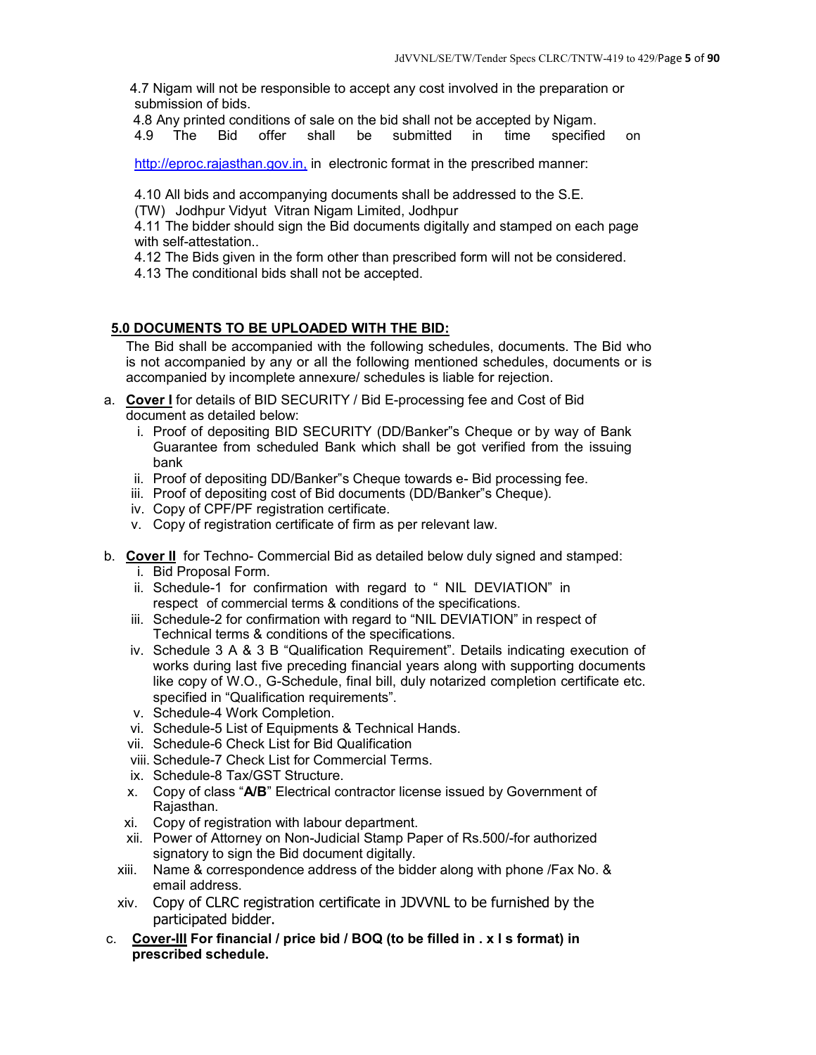4.7 Nigam will not be responsible to accept any cost involved in the preparation or submission of bids.

4.8 Any printed conditions of sale on the bid shall not be accepted by Nigam.

4.9 The Bid offer shall be submitted in time specified on http://eproc.rajasthan.gov.in, in electronic format in the prescribed manner:

4.10 All bids and accompanying documents shall be addressed to the S.E. (TW) Jodhpur Vidyut Vitran Nigam Limited, Jodhpur

4.11 The bidder should sign the Bid documents digitally and stamped on each page with self-attestation..

4.12 The Bids given in the form other than prescribed form will not be considered.

4.13 The conditional bids shall not be accepted.

## 5.0 DOCUMENTS TO BE UPLOADED WITH THE BID:

The Bid shall be accompanied with the following schedules, documents. The Bid who is not accompanied by any or all the following mentioned schedules, documents or is accompanied by incomplete annexure/ schedules is liable for rejection.

a. **Cover I** for details of BID SECURITY / Bid E-processing fee and Cost of Bid document as detailed below:
   - i. Proof of depositing BID SECURITY (DD/Banker"s Cheque or by way of Bank Guarantee from scheduled Bank which shall be got verified from the issuing bank
   - ii. Proof of depositing DD/Banker"s Cheque towards e- Bid processing fee.
   - iii. Proof of depositing cost of Bid documents (DD/Banker"s Cheque).
   - iv. Copy of CPF/PF registration certificate.
   - v. Copy of registration certificate of firm as per relevant law.

b. **Cover II** for Techno- Commercial Bid as detailed below duly signed and stamped:
   - i. Bid Proposal Form.
   - ii. Schedule-1 for confirmation with regard to " NIL DEVIATION" in respect of commercial terms & conditions of the specifications.
   - iii. Schedule-2 for confirmation with regard to "NIL DEVIATION" in respect of Technical terms & conditions of the specifications.
   - iv. Schedule 3 A & 3 B "Qualification Requirement". Details indicating execution of works during last five preceding financial years along with supporting documents like copy of W.O., G-Schedule, final bill, duly notarized completion certificate etc. specified in "Qualification requirements".
   - v. Schedule-4 Work Completion.
   - vi. Schedule-5 List of Equipments & Technical Hands.
   - vii. Schedule-6 Check List for Bid Qualification
   - viii. Schedule-7 Check List for Commercial Terms.
   - ix. Schedule-8 Tax/GST Structure.
   - x. Copy of class "**A/B**" Electrical contractor license issued by Government of Rajasthan.
   - xi. Copy of registration with labour department.
   - xii. Power of Attorney on Non-Judicial Stamp Paper of Rs.500/-for authorized signatory to sign the Bid document digitally.
   - xiii. Name & correspondence address of the bidder along with phone /Fax No. & email address.
   - xiv. Copy of CLRC registration certificate in JDVVNL to be furnished by the participated bidder.

c. **Cover-III For financial / price bid / BOQ (to be filled in . x l s format) in prescribed schedule.**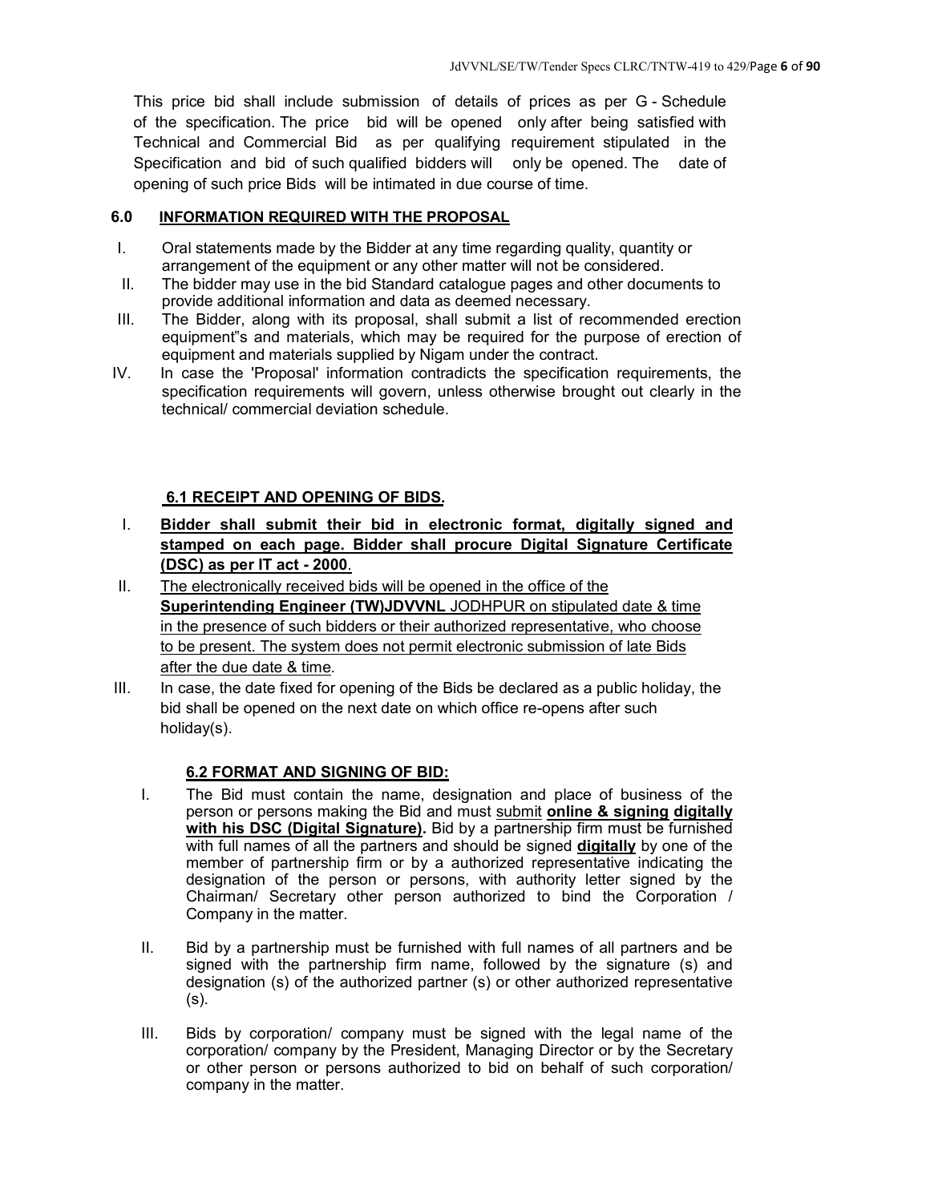This price bid shall include submission of details of prices as per G - Schedule of the specification. The price bid will be opened only after being satisfied with Technical and Commercial Bid as per qualifying requirement stipulated in the Specification and bid of such qualified bidders will only be opened. The date of opening of such price Bids will be intimated in due course of time.

## 6.0 INFORMATION REQUIRED WITH THE PROPOSAL

I. Oral statements made by the Bidder at any time regarding quality, quantity or arrangement of the equipment or any other matter will not be considered.

II. The bidder may use in the bid Standard catalogue pages and other documents to provide additional information and data as deemed necessary.

III. The Bidder, along with its proposal, shall submit a list of recommended erection equipment"s and materials, which may be required for the purpose of erection of equipment and materials supplied by Nigam under the contract.

IV. In case the 'Proposal' information contradicts the specification requirements, the specification requirements will govern, unless otherwise brought out clearly in the technical/ commercial deviation schedule.

### 6.1 RECEIPT AND OPENING OF BIDS.

I. **Bidder shall submit their bid in electronic format, digitally signed and stamped on each page. Bidder shall procure Digital Signature Certificate (DSC) as per IT act - 2000**.

II. The electronically received bids will be opened in the office of the **Superintending Engineer (TW)JDVVNL** JODHPUR on stipulated date & time in the presence of such bidders or their authorized representative, who choose to be present. The system does not permit electronic submission of late Bids after the due date & time.

III. In case, the date fixed for opening of the Bids be declared as a public holiday, the bid shall be opened on the next date on which office re-opens after such holiday(s).

### 6.2 FORMAT AND SIGNING OF BID:

I. The Bid must contain the name, designation and place of business of the person or persons making the Bid and must submit **online & signing digitally with his DSC (Digital Signature).** Bid by a partnership firm must be furnished with full names of all the partners and should be signed **digitally** by one of the member of partnership firm or by a authorized representative indicating the designation of the person or persons, with authority letter signed by the Chairman/ Secretary other person authorized to bind the Corporation / Company in the matter.

II. Bid by a partnership must be furnished with full names of all partners and be signed with the partnership firm name, followed by the signature (s) and designation (s) of the authorized partner (s) or other authorized representative (s).

III. Bids by corporation/ company must be signed with the legal name of the corporation/ company by the President, Managing Director or by the Secretary or other person or persons authorized to bid on behalf of such corporation/ company in the matter.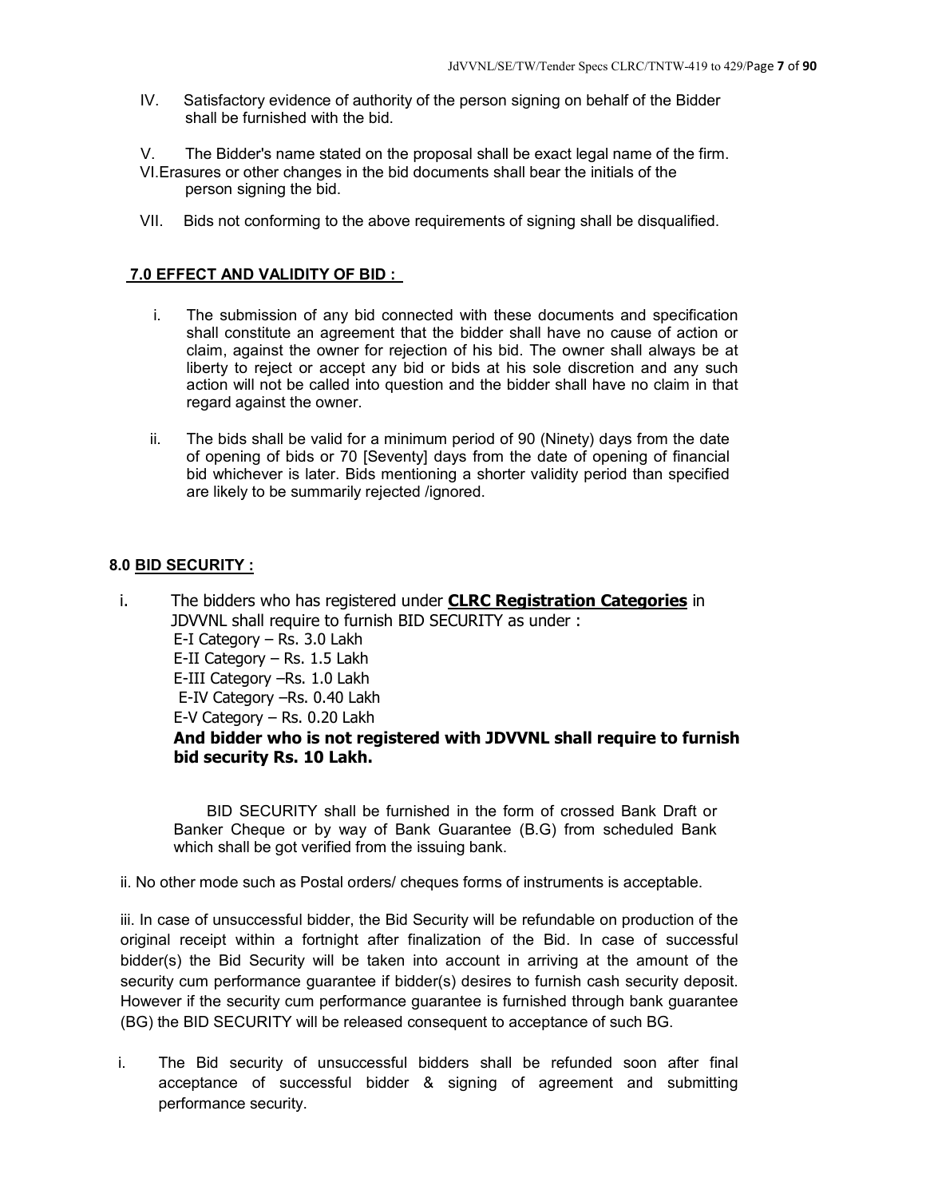IV. Satisfactory evidence of authority of the person signing on behalf of the Bidder shall be furnished with the bid.

V. The Bidder's name stated on the proposal shall be exact legal name of the firm.

VI. Erasures or other changes in the bid documents shall bear the initials of the person signing the bid.

VII. Bids not conforming to the above requirements of signing shall be disqualified.

## 7.0 EFFECT AND VALIDITY OF BID :

i. The submission of any bid connected with these documents and specification shall constitute an agreement that the bidder shall have no cause of action or claim, against the owner for rejection of his bid. The owner shall always be at liberty to reject or accept any bid or bids at his sole discretion and any such action will not be called into question and the bidder shall have no claim in that regard against the owner.

ii. The bids shall be valid for a minimum period of 90 (Ninety) days from the date of opening of bids or 70 [Seventy] days from the date of opening of financial bid whichever is later. Bids mentioning a shorter validity period than specified are likely to be summarily rejected /ignored.

## 8.0 BID SECURITY :

i. The bidders who has registered under **CLRC Registration Categories** in JDVVNL shall require to furnish BID SECURITY as under :

E-I Category – Rs. 3.0 Lakh
E-II Category – Rs. 1.5 Lakh
E-III Category –Rs. 1.0 Lakh
E-IV Category –Rs. 0.40 Lakh
E-V Category – Rs. 0.20 Lakh

**And bidder who is not registered with JDVVNL shall require to furnish bid security Rs. 10 Lakh.**

BID SECURITY shall be furnished in the form of crossed Bank Draft or Banker Cheque or by way of Bank Guarantee (B.G) from scheduled Bank which shall be got verified from the issuing bank.

ii. No other mode such as Postal orders/ cheques forms of instruments is acceptable.

iii. In case of unsuccessful bidder, the Bid Security will be refundable on production of the original receipt within a fortnight after finalization of the Bid. In case of successful bidder(s) the Bid Security will be taken into account in arriving at the amount of the security cum performance guarantee if bidder(s) desires to furnish cash security deposit. However if the security cum performance guarantee is furnished through bank guarantee (BG) the BID SECURITY will be released consequent to acceptance of such BG.

i. The Bid security of unsuccessful bidders shall be refunded soon after final acceptance of successful bidder & signing of agreement and submitting performance security.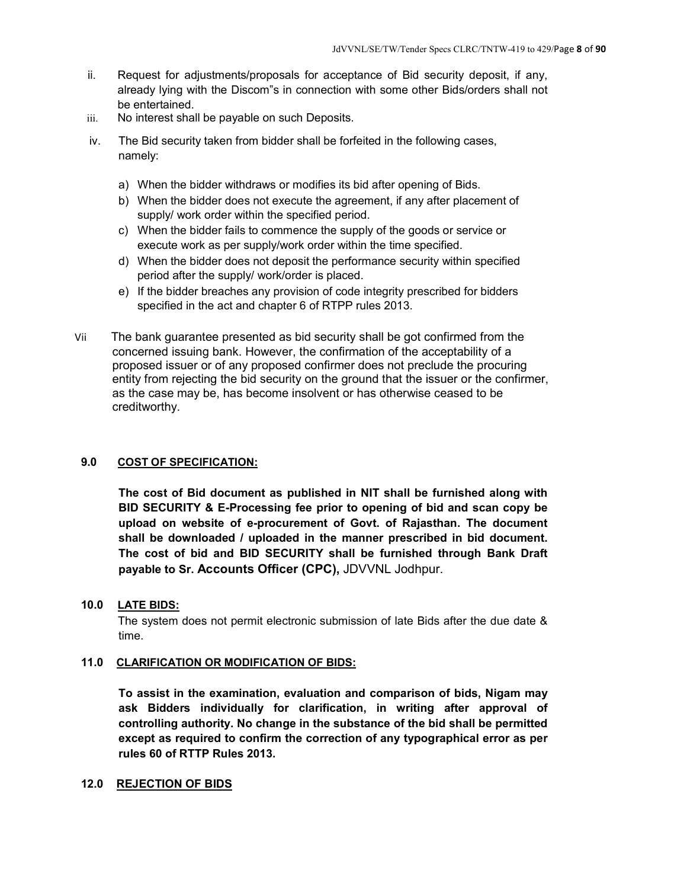ii. Request for adjustments/proposals for acceptance of Bid security deposit, if any, already lying with the Discom"s in connection with some other Bids/orders shall not be entertained.

iii. No interest shall be payable on such Deposits.

iv. The Bid security taken from bidder shall be forfeited in the following cases, namely:

   a) When the bidder withdraws or modifies its bid after opening of Bids.
   b) When the bidder does not execute the agreement, if any after placement of supply/ work order within the specified period.
   c) When the bidder fails to commence the supply of the goods or service or execute work as per supply/work order within the time specified.
   d) When the bidder does not deposit the performance security within specified period after the supply/ work/order is placed.
   e) If the bidder breaches any provision of code integrity prescribed for bidders specified in the act and chapter 6 of RTPP rules 2013.

Vii The bank guarantee presented as bid security shall be got confirmed from the concerned issuing bank. However, the confirmation of the acceptability of a proposed issuer or of any proposed confirmer does not preclude the procuring entity from rejecting the bid security on the ground that the issuer or the confirmer, as the case may be, has become insolvent or has otherwise ceased to be creditworthy.

## 9.0 COST OF SPECIFICATION:

**The cost of Bid document as published in NIT shall be furnished along with BID SECURITY & E-Processing fee prior to opening of bid and scan copy be upload on website of e-procurement of Govt. of Rajasthan. The document shall be downloaded / uploaded in the manner prescribed in bid document. The cost of bid and BID SECURITY shall be furnished through Bank Draft payable to Sr. Accounts Officer (CPC),** JDVVNL Jodhpur.

## 10.0 LATE BIDS:

The system does not permit electronic submission of late Bids after the due date & time.

## 11.0 CLARIFICATION OR MODIFICATION OF BIDS:

**To assist in the examination, evaluation and comparison of bids, Nigam may ask Bidders individually for clarification, in writing after approval of controlling authority. No change in the substance of the bid shall be permitted except as required to confirm the correction of any typographical error as per rules 60 of RTTP Rules 2013.**

## 12.0 REJECTION OF BIDS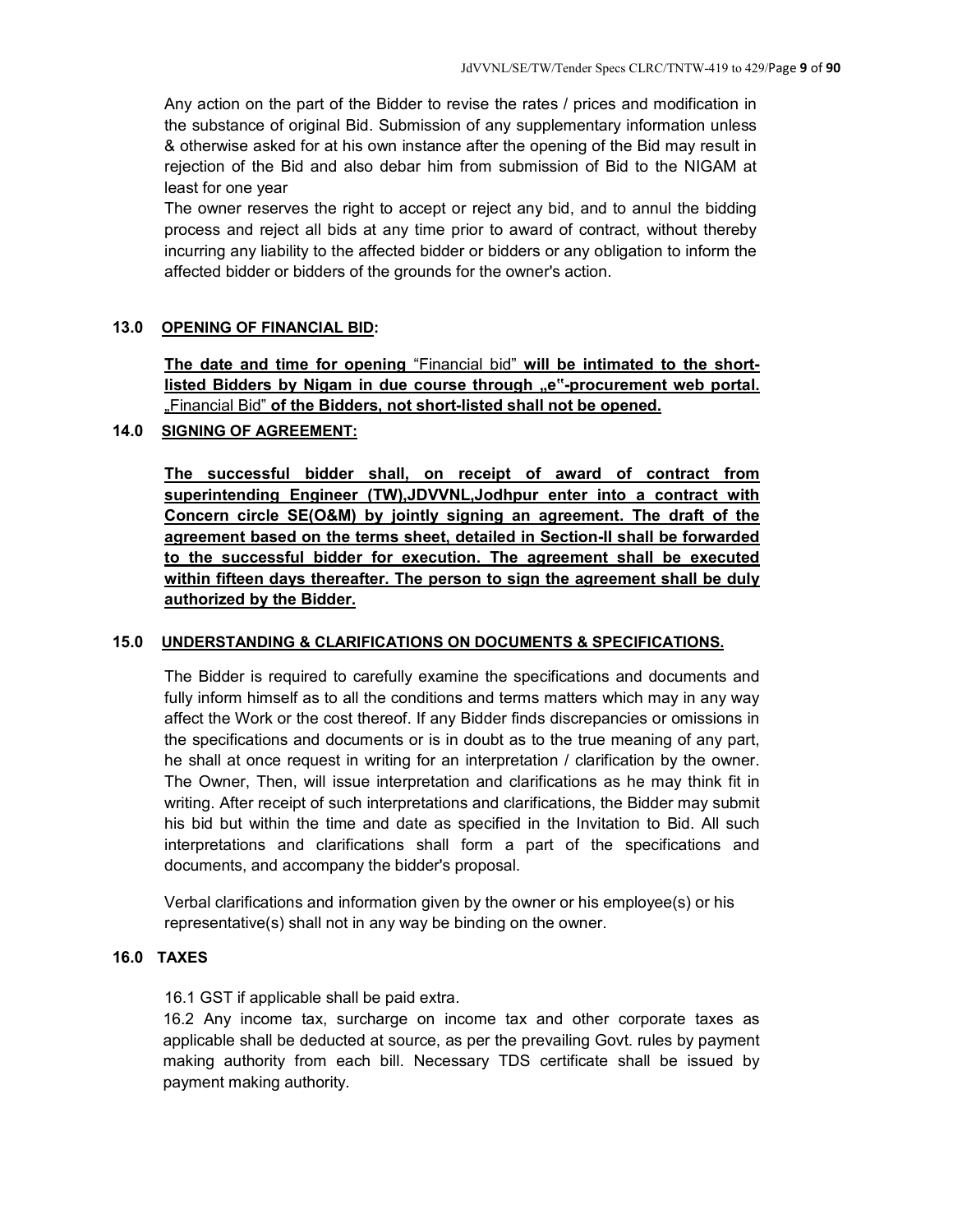Any action on the part of the Bidder to revise the rates / prices and modification in the substance of original Bid. Submission of any supplementary information unless & otherwise asked for at his own instance after the opening of the Bid may result in rejection of the Bid and also debar him from submission of Bid to the NIGAM at least for one year

The owner reserves the right to accept or reject any bid, and to annul the bidding process and reject all bids at any time prior to award of contract, without thereby incurring any liability to the affected bidder or bidders or any obligation to inform the affected bidder or bidders of the grounds for the owner's action.

## 13.0 OPENING OF FINANCIAL BID:

**The date and time for opening** "Financial bid" **will be intimated to the short-listed Bidders by Nigam in due course through „e"-procurement web portal.** „Financial Bid" **of the Bidders, not short-listed shall not be opened.**

## 14.0 SIGNING OF AGREEMENT:

**The successful bidder shall, on receipt of award of contract from superintending Engineer (TW),JDVVNL,Jodhpur enter into a contract with Concern circle SE(O&M) by jointly signing an agreement. The draft of the agreement based on the terms sheet, detailed in Section-II shall be forwarded to the successful bidder for execution. The agreement shall be executed within fifteen days thereafter. The person to sign the agreement shall be duly authorized by the Bidder.**

## 15.0 UNDERSTANDING & CLARIFICATIONS ON DOCUMENTS & SPECIFICATIONS.

The Bidder is required to carefully examine the specifications and documents and fully inform himself as to all the conditions and terms matters which may in any way affect the Work or the cost thereof. If any Bidder finds discrepancies or omissions in the specifications and documents or is in doubt as to the true meaning of any part, he shall at once request in writing for an interpretation / clarification by the owner. The Owner, Then, will issue interpretation and clarifications as he may think fit in writing. After receipt of such interpretations and clarifications, the Bidder may submit his bid but within the time and date as specified in the Invitation to Bid. All such interpretations and clarifications shall form a part of the specifications and documents, and accompany the bidder's proposal.

Verbal clarifications and information given by the owner or his employee(s) or his representative(s) shall not in any way be binding on the owner.

## 16.0 TAXES

16.1 GST if applicable shall be paid extra.

16.2 Any income tax, surcharge on income tax and other corporate taxes as applicable shall be deducted at source, as per the prevailing Govt. rules by payment making authority from each bill. Necessary TDS certificate shall be issued by payment making authority.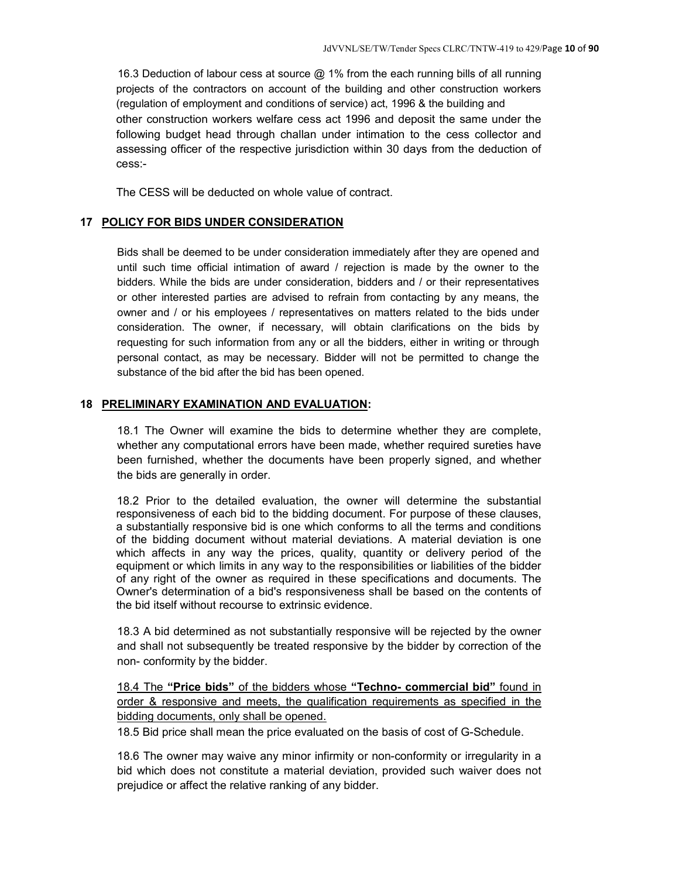16.3 Deduction of labour cess at source @ 1% from the each running bills of all running projects of the contractors on account of the building and other construction workers (regulation of employment and conditions of service) act, 1996 & the building and other construction workers welfare cess act 1996 and deposit the same under the following budget head through challan under intimation to the cess collector and assessing officer of the respective jurisdiction within 30 days from the deduction of cess:-

The CESS will be deducted on whole value of contract.

## 17 POLICY FOR BIDS UNDER CONSIDERATION

Bids shall be deemed to be under consideration immediately after they are opened and until such time official intimation of award / rejection is made by the owner to the bidders. While the bids are under consideration, bidders and / or their representatives or other interested parties are advised to refrain from contacting by any means, the owner and / or his employees / representatives on matters related to the bids under consideration. The owner, if necessary, will obtain clarifications on the bids by requesting for such information from any or all the bidders, either in writing or through personal contact, as may be necessary. Bidder will not be permitted to change the substance of the bid after the bid has been opened.

## 18 PRELIMINARY EXAMINATION AND EVALUATION:

18.1 The Owner will examine the bids to determine whether they are complete, whether any computational errors have been made, whether required sureties have been furnished, whether the documents have been properly signed, and whether the bids are generally in order.

18.2 Prior to the detailed evaluation, the owner will determine the substantial responsiveness of each bid to the bidding document. For purpose of these clauses, a substantially responsive bid is one which conforms to all the terms and conditions of the bidding document without material deviations. A material deviation is one which affects in any way the prices, quality, quantity or delivery period of the equipment or which limits in any way to the responsibilities or liabilities of the bidder of any right of the owner as required in these specifications and documents. The Owner's determination of a bid's responsiveness shall be based on the contents of the bid itself without recourse to extrinsic evidence.

18.3 A bid determined as not substantially responsive will be rejected by the owner and shall not subsequently be treated responsive by the bidder by correction of the non- conformity by the bidder.

18.4 The **"Price bids"** of the bidders whose **"Techno- commercial bid"** found in order & responsive and meets, the qualification requirements as specified in the bidding documents, only shall be opened.

18.5 Bid price shall mean the price evaluated on the basis of cost of G-Schedule.

18.6 The owner may waive any minor infirmity or non-conformity or irregularity in a bid which does not constitute a material deviation, provided such waiver does not prejudice or affect the relative ranking of any bidder.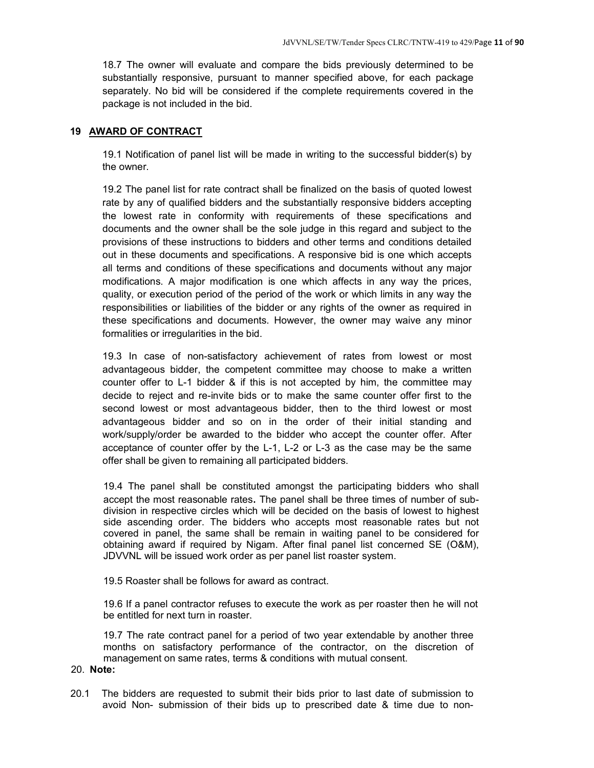18.7 The owner will evaluate and compare the bids previously determined to be substantially responsive, pursuant to manner specified above, for each package separately. No bid will be considered if the complete requirements covered in the package is not included in the bid.

## 19 AWARD OF CONTRACT

19.1 Notification of panel list will be made in writing to the successful bidder(s) by the owner.

19.2 The panel list for rate contract shall be finalized on the basis of quoted lowest rate by any of qualified bidders and the substantially responsive bidders accepting the lowest rate in conformity with requirements of these specifications and documents and the owner shall be the sole judge in this regard and subject to the provisions of these instructions to bidders and other terms and conditions detailed out in these documents and specifications. A responsive bid is one which accepts all terms and conditions of these specifications and documents without any major modifications. A major modification is one which affects in any way the prices, quality, or execution period of the period of the work or which limits in any way the responsibilities or liabilities of the bidder or any rights of the owner as required in these specifications and documents. However, the owner may waive any minor formalities or irregularities in the bid.

19.3 In case of non-satisfactory achievement of rates from lowest or most advantageous bidder, the competent committee may choose to make a written counter offer to L-1 bidder & if this is not accepted by him, the committee may decide to reject and re-invite bids or to make the same counter offer first to the second lowest or most advantageous bidder, then to the third lowest or most advantageous bidder and so on in the order of their initial standing and work/supply/order be awarded to the bidder who accept the counter offer. After acceptance of counter offer by the L-1, L-2 or L-3 as the case may be the same offer shall be given to remaining all participated bidders.

19.4 The panel shall be constituted amongst the participating bidders who shall accept the most reasonable rates**.** The panel shall be three times of number of sub-division in respective circles which will be decided on the basis of lowest to highest side ascending order. The bidders who accepts most reasonable rates but not covered in panel, the same shall be remain in waiting panel to be considered for obtaining award if required by Nigam. After final panel list concerned SE (O&M), JDVVNL will be issued work order as per panel list roaster system.

19.5 Roaster shall be follows for award as contract.

19.6 If a panel contractor refuses to execute the work as per roaster then he will not be entitled for next turn in roaster.

19.7 The rate contract panel for a period of two year extendable by another three months on satisfactory performance of the contractor, on the discretion of management on same rates, terms & conditions with mutual consent.

20. **Note:**

20.1 The bidders are requested to submit their bids prior to last date of submission to avoid Non- submission of their bids up to prescribed date & time due to non-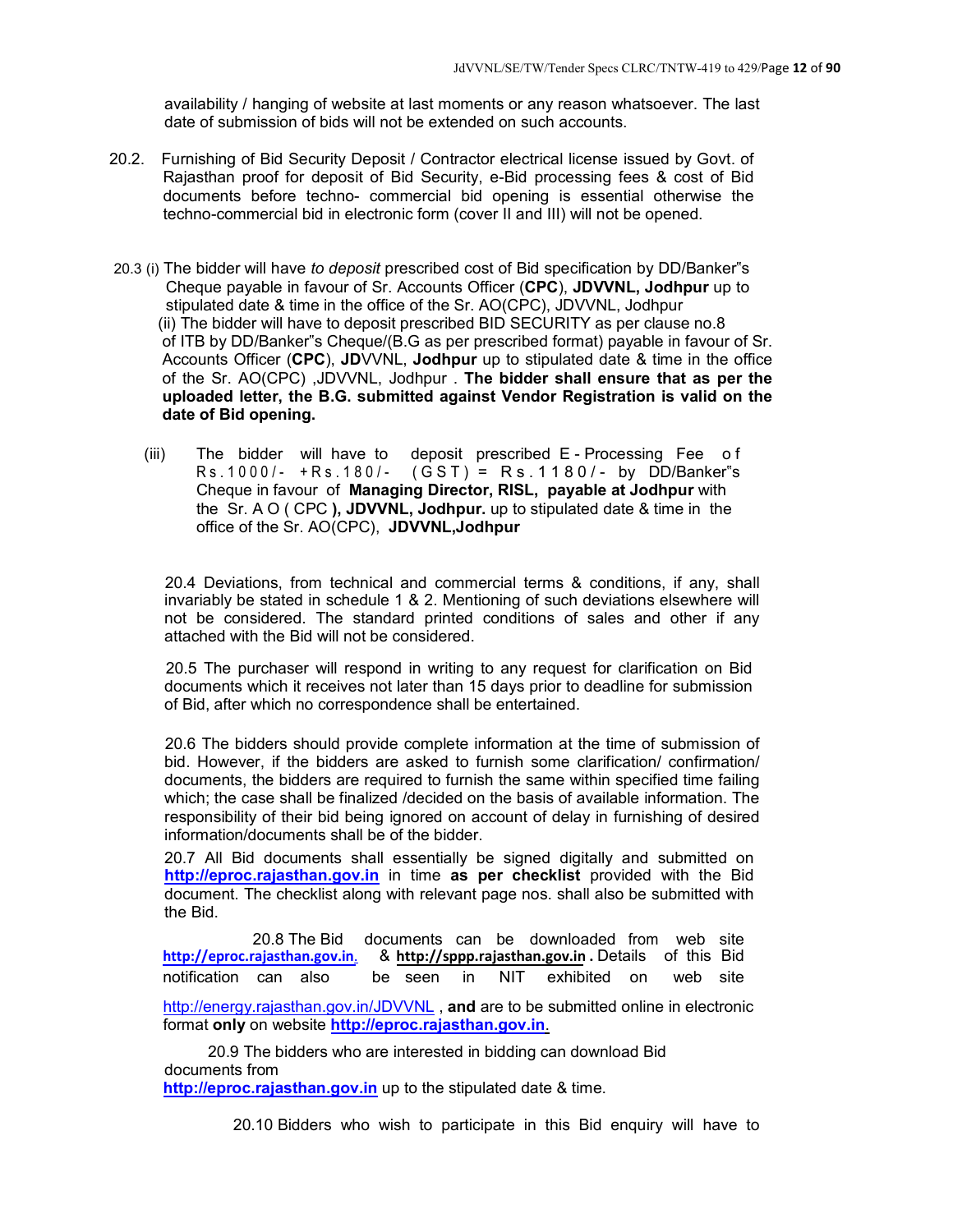availability / hanging of website at last moments or any reason whatsoever. The last date of submission of bids will not be extended on such accounts.

20.2. Furnishing of Bid Security Deposit / Contractor electrical license issued by Govt. of Rajasthan proof for deposit of Bid Security, e-Bid processing fees & cost of Bid documents before techno- commercial bid opening is essential otherwise the techno-commercial bid in electronic form (cover II and III) will not be opened.

20.3 (i) The bidder will have *to deposit* prescribed cost of Bid specification by DD/Banker"s Cheque payable in favour of Sr. Accounts Officer (**CPC**), **JDVVNL, Jodhpur** up to stipulated date & time in the office of the Sr. AO(CPC), JDVVNL, Jodhpur

(ii) The bidder will have to deposit prescribed BID SECURITY as per clause no.8 of ITB by DD/Banker"s Cheque/(B.G as per prescribed format) payable in favour of Sr. Accounts Officer (**CPC**), **JD**VVNL, **Jodhpur** up to stipulated date & time in the office of the Sr. AO(CPC) ,JDVVNL, Jodhpur . **The bidder shall ensure that as per the uploaded letter, the B.G. submitted against Vendor Registration is valid on the date of Bid opening.**

(iii) The bidder will have to deposit prescribed E - Processing Fee of Rs.1000/- +Rs.180/- (GST) = Rs.1180/- by DD/Banker"s Cheque in favour of **Managing Director, RISL, payable at Jodhpur** with the Sr. A O ( CPC **), JDVVNL, Jodhpur.** up to stipulated date & time in the office of the Sr. AO(CPC), **JDVVNL,Jodhpur**

20.4 Deviations, from technical and commercial terms & conditions, if any, shall invariably be stated in schedule 1 & 2. Mentioning of such deviations elsewhere will not be considered. The standard printed conditions of sales and other if any attached with the Bid will not be considered.

20.5 The purchaser will respond in writing to any request for clarification on Bid documents which it receives not later than 15 days prior to deadline for submission of Bid, after which no correspondence shall be entertained.

20.6 The bidders should provide complete information at the time of submission of bid. However, if the bidders are asked to furnish some clarification/ confirmation/ documents, the bidders are required to furnish the same within specified time failing which; the case shall be finalized /decided on the basis of available information. The responsibility of their bid being ignored on account of delay in furnishing of desired information/documents shall be of the bidder.

20.7 All Bid documents shall essentially be signed digitally and submitted on **http://eproc.rajasthan.gov.in** in time **as per checklist** provided with the Bid document. The checklist along with relevant page nos. shall also be submitted with the Bid.

20.8 The Bid documents can be downloaded from web site **http://eproc.rajasthan.gov.in**. & **http://sppp.rajasthan.gov.in** . Details of this Bid notification can also be seen in NIT exhibited on web site http://energy.rajasthan.gov.in/JDVVNL , **and** are to be submitted online in electronic format **only** on website **http://eproc.rajasthan.gov.in**.

20.9 The bidders who are interested in bidding can download Bid documents from **http://eproc.rajasthan.gov.in** up to the stipulated date & time.

20.10 Bidders who wish to participate in this Bid enquiry will have to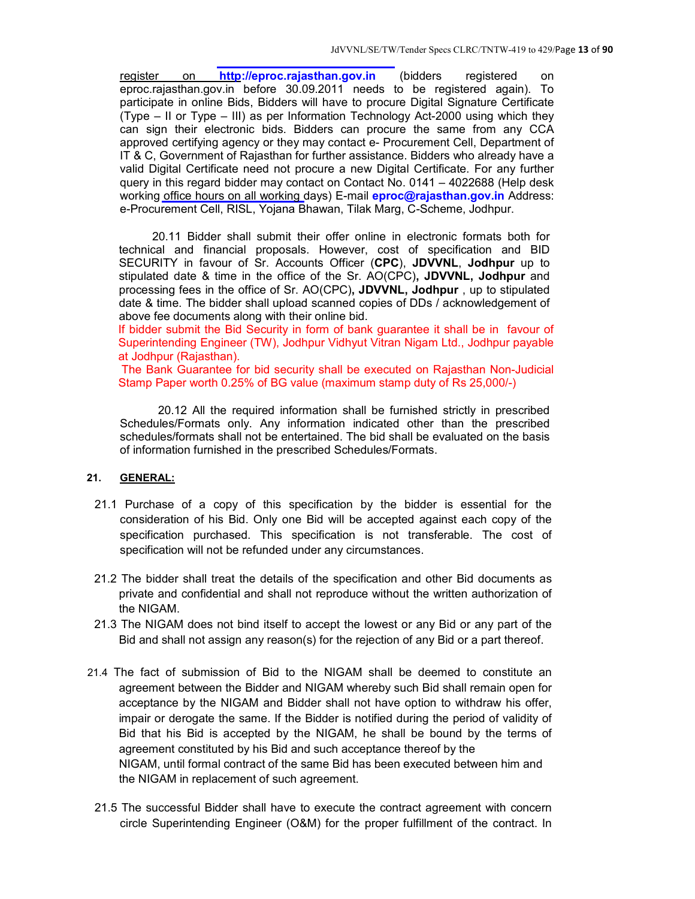register on **http://eproc.rajasthan.gov.in** (bidders registered on eproc.rajasthan.gov.in before 30.09.2011 needs to be registered again). To participate in online Bids, Bidders will have to procure Digital Signature Certificate (Type – II or Type – III) as per Information Technology Act-2000 using which they can sign their electronic bids. Bidders can procure the same from any CCA approved certifying agency or they may contact e- Procurement Cell, Department of IT & C, Government of Rajasthan for further assistance. Bidders who already have a valid Digital Certificate need not procure a new Digital Certificate. For any further query in this regard bidder may contact on Contact No. 0141 – 4022688 (Help desk working office hours on all working days) E-mail **eproc@rajasthan.gov.in** Address: e-Procurement Cell, RISL, Yojana Bhawan, Tilak Marg, C-Scheme, Jodhpur.

20.11 Bidder shall submit their offer online in electronic formats both for technical and financial proposals. However, cost of specification and BID SECURITY in favour of Sr. Accounts Officer (**CPC**), **JDVVNL**, **Jodhpur** up to stipulated date & time in the office of the Sr. AO(CPC)**, JDVVNL, Jodhpur** and processing fees in the office of Sr. AO(CPC)**, JDVVNL, Jodhpur** , up to stipulated date & time. The bidder shall upload scanned copies of DDs / acknowledgement of above fee documents along with their online bid.

If bidder submit the Bid Security in form of bank guarantee it shall be in favour of Superintending Engineer (TW), Jodhpur Vidhyut Vitran Nigam Ltd., Jodhpur payable at Jodhpur (Rajasthan).

The Bank Guarantee for bid security shall be executed on Rajasthan Non-Judicial Stamp Paper worth 0.25% of BG value (maximum stamp duty of Rs 25,000/-)

20.12 All the required information shall be furnished strictly in prescribed Schedules/Formats only. Any information indicated other than the prescribed schedules/formats shall not be entertained. The bid shall be evaluated on the basis of information furnished in the prescribed Schedules/Formats.

## 21. GENERAL:

21.1 Purchase of a copy of this specification by the bidder is essential for the consideration of his Bid. Only one Bid will be accepted against each copy of the specification purchased. This specification is not transferable. The cost of specification will not be refunded under any circumstances.

21.2 The bidder shall treat the details of the specification and other Bid documents as private and confidential and shall not reproduce without the written authorization of the NIGAM.

21.3 The NIGAM does not bind itself to accept the lowest or any Bid or any part of the Bid and shall not assign any reason(s) for the rejection of any Bid or a part thereof.

21.4 The fact of submission of Bid to the NIGAM shall be deemed to constitute an agreement between the Bidder and NIGAM whereby such Bid shall remain open for acceptance by the NIGAM and Bidder shall not have option to withdraw his offer, impair or derogate the same. If the Bidder is notified during the period of validity of Bid that his Bid is accepted by the NIGAM, he shall be bound by the terms of agreement constituted by his Bid and such acceptance thereof by the NIGAM, until formal contract of the same Bid has been executed between him and the NIGAM in replacement of such agreement.

21.5 The successful Bidder shall have to execute the contract agreement with concern circle Superintending Engineer (O&M) for the proper fulfillment of the contract. In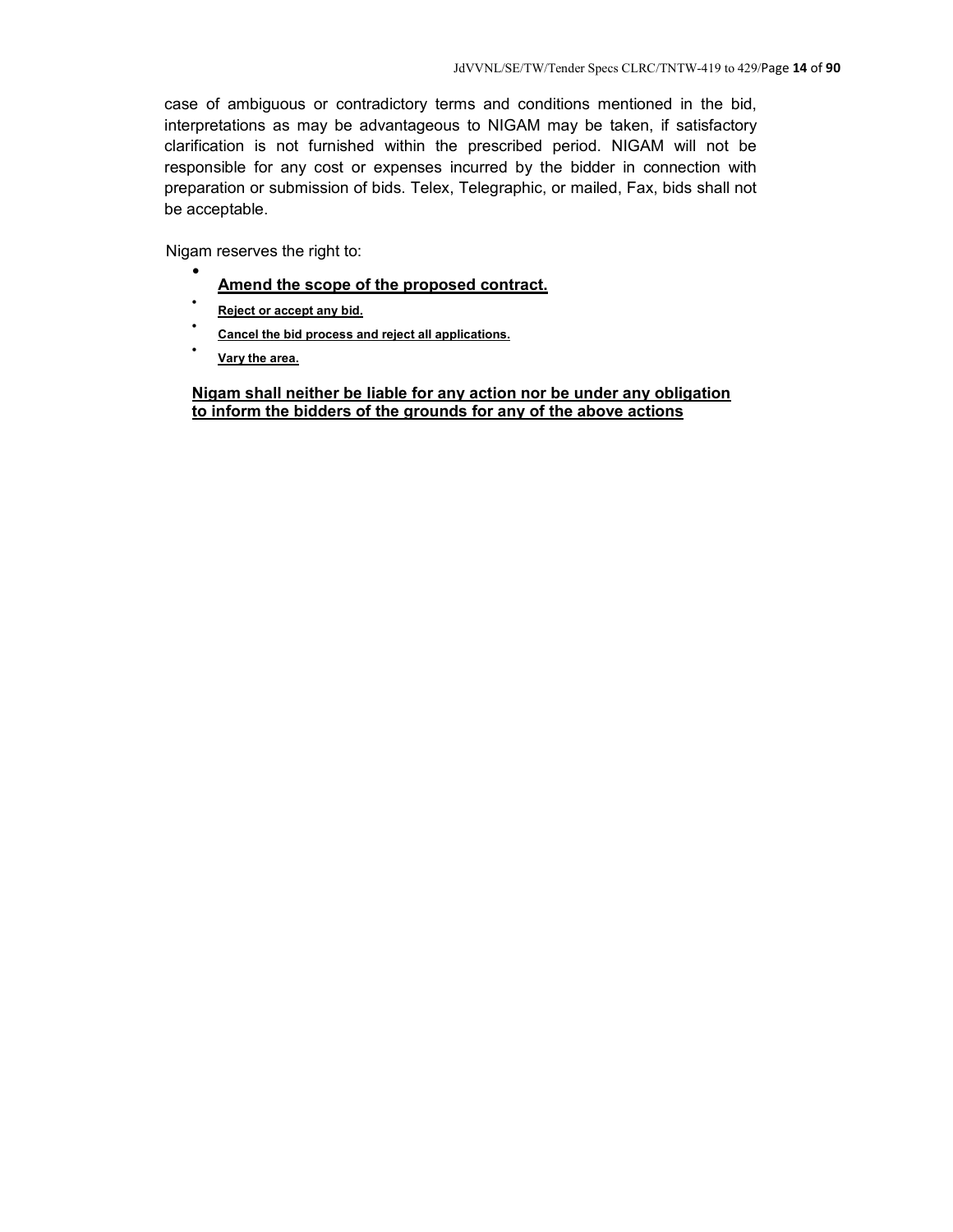case of ambiguous or contradictory terms and conditions mentioned in the bid, interpretations as may be advantageous to NIGAM may be taken, if satisfactory clarification is not furnished within the prescribed period. NIGAM will not be responsible for any cost or expenses incurred by the bidder in connection with preparation or submission of bids. Telex, Telegraphic, or mailed, Fax, bids shall not be acceptable.

Nigam reserves the right to:

- **Amend the scope of the proposed contract.**
- **Reject or accept any bid.**
- **Cancel the bid process and reject all applications.**
- **Vary the area.**

**Nigam shall neither be liable for any action nor be under any obligation to inform the bidders of the grounds for any of the above actions**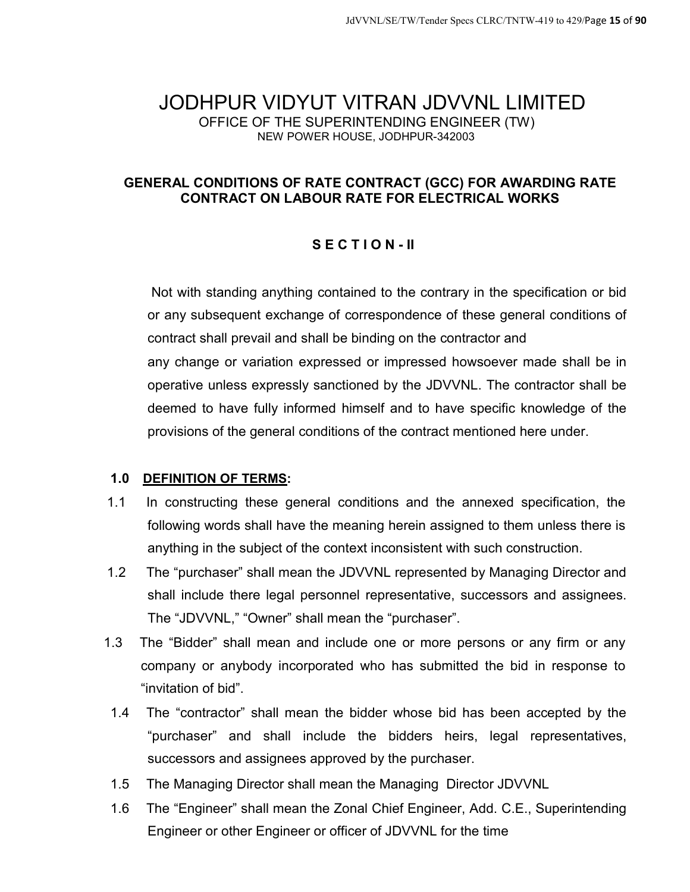# JODHPUR VIDYUT VITRAN JDVVNL LIMITED

OFFICE OF THE SUPERINTENDING ENGINEER (TW)

NEW POWER HOUSE, JODHPUR-342003

## GENERAL CONDITIONS OF RATE CONTRACT (GCC) FOR AWARDING RATE CONTRACT ON LABOUR RATE FOR ELECTRICAL WORKS

### S E C T I O N - II

Not with standing anything contained to the contrary in the specification or bid or any subsequent exchange of correspondence of these general conditions of contract shall prevail and shall be binding on the contractor and

any change or variation expressed or impressed howsoever made shall be in operative unless expressly sanctioned by the JDVVNL. The contractor shall be deemed to have fully informed himself and to have specific knowledge of the provisions of the general conditions of the contract mentioned here under.

**1.0 DEFINITION OF TERMS:**

1.1 In constructing these general conditions and the annexed specification, the following words shall have the meaning herein assigned to them unless there is anything in the subject of the context inconsistent with such construction.

1.2 The "purchaser" shall mean the JDVVNL represented by Managing Director and shall include there legal personnel representative, successors and assignees. The "JDVVNL," "Owner" shall mean the "purchaser".

1.3 The "Bidder" shall mean and include one or more persons or any firm or any company or anybody incorporated who has submitted the bid in response to "invitation of bid".

1.4 The "contractor" shall mean the bidder whose bid has been accepted by the "purchaser" and shall include the bidders heirs, legal representatives, successors and assignees approved by the purchaser.

1.5 The Managing Director shall mean the Managing Director JDVVNL

1.6 The "Engineer" shall mean the Zonal Chief Engineer, Add. C.E., Superintending Engineer or other Engineer or officer of JDVVNL for the time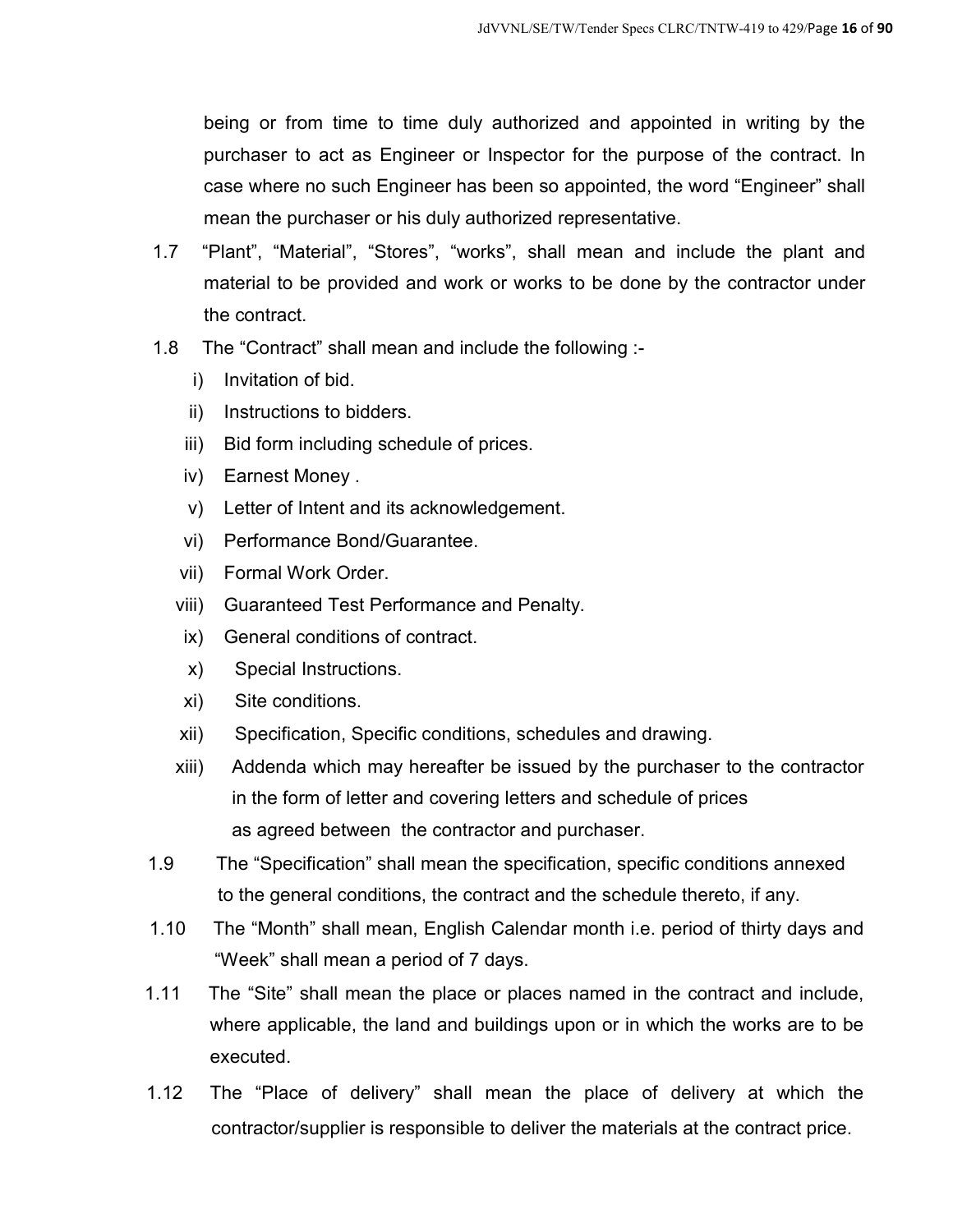being or from time to time duly authorized and appointed in writing by the purchaser to act as Engineer or Inspector for the purpose of the contract. In case where no such Engineer has been so appointed, the word "Engineer" shall mean the purchaser or his duly authorized representative.

1.7 "Plant", "Material", "Stores", "works", shall mean and include the plant and material to be provided and work or works to be done by the contractor under the contract.

1.8 The "Contract" shall mean and include the following :-

i) Invitation of bid.
ii) Instructions to bidders.
iii) Bid form including schedule of prices.
iv) Earnest Money .
v) Letter of Intent and its acknowledgement.
vi) Performance Bond/Guarantee.
vii) Formal Work Order.
viii) Guaranteed Test Performance and Penalty.
ix) General conditions of contract.
x) Special Instructions.
xi) Site conditions.
xii) Specification, Specific conditions, schedules and drawing.
xiii) Addenda which may hereafter be issued by the purchaser to the contractor in the form of letter and covering letters and schedule of prices as agreed between the contractor and purchaser.

1.9 The "Specification" shall mean the specification, specific conditions annexed to the general conditions, the contract and the schedule thereto, if any.

1.10 The "Month" shall mean, English Calendar month i.e. period of thirty days and "Week" shall mean a period of 7 days.

1.11 The "Site" shall mean the place or places named in the contract and include, where applicable, the land and buildings upon or in which the works are to be executed.

1.12 The "Place of delivery" shall mean the place of delivery at which the contractor/supplier is responsible to deliver the materials at the contract price.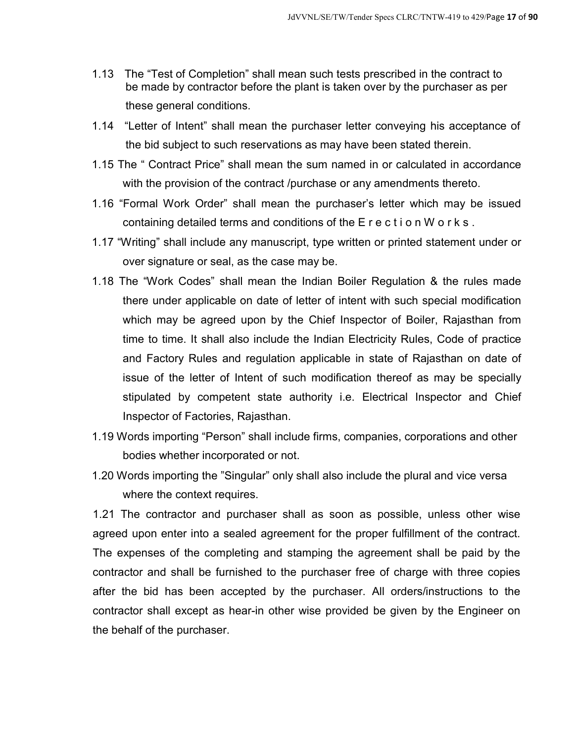1.13 The "Test of Completion" shall mean such tests prescribed in the contract to be made by contractor before the plant is taken over by the purchaser as per these general conditions.

1.14 "Letter of Intent" shall mean the purchaser letter conveying his acceptance of the bid subject to such reservations as may have been stated therein.

1.15 The " Contract Price" shall mean the sum named in or calculated in accordance with the provision of the contract /purchase or any amendments thereto.

1.16 "Formal Work Order" shall mean the purchaser's letter which may be issued containing detailed terms and conditions of the E r e c t i o n W o r k s .

1.17 "Writing" shall include any manuscript, type written or printed statement under or over signature or seal, as the case may be.

1.18 The "Work Codes" shall mean the Indian Boiler Regulation & the rules made there under applicable on date of letter of intent with such special modification which may be agreed upon by the Chief Inspector of Boiler, Rajasthan from time to time. It shall also include the Indian Electricity Rules, Code of practice and Factory Rules and regulation applicable in state of Rajasthan on date of issue of the letter of Intent of such modification thereof as may be specially stipulated by competent state authority i.e. Electrical Inspector and Chief Inspector of Factories, Rajasthan.

1.19 Words importing "Person" shall include firms, companies, corporations and other bodies whether incorporated or not.

1.20 Words importing the "Singular" only shall also include the plural and vice versa where the context requires.

1.21 The contractor and purchaser shall as soon as possible, unless other wise agreed upon enter into a sealed agreement for the proper fulfillment of the contract. The expenses of the completing and stamping the agreement shall be paid by the contractor and shall be furnished to the purchaser free of charge with three copies after the bid has been accepted by the purchaser. All orders/instructions to the contractor shall except as hear-in other wise provided be given by the Engineer on the behalf of the purchaser.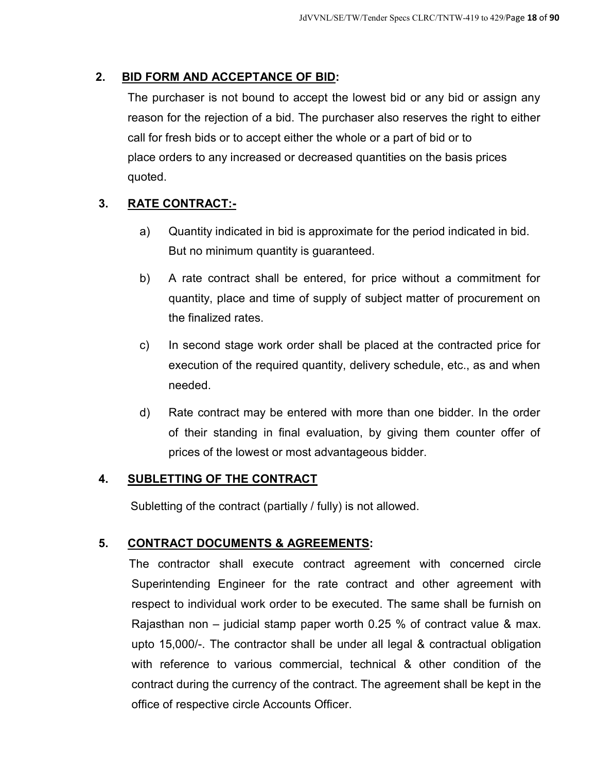## 2. BID FORM AND ACCEPTANCE OF BID:

The purchaser is not bound to accept the lowest bid or any bid or assign any reason for the rejection of a bid. The purchaser also reserves the right to either call for fresh bids or to accept either the whole or a part of bid or to place orders to any increased or decreased quantities on the basis prices quoted.

## 3. RATE CONTRACT:-

a) Quantity indicated in bid is approximate for the period indicated in bid. But no minimum quantity is guaranteed.

b) A rate contract shall be entered, for price without a commitment for quantity, place and time of supply of subject matter of procurement on the finalized rates.

c) In second stage work order shall be placed at the contracted price for execution of the required quantity, delivery schedule, etc., as and when needed.

d) Rate contract may be entered with more than one bidder. In the order of their standing in final evaluation, by giving them counter offer of prices of the lowest or most advantageous bidder.

## 4. SUBLETTING OF THE CONTRACT

Subletting of the contract (partially / fully) is not allowed.

## 5. CONTRACT DOCUMENTS & AGREEMENTS:

The contractor shall execute contract agreement with concerned circle Superintending Engineer for the rate contract and other agreement with respect to individual work order to be executed. The same shall be furnish on Rajasthan non – judicial stamp paper worth 0.25 % of contract value & max. upto 15,000/-. The contractor shall be under all legal & contractual obligation with reference to various commercial, technical & other condition of the contract during the currency of the contract. The agreement shall be kept in the office of respective circle Accounts Officer.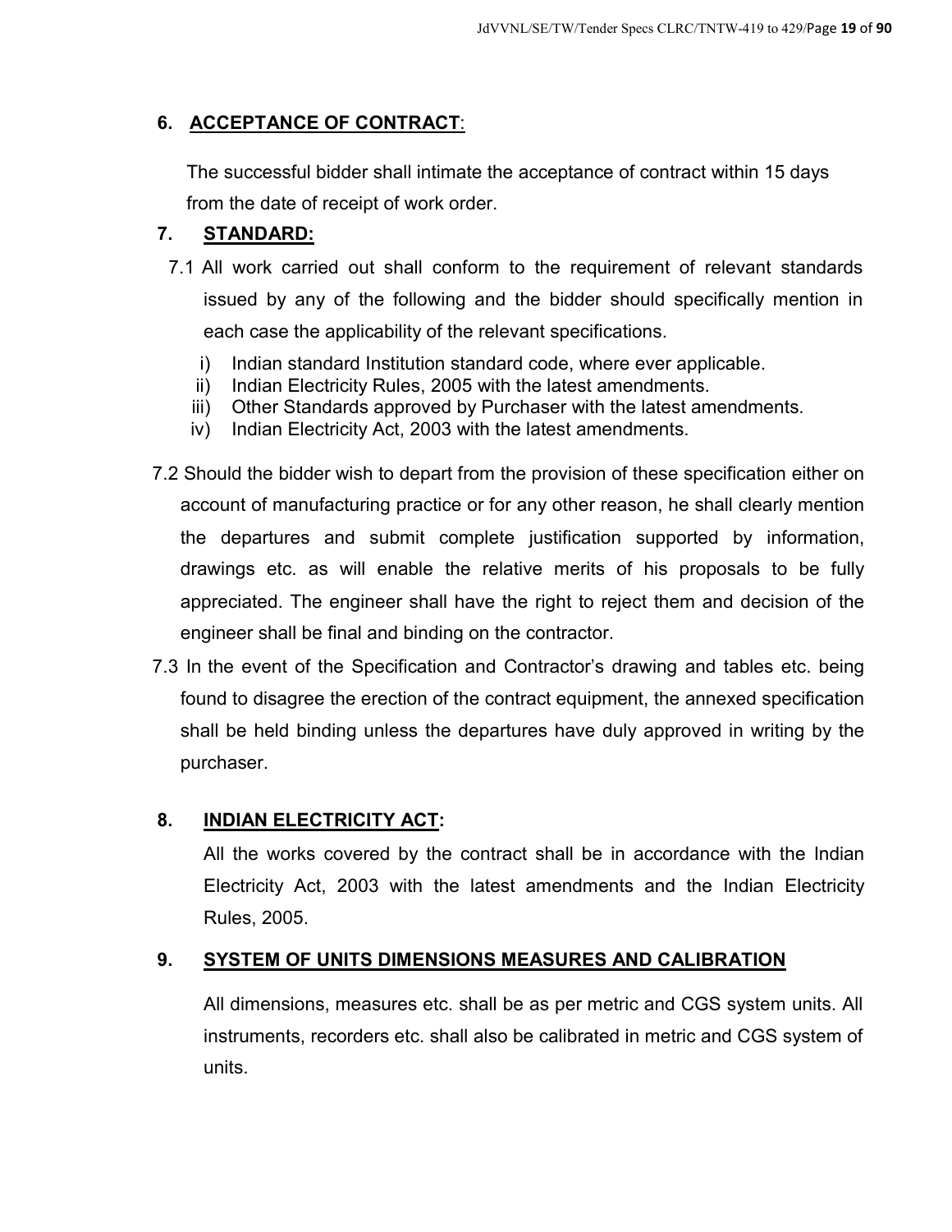## 6. ACCEPTANCE OF CONTRACT:

The successful bidder shall intimate the acceptance of contract within 15 days from the date of receipt of work order.

## 7. STANDARD:

7.1 All work carried out shall conform to the requirement of relevant standards issued by any of the following and the bidder should specifically mention in each case the applicability of the relevant specifications.

i) Indian standard Institution standard code, where ever applicable.
ii) Indian Electricity Rules, 2005 with the latest amendments.
iii) Other Standards approved by Purchaser with the latest amendments.
iv) Indian Electricity Act, 2003 with the latest amendments.

7.2 Should the bidder wish to depart from the provision of these specification either on account of manufacturing practice or for any other reason, he shall clearly mention the departures and submit complete justification supported by information, drawings etc. as will enable the relative merits of his proposals to be fully appreciated. The engineer shall have the right to reject them and decision of the engineer shall be final and binding on the contractor.

7.3 In the event of the Specification and Contractor's drawing and tables etc. being found to disagree the erection of the contract equipment, the annexed specification shall be held binding unless the departures have duly approved in writing by the purchaser.

## 8. INDIAN ELECTRICITY ACT:

All the works covered by the contract shall be in accordance with the Indian Electricity Act, 2003 with the latest amendments and the Indian Electricity Rules, 2005.

## 9. SYSTEM OF UNITS DIMENSIONS MEASURES AND CALIBRATION

All dimensions, measures etc. shall be as per metric and CGS system units. All instruments, recorders etc. shall also be calibrated in metric and CGS system of units.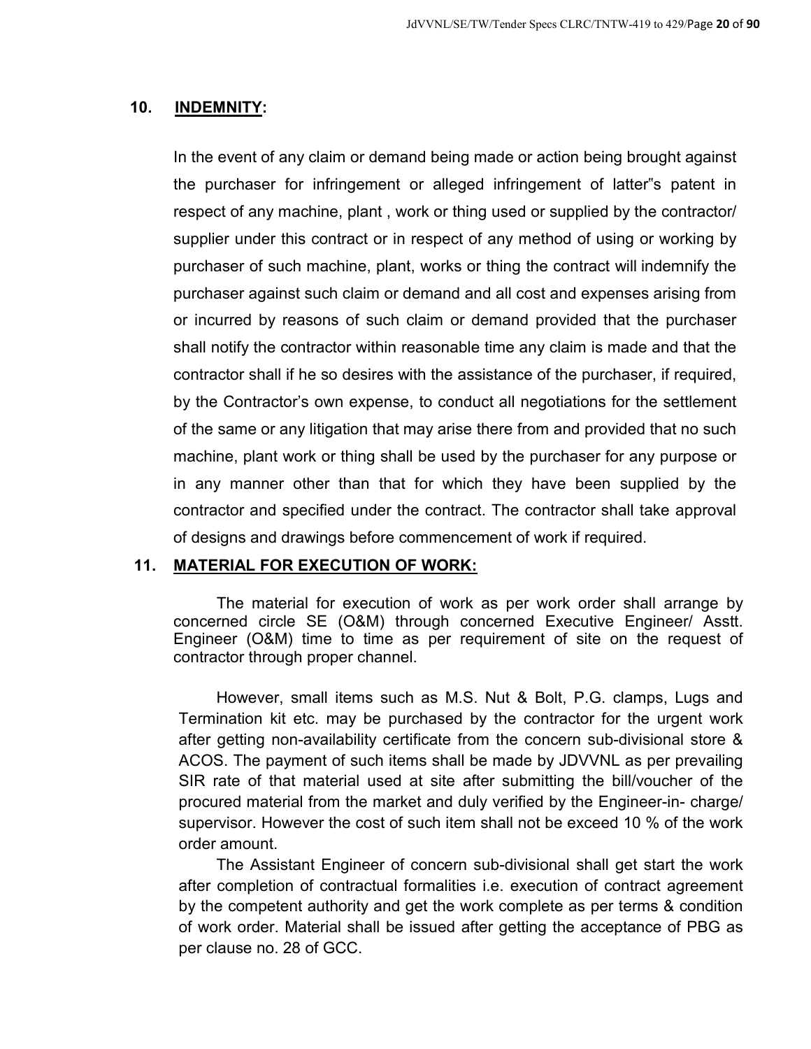## 10. **INDEMNITY:**

In the event of any claim or demand being made or action being brought against the purchaser for infringement or alleged infringement of latter"s patent in respect of any machine, plant , work or thing used or supplied by the contractor/ supplier under this contract or in respect of any method of using or working by purchaser of such machine, plant, works or thing the contract will indemnify the purchaser against such claim or demand and all cost and expenses arising from or incurred by reasons of such claim or demand provided that the purchaser shall notify the contractor within reasonable time any claim is made and that the contractor shall if he so desires with the assistance of the purchaser, if required, by the Contractor's own expense, to conduct all negotiations for the settlement of the same or any litigation that may arise there from and provided that no such machine, plant work or thing shall be used by the purchaser for any purpose or in any manner other than that for which they have been supplied by the contractor and specified under the contract. The contractor shall take approval of designs and drawings before commencement of work if required.

## 11. **MATERIAL FOR EXECUTION OF WORK:**

The material for execution of work as per work order shall arrange by concerned circle SE (O&M) through concerned Executive Engineer/ Asstt. Engineer (O&M) time to time as per requirement of site on the request of contractor through proper channel.

However, small items such as M.S. Nut & Bolt, P.G. clamps, Lugs and Termination kit etc. may be purchased by the contractor for the urgent work after getting non-availability certificate from the concern sub-divisional store & ACOS. The payment of such items shall be made by JDVVNL as per prevailing SIR rate of that material used at site after submitting the bill/voucher of the procured material from the market and duly verified by the Engineer-in- charge/ supervisor. However the cost of such item shall not be exceed 10 % of the work order amount.

The Assistant Engineer of concern sub-divisional shall get start the work after completion of contractual formalities i.e. execution of contract agreement by the competent authority and get the work complete as per terms & condition of work order. Material shall be issued after getting the acceptance of PBG as per clause no. 28 of GCC.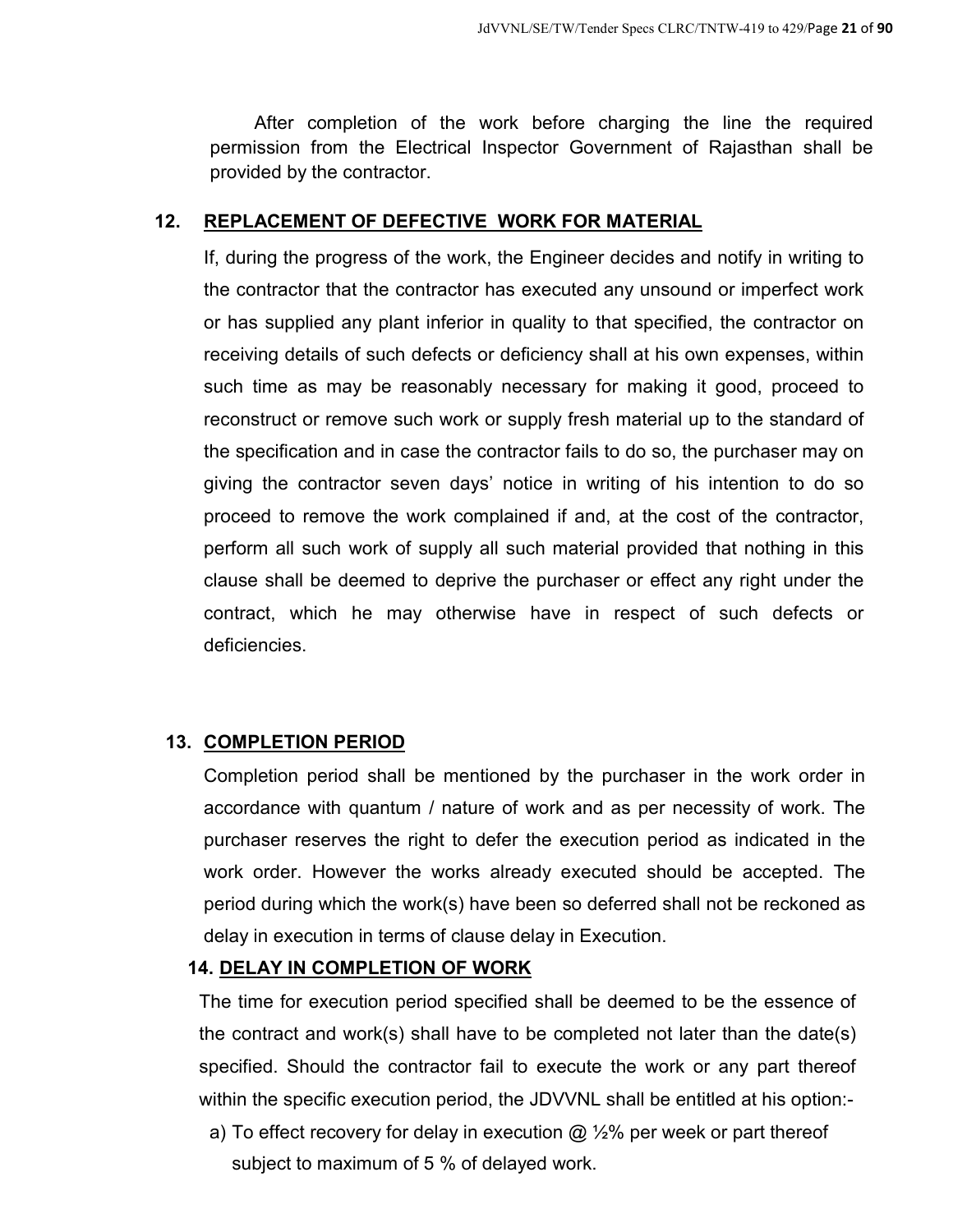After completion of the work before charging the line the required permission from the Electrical Inspector Government of Rajasthan shall be provided by the contractor.

## 12. REPLACEMENT OF DEFECTIVE WORK FOR MATERIAL

If, during the progress of the work, the Engineer decides and notify in writing to the contractor that the contractor has executed any unsound or imperfect work or has supplied any plant inferior in quality to that specified, the contractor on receiving details of such defects or deficiency shall at his own expenses, within such time as may be reasonably necessary for making it good, proceed to reconstruct or remove such work or supply fresh material up to the standard of the specification and in case the contractor fails to do so, the purchaser may on giving the contractor seven days' notice in writing of his intention to do so proceed to remove the work complained if and, at the cost of the contractor, perform all such work of supply all such material provided that nothing in this clause shall be deemed to deprive the purchaser or effect any right under the contract, which he may otherwise have in respect of such defects or deficiencies.

## 13. COMPLETION PERIOD

Completion period shall be mentioned by the purchaser in the work order in accordance with quantum / nature of work and as per necessity of work. The purchaser reserves the right to defer the execution period as indicated in the work order. However the works already executed should be accepted. The period during which the work(s) have been so deferred shall not be reckoned as delay in execution in terms of clause delay in Execution.

## 14. DELAY IN COMPLETION OF WORK

The time for execution period specified shall be deemed to be the essence of the contract and work(s) shall have to be completed not later than the date(s) specified. Should the contractor fail to execute the work or any part thereof within the specific execution period, the JDVVNL shall be entitled at his option:-

a) To effect recovery for delay in execution @ ½% per week or part thereof subject to maximum of 5 % of delayed work.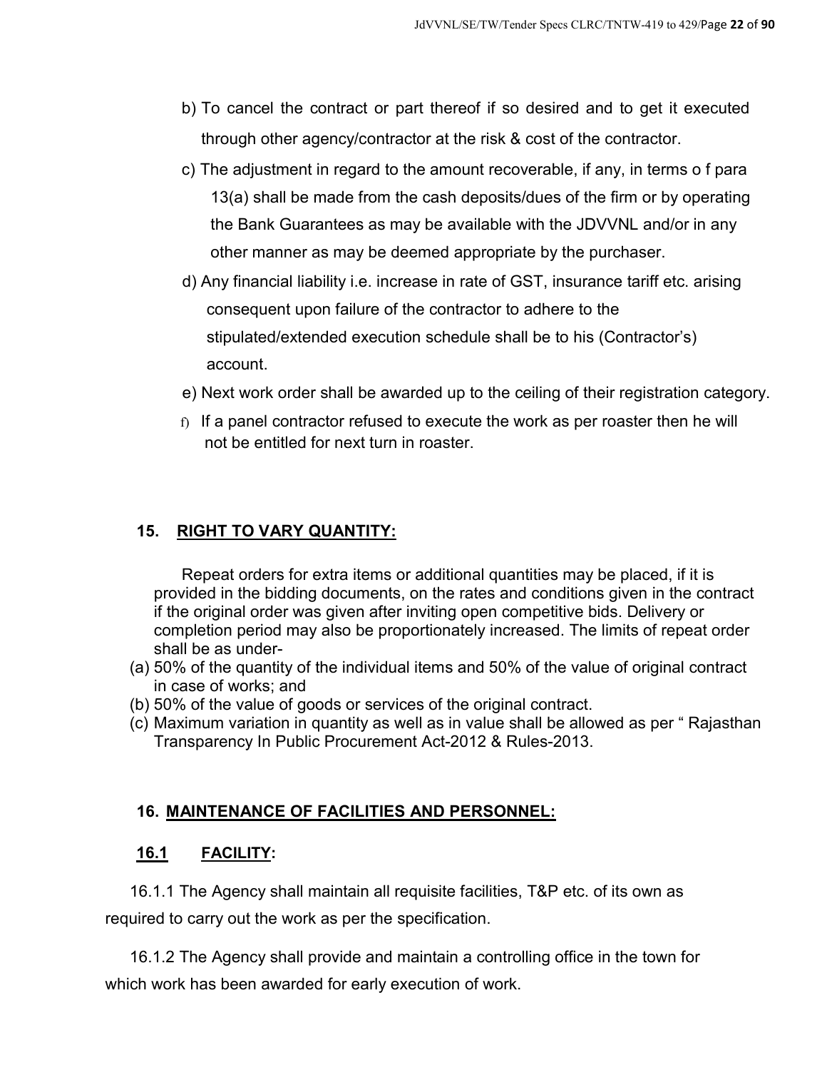b) To cancel the contract or part thereof if so desired and to get it executed through other agency/contractor at the risk & cost of the contractor.

c) The adjustment in regard to the amount recoverable, if any, in terms o f para 13(a) shall be made from the cash deposits/dues of the firm or by operating the Bank Guarantees as may be available with the JDVVNL and/or in any other manner as may be deemed appropriate by the purchaser.

d) Any financial liability i.e. increase in rate of GST, insurance tariff etc. arising consequent upon failure of the contractor to adhere to the stipulated/extended execution schedule shall be to his (Contractor's) account.

e) Next work order shall be awarded up to the ceiling of their registration category.

f) If a panel contractor refused to execute the work as per roaster then he will not be entitled for next turn in roaster.

## 15. RIGHT TO VARY QUANTITY:

Repeat orders for extra items or additional quantities may be placed, if it is provided in the bidding documents, on the rates and conditions given in the contract if the original order was given after inviting open competitive bids. Delivery or completion period may also be proportionately increased. The limits of repeat order shall be as under-

(a) 50% of the quantity of the individual items and 50% of the value of original contract in case of works; and
(b) 50% of the value of goods or services of the original contract.
(c) Maximum variation in quantity as well as in value shall be allowed as per " Rajasthan Transparency In Public Procurement Act-2012 & Rules-2013.

## 16. MAINTENANCE OF FACILITIES AND PERSONNEL:

### 16.1 FACILITY:

16.1.1 The Agency shall maintain all requisite facilities, T&P etc. of its own as required to carry out the work as per the specification.

16.1.2 The Agency shall provide and maintain a controlling office in the town for which work has been awarded for early execution of work.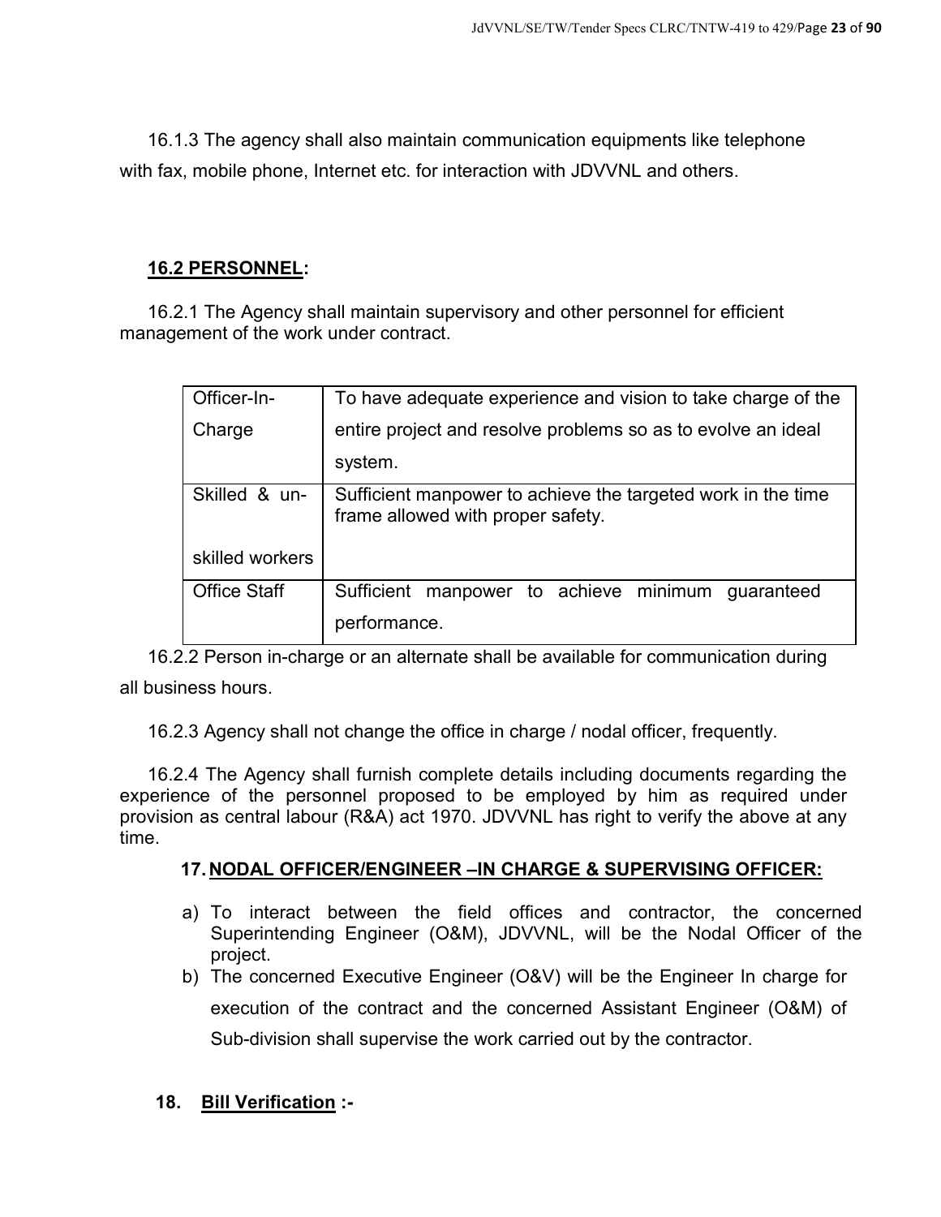16.1.3 The agency shall also maintain communication equipments like telephone with fax, mobile phone, Internet etc. for interaction with JDVVNL and others.

**16.2 PERSONNEL:**

16.2.1 The Agency shall maintain supervisory and other personnel for efficient management of the work under contract.

| Officer-In-Charge | To have adequate experience and vision to take charge of the entire project and resolve problems so as to evolve an ideal system. |
|---|---|
| Skilled & un-skilled workers | Sufficient manpower to achieve the targeted work in the time frame allowed with proper safety. |
| Office Staff | Sufficient manpower to achieve minimum guaranteed performance. |

16.2.2 Person in-charge or an alternate shall be available for communication during all business hours.

16.2.3 Agency shall not change the office in charge / nodal officer, frequently.

16.2.4 The Agency shall furnish complete details including documents regarding the experience of the personnel proposed to be employed by him as required under provision as central labour (R&A) act 1970. JDVVNL has right to verify the above at any time.

**17. NODAL OFFICER/ENGINEER –IN CHARGE & SUPERVISING OFFICER:**

a) To interact between the field offices and contractor, the concerned Superintending Engineer (O&M), JDVVNL, will be the Nodal Officer of the project.
b) The concerned Executive Engineer (O&V) will be the Engineer In charge for execution of the contract and the concerned Assistant Engineer (O&M) of Sub-division shall supervise the work carried out by the contractor.

**18. Bill Verification :-**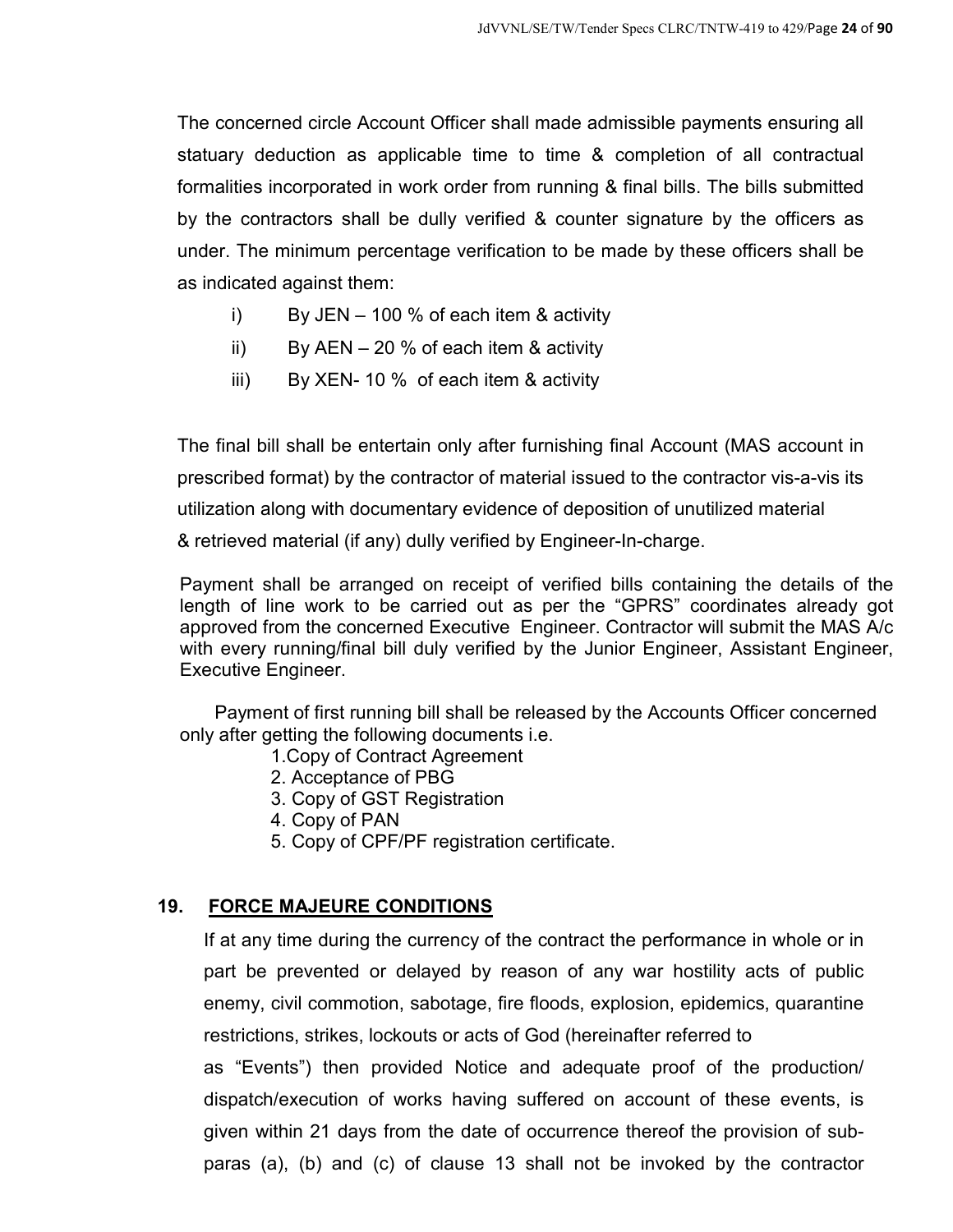The concerned circle Account Officer shall made admissible payments ensuring all statuary deduction as applicable time to time & completion of all contractual formalities incorporated in work order from running & final bills. The bills submitted by the contractors shall be dully verified & counter signature by the officers as under. The minimum percentage verification to be made by these officers shall be as indicated against them:

i) By JEN – 100 % of each item & activity

ii) By AEN – 20 % of each item & activity

iii) By XEN- 10 % of each item & activity

The final bill shall be entertain only after furnishing final Account (MAS account in prescribed format) by the contractor of material issued to the contractor vis-a-vis its utilization along with documentary evidence of deposition of unutilized material & retrieved material (if any) dully verified by Engineer-In-charge.

Payment shall be arranged on receipt of verified bills containing the details of the length of line work to be carried out as per the "GPRS" coordinates already got approved from the concerned Executive Engineer. Contractor will submit the MAS A/c with every running/final bill duly verified by the Junior Engineer, Assistant Engineer, Executive Engineer.

Payment of first running bill shall be released by the Accounts Officer concerned only after getting the following documents i.e.

1. Copy of Contract Agreement
2. Acceptance of PBG
3. Copy of GST Registration
4. Copy of PAN
5. Copy of CPF/PF registration certificate.

## 19. FORCE MAJEURE CONDITIONS

If at any time during the currency of the contract the performance in whole or in part be prevented or delayed by reason of any war hostility acts of public enemy, civil commotion, sabotage, fire floods, explosion, epidemics, quarantine restrictions, strikes, lockouts or acts of God (hereinafter referred to as "Events") then provided Notice and adequate proof of the production/ dispatch/execution of works having suffered on account of these events, is given within 21 days from the date of occurrence thereof the provision of sub-paras (a), (b) and (c) of clause 13 shall not be invoked by the contractor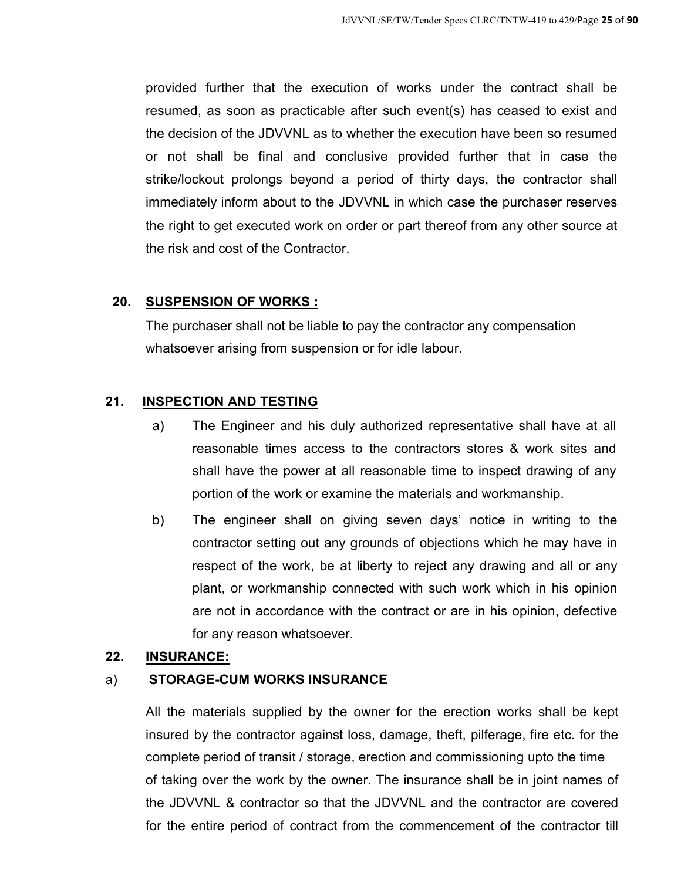provided further that the execution of works under the contract shall be resumed, as soon as practicable after such event(s) has ceased to exist and the decision of the JDVVNL as to whether the execution have been so resumed or not shall be final and conclusive provided further that in case the strike/lockout prolongs beyond a period of thirty days, the contractor shall immediately inform about to the JDVVNL in which case the purchaser reserves the right to get executed work on order or part thereof from any other source at the risk and cost of the Contractor.

**20. SUSPENSION OF WORKS :**

The purchaser shall not be liable to pay the contractor any compensation whatsoever arising from suspension or for idle labour.

**21. INSPECTION AND TESTING**

a) The Engineer and his duly authorized representative shall have at all reasonable times access to the contractors stores & work sites and shall have the power at all reasonable time to inspect drawing of any portion of the work or examine the materials and workmanship.

b) The engineer shall on giving seven days' notice in writing to the contractor setting out any grounds of objections which he may have in respect of the work, be at liberty to reject any drawing and all or any plant, or workmanship connected with such work which in his opinion are not in accordance with the contract or are in his opinion, defective for any reason whatsoever.

**22. INSURANCE:**

a) **STORAGE-CUM WORKS INSURANCE**

All the materials supplied by the owner for the erection works shall be kept insured by the contractor against loss, damage, theft, pilferage, fire etc. for the complete period of transit / storage, erection and commissioning upto the time of taking over the work by the owner. The insurance shall be in joint names of the JDVVNL & contractor so that the JDVVNL and the contractor are covered for the entire period of contract from the commencement of the contractor till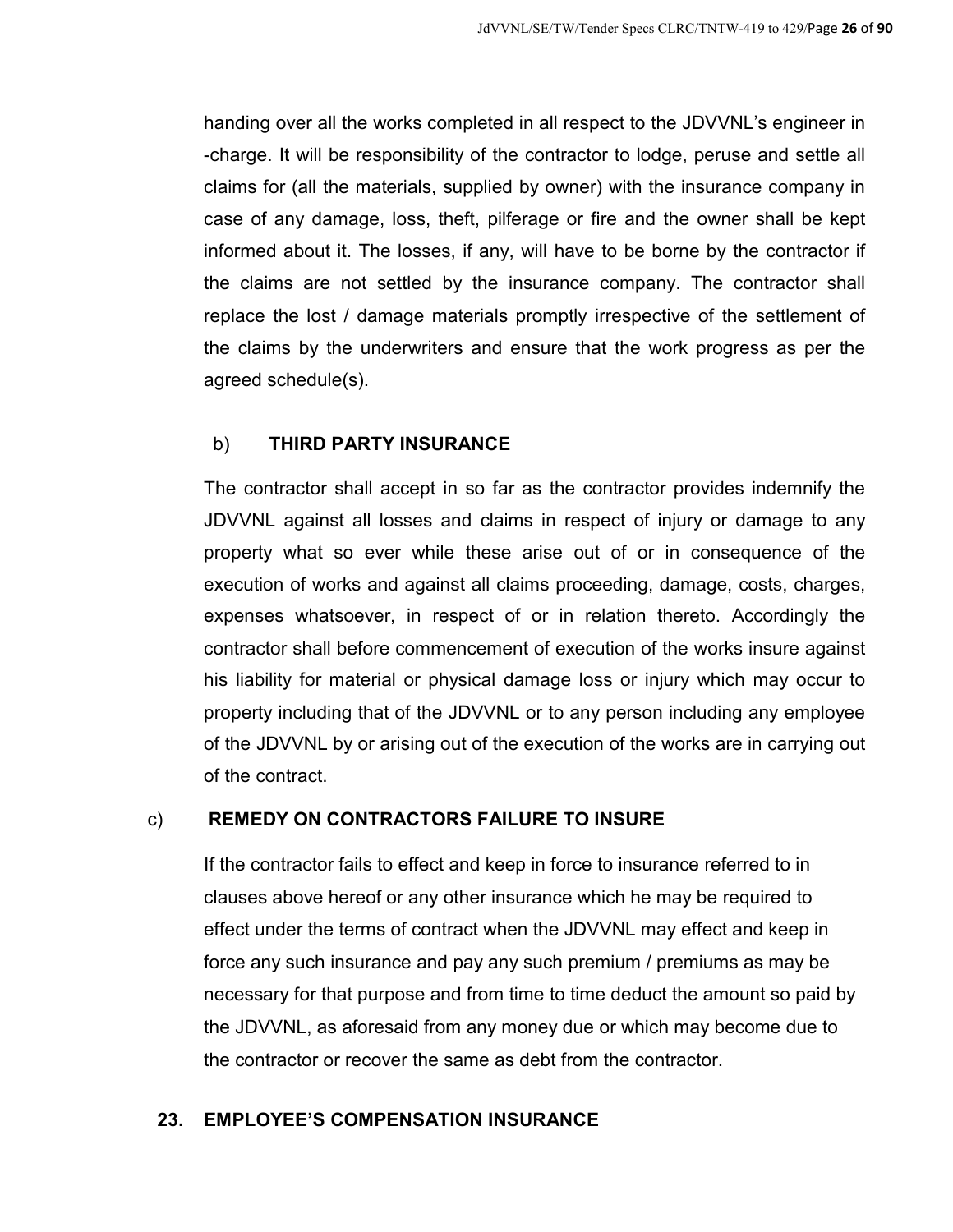handing over all the works completed in all respect to the JDVVNL's engineer in -charge. It will be responsibility of the contractor to lodge, peruse and settle all claims for (all the materials, supplied by owner) with the insurance company in case of any damage, loss, theft, pilferage or fire and the owner shall be kept informed about it. The losses, if any, will have to be borne by the contractor if the claims are not settled by the insurance company. The contractor shall replace the lost / damage materials promptly irrespective of the settlement of the claims by the underwriters and ensure that the work progress as per the agreed schedule(s).

b) **THIRD PARTY INSURANCE**

The contractor shall accept in so far as the contractor provides indemnify the JDVVNL against all losses and claims in respect of injury or damage to any property what so ever while these arise out of or in consequence of the execution of works and against all claims proceeding, damage, costs, charges, expenses whatsoever, in respect of or in relation thereto. Accordingly the contractor shall before commencement of execution of the works insure against his liability for material or physical damage loss or injury which may occur to property including that of the JDVVNL or to any person including any employee of the JDVVNL by or arising out of the execution of the works are in carrying out of the contract.

c) **REMEDY ON CONTRACTORS FAILURE TO INSURE**

If the contractor fails to effect and keep in force to insurance referred to in clauses above hereof or any other insurance which he may be required to effect under the terms of contract when the JDVVNL may effect and keep in force any such insurance and pay any such premium / premiums as may be necessary for that purpose and from time to time deduct the amount so paid by the JDVVNL, as aforesaid from any money due or which may become due to the contractor or recover the same as debt from the contractor.

## 23. EMPLOYEE'S COMPENSATION INSURANCE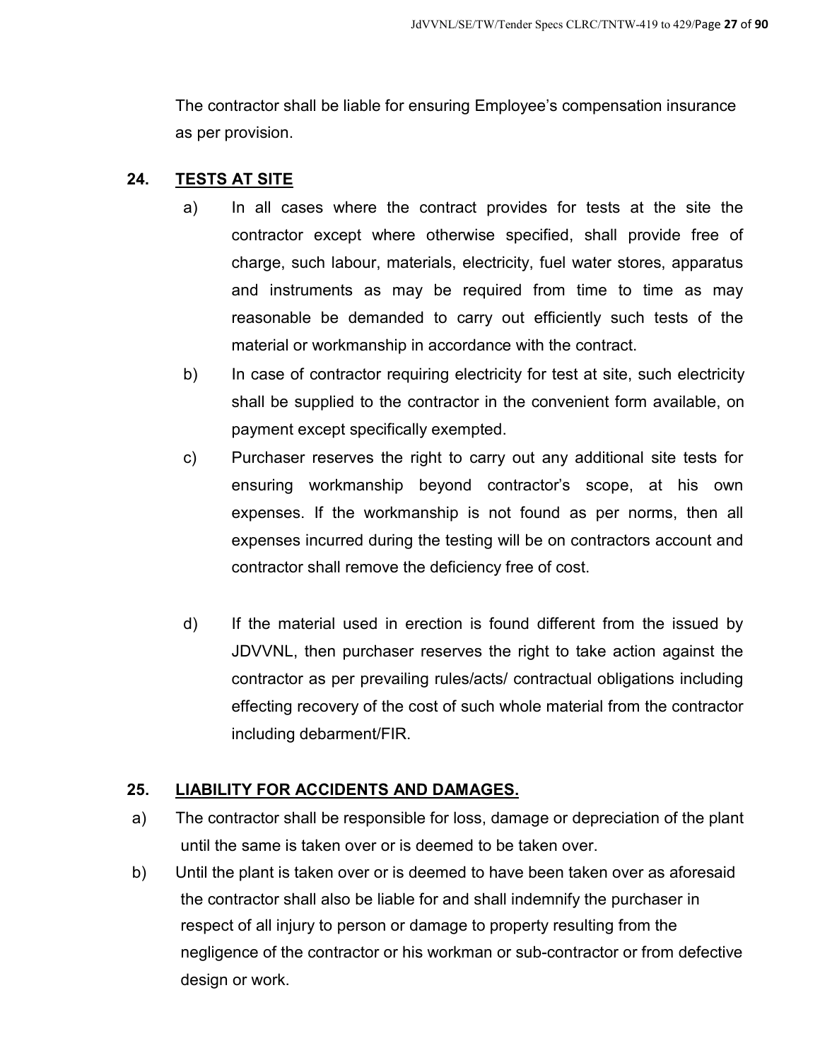The contractor shall be liable for ensuring Employee's compensation insurance as per provision.

## 24. TESTS AT SITE

a) In all cases where the contract provides for tests at the site the contractor except where otherwise specified, shall provide free of charge, such labour, materials, electricity, fuel water stores, apparatus and instruments as may be required from time to time as may reasonable be demanded to carry out efficiently such tests of the material or workmanship in accordance with the contract.

b) In case of contractor requiring electricity for test at site, such electricity shall be supplied to the contractor in the convenient form available, on payment except specifically exempted.

c) Purchaser reserves the right to carry out any additional site tests for ensuring workmanship beyond contractor's scope, at his own expenses. If the workmanship is not found as per norms, then all expenses incurred during the testing will be on contractors account and contractor shall remove the deficiency free of cost.

d) If the material used in erection is found different from the issued by JDVVNL, then purchaser reserves the right to take action against the contractor as per prevailing rules/acts/ contractual obligations including effecting recovery of the cost of such whole material from the contractor including debarment/FIR.

## 25. LIABILITY FOR ACCIDENTS AND DAMAGES.

a) The contractor shall be responsible for loss, damage or depreciation of the plant until the same is taken over or is deemed to be taken over.

b) Until the plant is taken over or is deemed to have been taken over as aforesaid the contractor shall also be liable for and shall indemnify the purchaser in respect of all injury to person or damage to property resulting from the negligence of the contractor or his workman or sub-contractor or from defective design or work.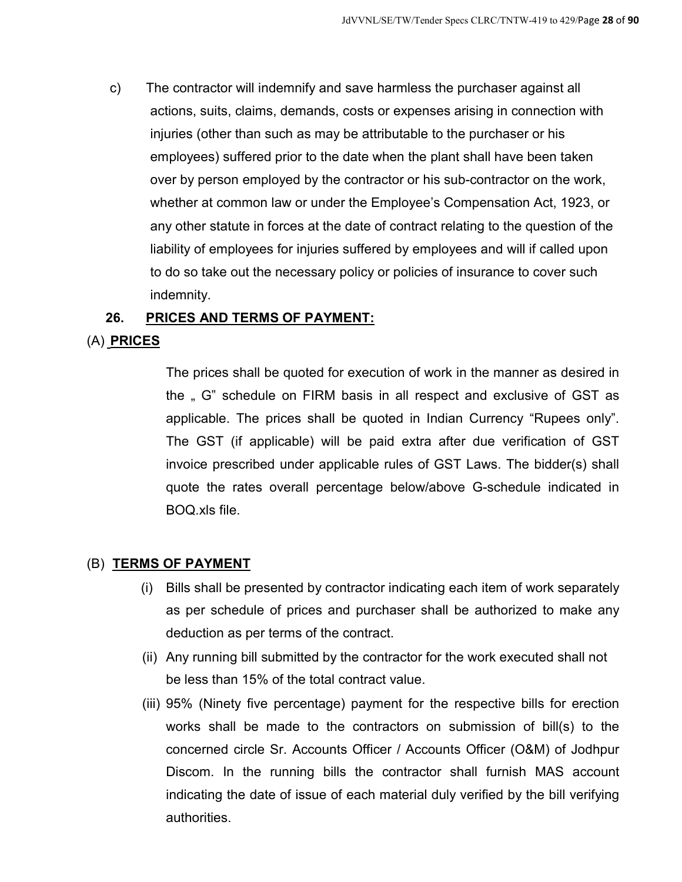c) The contractor will indemnify and save harmless the purchaser against all actions, suits, claims, demands, costs or expenses arising in connection with injuries (other than such as may be attributable to the purchaser or his employees) suffered prior to the date when the plant shall have been taken over by person employed by the contractor or his sub-contractor on the work, whether at common law or under the Employee's Compensation Act, 1923, or any other statute in forces at the date of contract relating to the question of the liability of employees for injuries suffered by employees and will if called upon to do so take out the necessary policy or policies of insurance to cover such indemnity.

**26. PRICES AND TERMS OF PAYMENT:**

(A) **PRICES**

The prices shall be quoted for execution of work in the manner as desired in the „ G" schedule on FIRM basis in all respect and exclusive of GST as applicable. The prices shall be quoted in Indian Currency "Rupees only". The GST (if applicable) will be paid extra after due verification of GST invoice prescribed under applicable rules of GST Laws. The bidder(s) shall quote the rates overall percentage below/above G-schedule indicated in BOQ.xls file.

(B) **TERMS OF PAYMENT**

(i) Bills shall be presented by contractor indicating each item of work separately as per schedule of prices and purchaser shall be authorized to make any deduction as per terms of the contract.

(ii) Any running bill submitted by the contractor for the work executed shall not be less than 15% of the total contract value.

(iii) 95% (Ninety five percentage) payment for the respective bills for erection works shall be made to the contractors on submission of bill(s) to the concerned circle Sr. Accounts Officer / Accounts Officer (O&M) of Jodhpur Discom. In the running bills the contractor shall furnish MAS account indicating the date of issue of each material duly verified by the bill verifying authorities.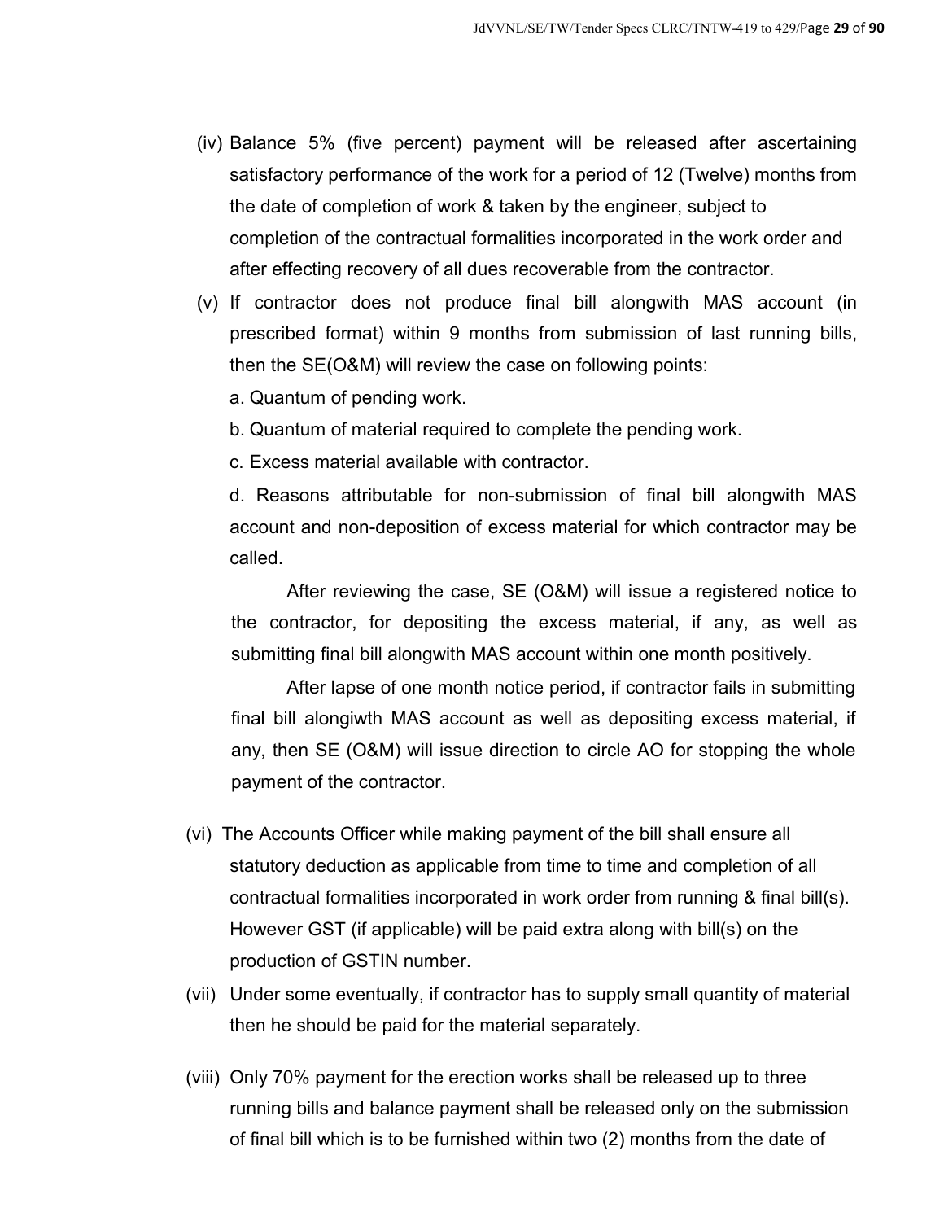(iv) Balance 5% (five percent) payment will be released after ascertaining satisfactory performance of the work for a period of 12 (Twelve) months from the date of completion of work & taken by the engineer, subject to completion of the contractual formalities incorporated in the work order and after effecting recovery of all dues recoverable from the contractor.

(v) If contractor does not produce final bill alongwith MAS account (in prescribed format) within 9 months from submission of last running bills, then the SE(O&M) will review the case on following points:

a. Quantum of pending work.

b. Quantum of material required to complete the pending work.

c. Excess material available with contractor.

d. Reasons attributable for non-submission of final bill alongwith MAS account and non-deposition of excess material for which contractor may be called.

After reviewing the case, SE (O&M) will issue a registered notice to the contractor, for depositing the excess material, if any, as well as submitting final bill alongwith MAS account within one month positively.

After lapse of one month notice period, if contractor fails in submitting final bill alongiwth MAS account as well as depositing excess material, if any, then SE (O&M) will issue direction to circle AO for stopping the whole payment of the contractor.

(vi) The Accounts Officer while making payment of the bill shall ensure all statutory deduction as applicable from time to time and completion of all contractual formalities incorporated in work order from running & final bill(s). However GST (if applicable) will be paid extra along with bill(s) on the production of GSTIN number.

(vii) Under some eventually, if contractor has to supply small quantity of material then he should be paid for the material separately.

(viii) Only 70% payment for the erection works shall be released up to three running bills and balance payment shall be released only on the submission of final bill which is to be furnished within two (2) months from the date of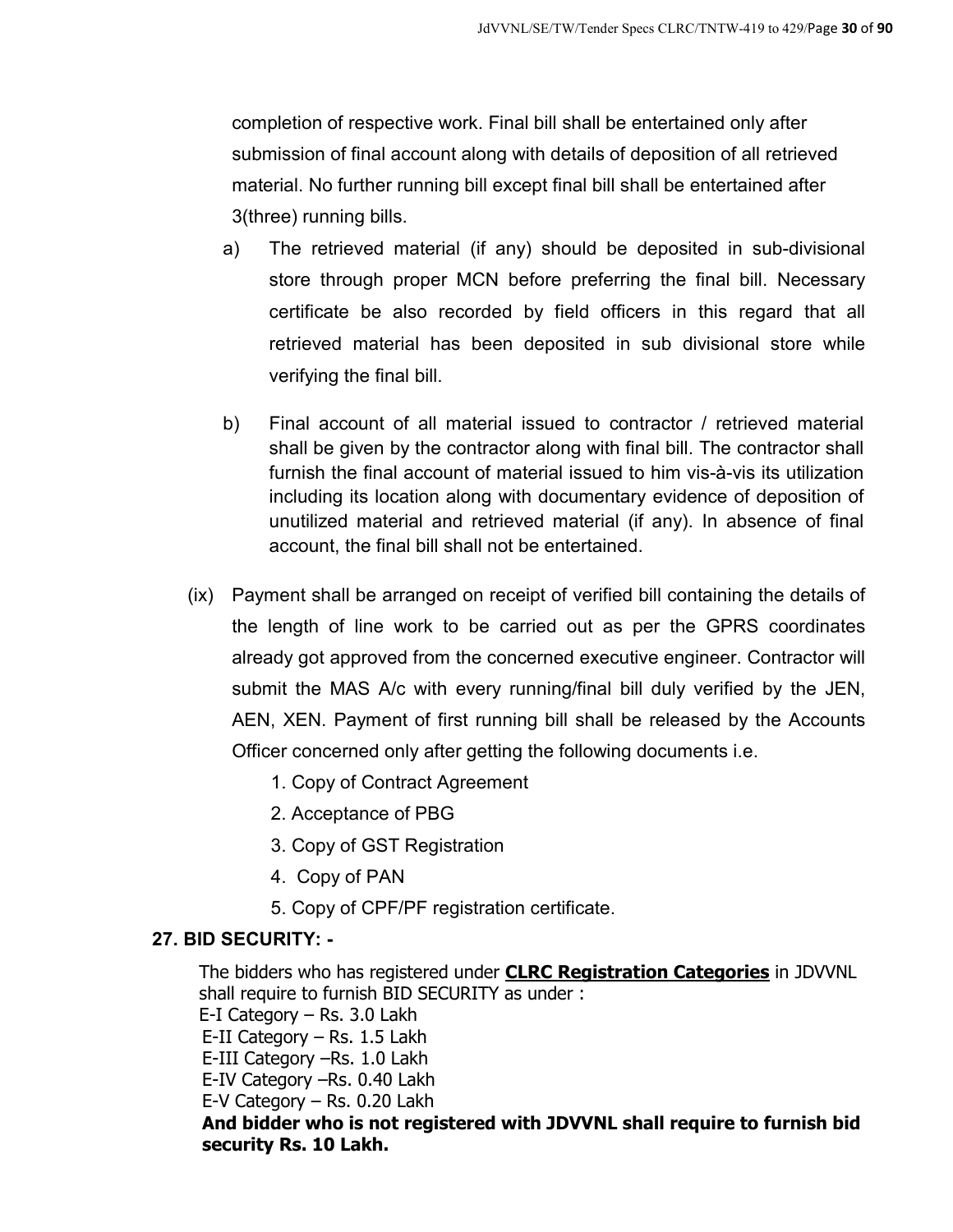completion of respective work. Final bill shall be entertained only after submission of final account along with details of deposition of all retrieved material. No further running bill except final bill shall be entertained after 3(three) running bills.

a) The retrieved material (if any) should be deposited in sub-divisional store through proper MCN before preferring the final bill. Necessary certificate be also recorded by field officers in this regard that all retrieved material has been deposited in sub divisional store while verifying the final bill.

b) Final account of all material issued to contractor / retrieved material shall be given by the contractor along with final bill. The contractor shall furnish the final account of material issued to him vis-à-vis its utilization including its location along with documentary evidence of deposition of unutilized material and retrieved material (if any). In absence of final account, the final bill shall not be entertained.

(ix) Payment shall be arranged on receipt of verified bill containing the details of the length of line work to be carried out as per the GPRS coordinates already got approved from the concerned executive engineer. Contractor will submit the MAS A/c with every running/final bill duly verified by the JEN, AEN, XEN. Payment of first running bill shall be released by the Accounts Officer concerned only after getting the following documents i.e.

1. Copy of Contract Agreement
2. Acceptance of PBG
3. Copy of GST Registration
4. Copy of PAN
5. Copy of CPF/PF registration certificate.

**27. BID SECURITY: -**

The bidders who has registered under **CLRC Registration Categories** in JDVVNL shall require to furnish BID SECURITY as under :

E-I Category – Rs. 3.0 Lakh
E-II Category – Rs. 1.5 Lakh
E-III Category –Rs. 1.0 Lakh
E-IV Category –Rs. 0.40 Lakh
E-V Category – Rs. 0.20 Lakh

**And bidder who is not registered with JDVVNL shall require to furnish bid security Rs. 10 Lakh.**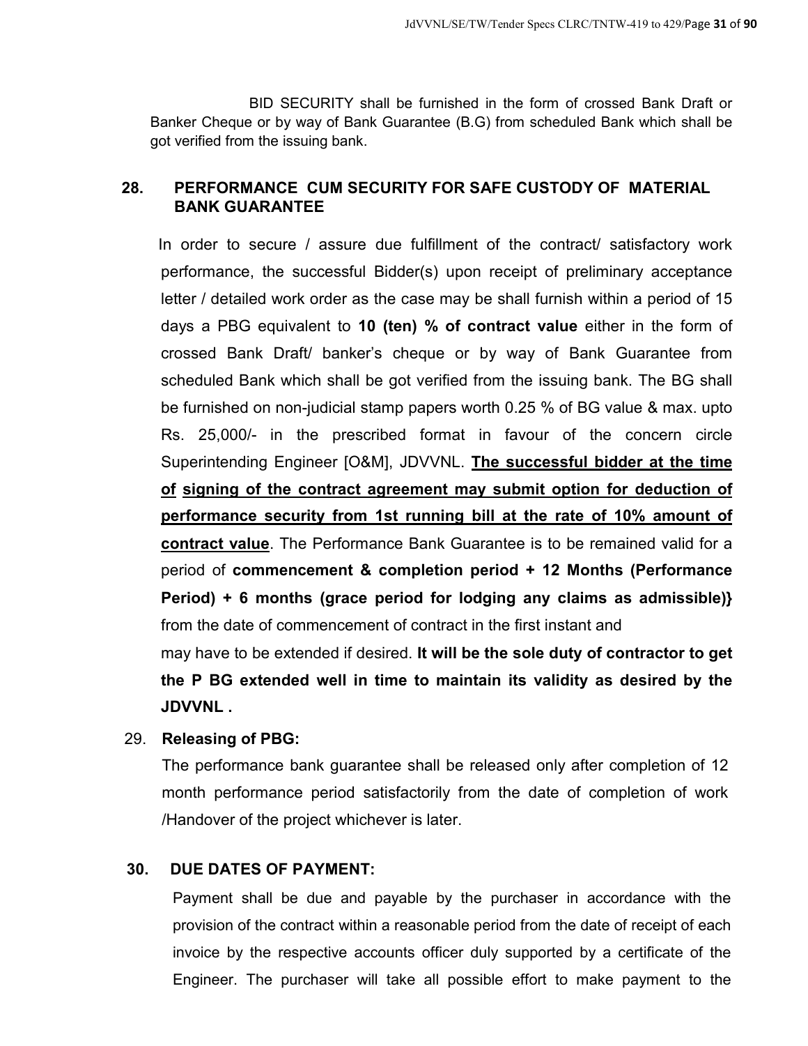BID SECURITY shall be furnished in the form of crossed Bank Draft or Banker Cheque or by way of Bank Guarantee (B.G) from scheduled Bank which shall be got verified from the issuing bank.

## 28. PERFORMANCE CUM SECURITY FOR SAFE CUSTODY OF MATERIAL BANK GUARANTEE

In order to secure / assure due fulfillment of the contract/ satisfactory work performance, the successful Bidder(s) upon receipt of preliminary acceptance letter / detailed work order as the case may be shall furnish within a period of 15 days a PBG equivalent to **10 (ten) % of contract value** either in the form of crossed Bank Draft/ banker's cheque or by way of Bank Guarantee from scheduled Bank which shall be got verified from the issuing bank. The BG shall be furnished on non-judicial stamp papers worth 0.25 % of BG value & max. upto Rs. 25,000/- in the prescribed format in favour of the concern circle Superintending Engineer [O&M], JDVVNL. <u>**The successful bidder at the time of signing of the contract agreement may submit option for deduction of performance security from 1st running bill at the rate of 10% amount of contract value**</u>. The Performance Bank Guarantee is to be remained valid for a period of **commencement & completion period + 12 Months (Performance Period) + 6 months (grace period for lodging any claims as admissible)}** from the date of commencement of contract in the first instant and may have to be extended if desired. **It will be the sole duty of contractor to get the P BG extended well in time to maintain its validity as desired by the JDVVNL .**

## 29. Releasing of PBG:

The performance bank guarantee shall be released only after completion of 12 month performance period satisfactorily from the date of completion of work /Handover of the project whichever is later.

## 30. DUE DATES OF PAYMENT:

Payment shall be due and payable by the purchaser in accordance with the provision of the contract within a reasonable period from the date of receipt of each invoice by the respective accounts officer duly supported by a certificate of the Engineer. The purchaser will take all possible effort to make payment to the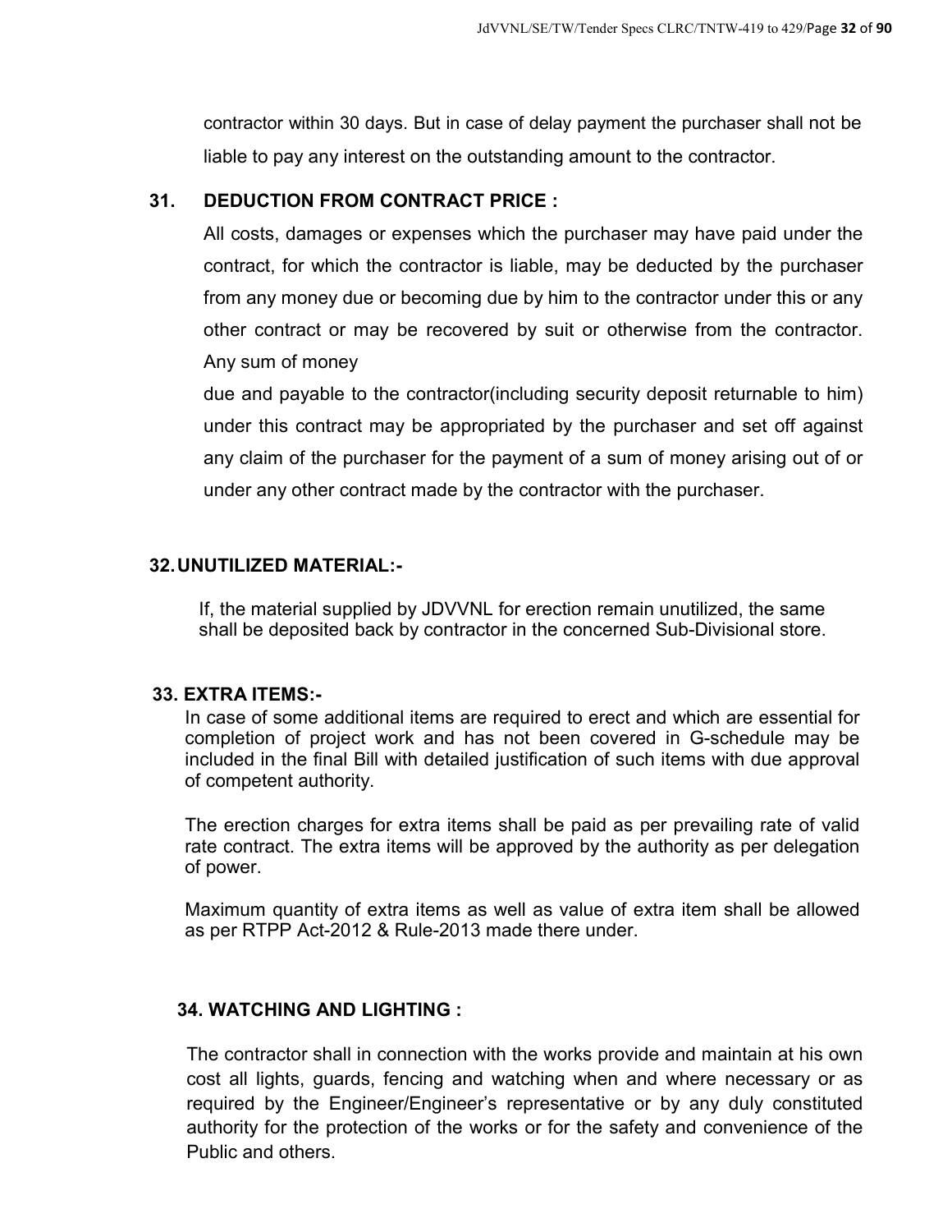contractor within 30 days. But in case of delay payment the purchaser shall not be liable to pay any interest on the outstanding amount to the contractor.

## 31. DEDUCTION FROM CONTRACT PRICE :

All costs, damages or expenses which the purchaser may have paid under the contract, for which the contractor is liable, may be deducted by the purchaser from any money due or becoming due by him to the contractor under this or any other contract or may be recovered by suit or otherwise from the contractor. Any sum of money

due and payable to the contractor(including security deposit returnable to him) under this contract may be appropriated by the purchaser and set off against any claim of the purchaser for the payment of a sum of money arising out of or under any other contract made by the contractor with the purchaser.

## 32. UNUTILIZED MATERIAL:-

If, the material supplied by JDVVNL for erection remain unutilized, the same shall be deposited back by contractor in the concerned Sub-Divisional store.

## 33. EXTRA ITEMS:-

In case of some additional items are required to erect and which are essential for completion of project work and has not been covered in G-schedule may be included in the final Bill with detailed justification of such items with due approval of competent authority.

The erection charges for extra items shall be paid as per prevailing rate of valid rate contract. The extra items will be approved by the authority as per delegation of power.

Maximum quantity of extra items as well as value of extra item shall be allowed as per RTPP Act-2012 & Rule-2013 made there under.

## 34. WATCHING AND LIGHTING :

The contractor shall in connection with the works provide and maintain at his own cost all lights, guards, fencing and watching when and where necessary or as required by the Engineer/Engineer's representative or by any duly constituted authority for the protection of the works or for the safety and convenience of the Public and others.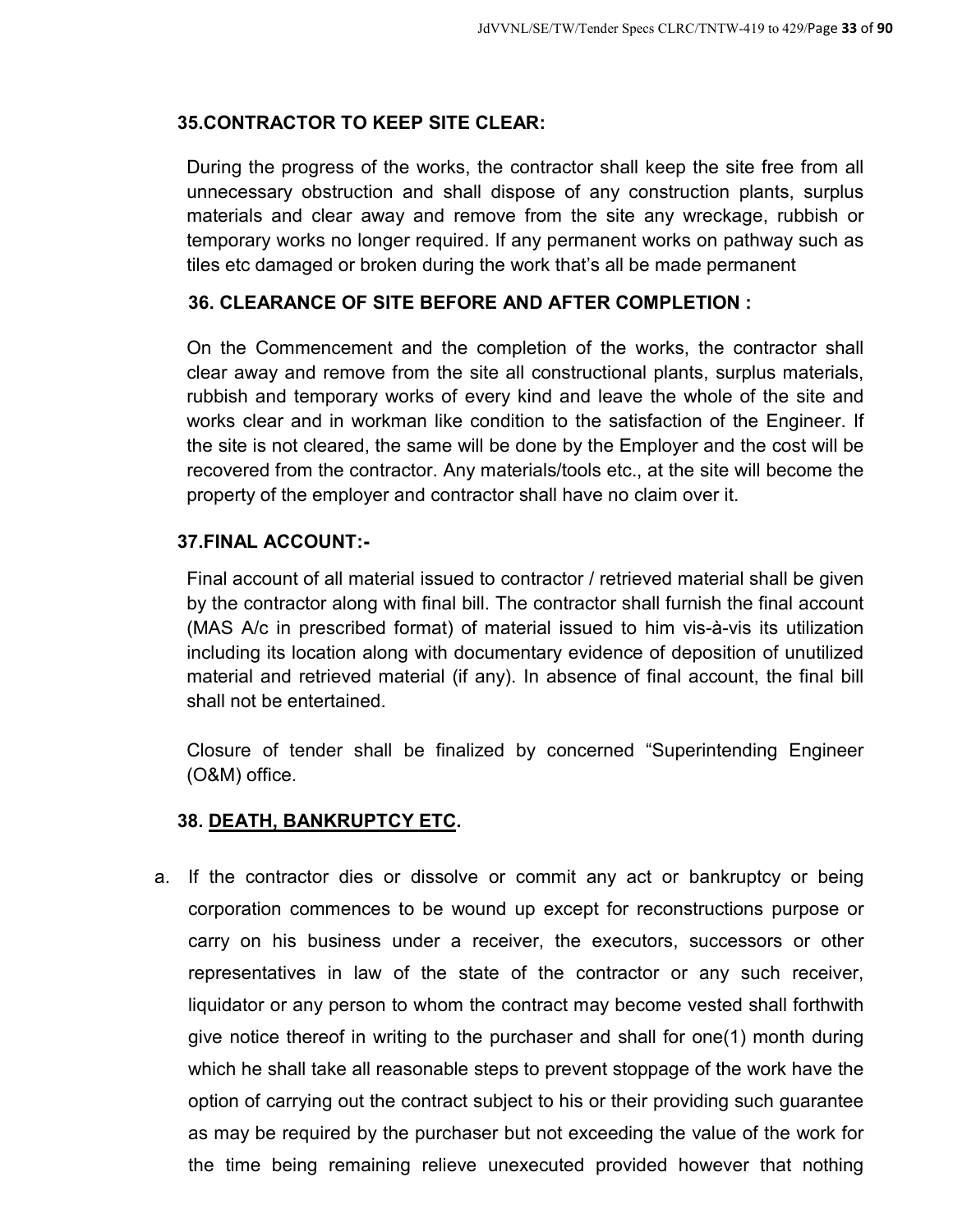### 35.CONTRACTOR TO KEEP SITE CLEAR:

During the progress of the works, the contractor shall keep the site free from all unnecessary obstruction and shall dispose of any construction plants, surplus materials and clear away and remove from the site any wreckage, rubbish or temporary works no longer required. If any permanent works on pathway such as tiles etc damaged or broken during the work that's all be made permanent

### 36. CLEARANCE OF SITE BEFORE AND AFTER COMPLETION :

On the Commencement and the completion of the works, the contractor shall clear away and remove from the site all constructional plants, surplus materials, rubbish and temporary works of every kind and leave the whole of the site and works clear and in workman like condition to the satisfaction of the Engineer. If the site is not cleared, the same will be done by the Employer and the cost will be recovered from the contractor. Any materials/tools etc., at the site will become the property of the employer and contractor shall have no claim over it.

### 37.FINAL ACCOUNT:-

Final account of all material issued to contractor / retrieved material shall be given by the contractor along with final bill. The contractor shall furnish the final account (MAS A/c in prescribed format) of material issued to him vis-à-vis its utilization including its location along with documentary evidence of deposition of unutilized material and retrieved material (if any). In absence of final account, the final bill shall not be entertained.

Closure of tender shall be finalized by concerned "Superintending Engineer (O&M) office.

### 38. DEATH, BANKRUPTCY ETC.

a. If the contractor dies or dissolve or commit any act or bankruptcy or being corporation commences to be wound up except for reconstructions purpose or carry on his business under a receiver, the executors, successors or other representatives in law of the state of the contractor or any such receiver, liquidator or any person to whom the contract may become vested shall forthwith give notice thereof in writing to the purchaser and shall for one(1) month during which he shall take all reasonable steps to prevent stoppage of the work have the option of carrying out the contract subject to his or their providing such guarantee as may be required by the purchaser but not exceeding the value of the work for the time being remaining relieve unexecuted provided however that nothing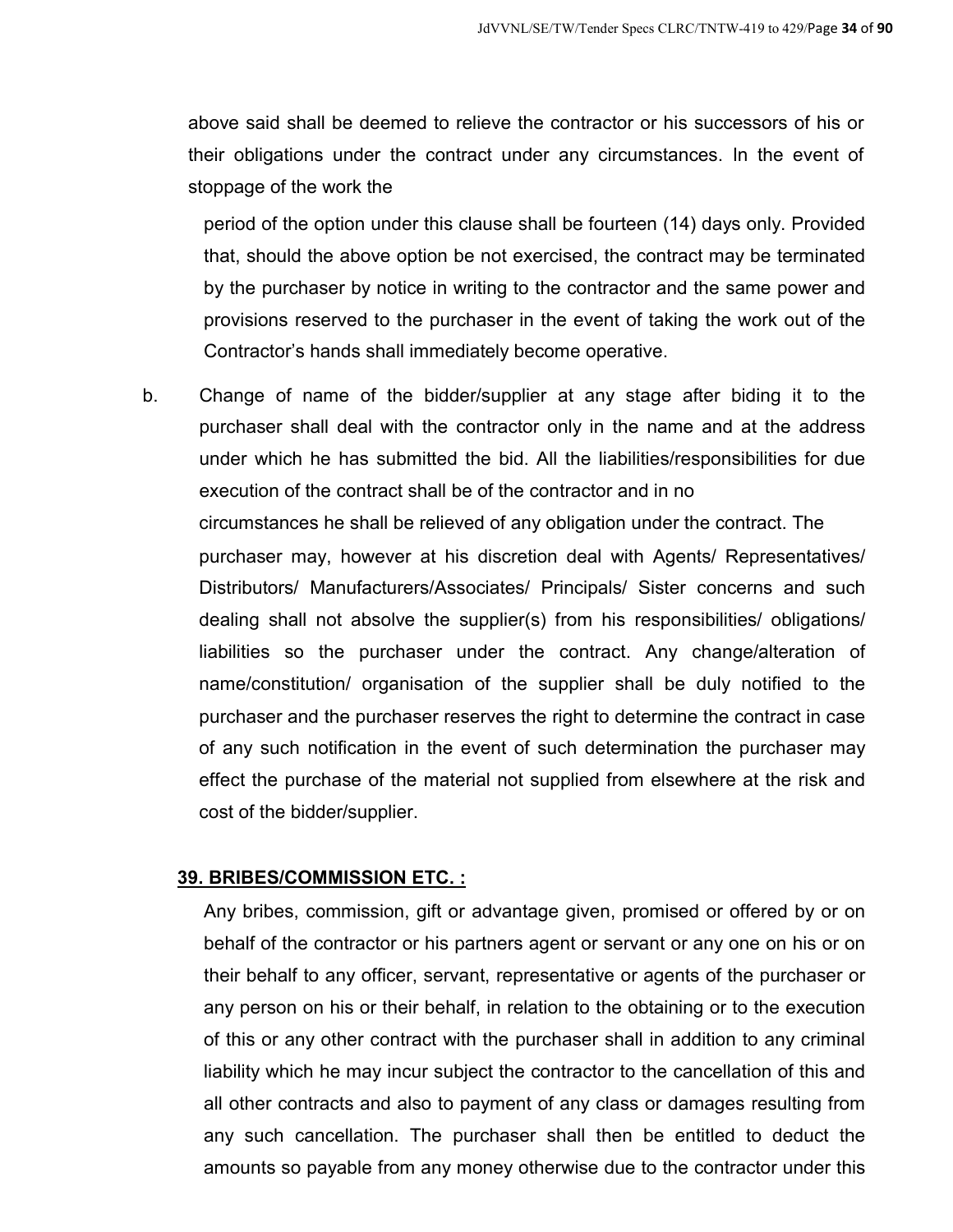above said shall be deemed to relieve the contractor or his successors of his or their obligations under the contract under any circumstances. In the event of stoppage of the work the

period of the option under this clause shall be fourteen (14) days only. Provided that, should the above option be not exercised, the contract may be terminated by the purchaser by notice in writing to the contractor and the same power and provisions reserved to the purchaser in the event of taking the work out of the Contractor's hands shall immediately become operative.

b. Change of name of the bidder/supplier at any stage after biding it to the purchaser shall deal with the contractor only in the name and at the address under which he has submitted the bid. All the liabilities/responsibilities for due execution of the contract shall be of the contractor and in no circumstances he shall be relieved of any obligation under the contract. The purchaser may, however at his discretion deal with Agents/ Representatives/ Distributors/ Manufacturers/Associates/ Principals/ Sister concerns and such dealing shall not absolve the supplier(s) from his responsibilities/ obligations/ liabilities so the purchaser under the contract. Any change/alteration of name/constitution/ organisation of the supplier shall be duly notified to the purchaser and the purchaser reserves the right to determine the contract in case of any such notification in the event of such determination the purchaser may effect the purchase of the material not supplied from elsewhere at the risk and cost of the bidder/supplier.

### 39. BRIBES/COMMISSION ETC. :

Any bribes, commission, gift or advantage given, promised or offered by or on behalf of the contractor or his partners agent or servant or any one on his or on their behalf to any officer, servant, representative or agents of the purchaser or any person on his or their behalf, in relation to the obtaining or to the execution of this or any other contract with the purchaser shall in addition to any criminal liability which he may incur subject the contractor to the cancellation of this and all other contracts and also to payment of any class or damages resulting from any such cancellation. The purchaser shall then be entitled to deduct the amounts so payable from any money otherwise due to the contractor under this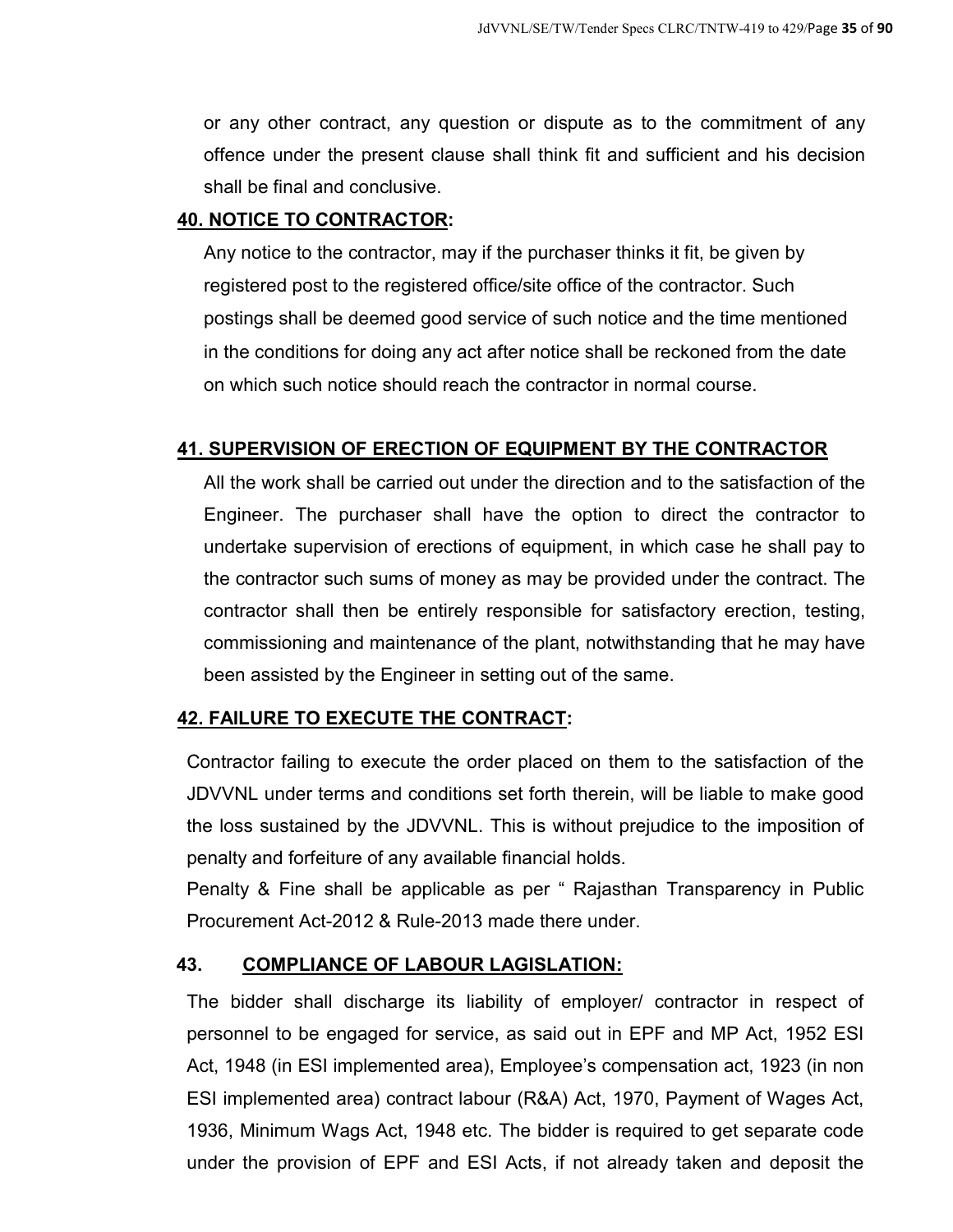or any other contract, any question or dispute as to the commitment of any offence under the present clause shall think fit and sufficient and his decision shall be final and conclusive.

## 40. NOTICE TO CONTRACTOR:

Any notice to the contractor, may if the purchaser thinks it fit, be given by registered post to the registered office/site office of the contractor. Such postings shall be deemed good service of such notice and the time mentioned in the conditions for doing any act after notice shall be reckoned from the date on which such notice should reach the contractor in normal course.

## 41. SUPERVISION OF ERECTION OF EQUIPMENT BY THE CONTRACTOR

All the work shall be carried out under the direction and to the satisfaction of the Engineer. The purchaser shall have the option to direct the contractor to undertake supervision of erections of equipment, in which case he shall pay to the contractor such sums of money as may be provided under the contract. The contractor shall then be entirely responsible for satisfactory erection, testing, commissioning and maintenance of the plant, notwithstanding that he may have been assisted by the Engineer in setting out of the same.

## 42. FAILURE TO EXECUTE THE CONTRACT:

Contractor failing to execute the order placed on them to the satisfaction of the JDVVNL under terms and conditions set forth therein, will be liable to make good the loss sustained by the JDVVNL. This is without prejudice to the imposition of penalty and forfeiture of any available financial holds.

Penalty & Fine shall be applicable as per " Rajasthan Transparency in Public Procurement Act-2012 & Rule-2013 made there under.

## 43. COMPLIANCE OF LABOUR LAGISLATION:

The bidder shall discharge its liability of employer/ contractor in respect of personnel to be engaged for service, as said out in EPF and MP Act, 1952 ESI Act, 1948 (in ESI implemented area), Employee's compensation act, 1923 (in non ESI implemented area) contract labour (R&A) Act, 1970, Payment of Wages Act, 1936, Minimum Wags Act, 1948 etc. The bidder is required to get separate code under the provision of EPF and ESI Acts, if not already taken and deposit the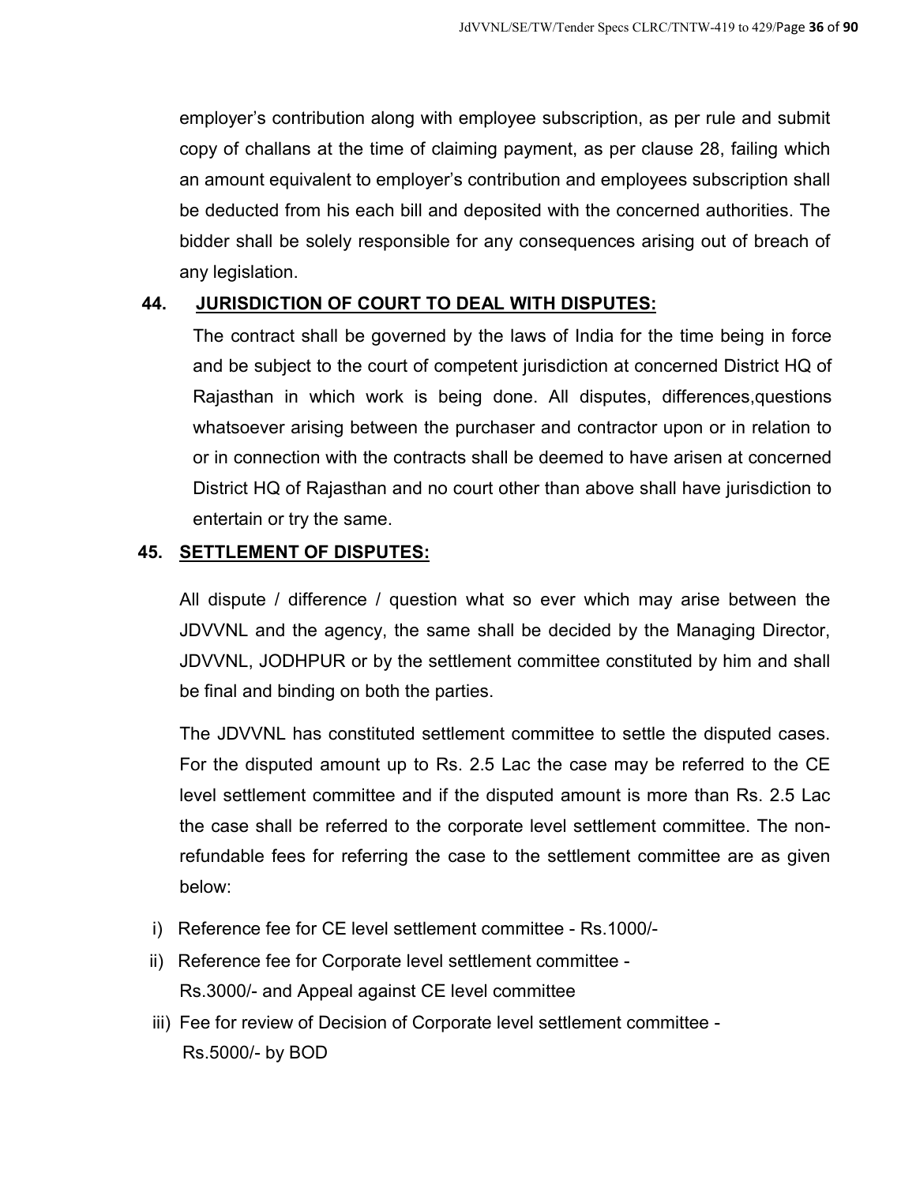employer's contribution along with employee subscription, as per rule and submit copy of challans at the time of claiming payment, as per clause 28, failing which an amount equivalent to employer's contribution and employees subscription shall be deducted from his each bill and deposited with the concerned authorities. The bidder shall be solely responsible for any consequences arising out of breach of any legislation.

## 44. JURISDICTION OF COURT TO DEAL WITH DISPUTES:

The contract shall be governed by the laws of India for the time being in force and be subject to the court of competent jurisdiction at concerned District HQ of Rajasthan in which work is being done. All disputes, differences,questions whatsoever arising between the purchaser and contractor upon or in relation to or in connection with the contracts shall be deemed to have arisen at concerned District HQ of Rajasthan and no court other than above shall have jurisdiction to entertain or try the same.

## 45. SETTLEMENT OF DISPUTES:

All dispute / difference / question what so ever which may arise between the JDVVNL and the agency, the same shall be decided by the Managing Director, JDVVNL, JODHPUR or by the settlement committee constituted by him and shall be final and binding on both the parties.

The JDVVNL has constituted settlement committee to settle the disputed cases. For the disputed amount up to Rs. 2.5 Lac the case may be referred to the CE level settlement committee and if the disputed amount is more than Rs. 2.5 Lac the case shall be referred to the corporate level settlement committee. The non-refundable fees for referring the case to the settlement committee are as given below:

i) Reference fee for CE level settlement committee - Rs.1000/-

ii) Reference fee for Corporate level settlement committee - Rs.3000/- and Appeal against CE level committee

iii) Fee for review of Decision of Corporate level settlement committee - Rs.5000/- by BOD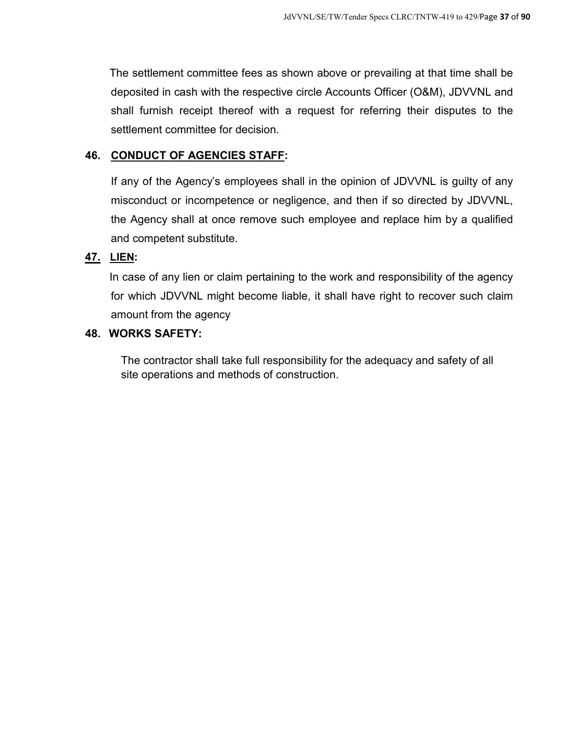The settlement committee fees as shown above or prevailing at that time shall be deposited in cash with the respective circle Accounts Officer (O&M), JDVVNL and shall furnish receipt thereof with a request for referring their disputes to the settlement committee for decision.

**46. <u>CONDUCT OF AGENCIES STAFF</u>:**

If any of the Agency's employees shall in the opinion of JDVVNL is guilty of any misconduct or incompetence or negligence, and then if so directed by JDVVNL, the Agency shall at once remove such employee and replace him by a qualified and competent substitute.

**<u>47.</u> <u>LIEN</u>:**

In case of any lien or claim pertaining to the work and responsibility of the agency for which JDVVNL might become liable, it shall have right to recover such claim amount from the agency

**48. WORKS SAFETY:**

The contractor shall take full responsibility for the adequacy and safety of all site operations and methods of construction.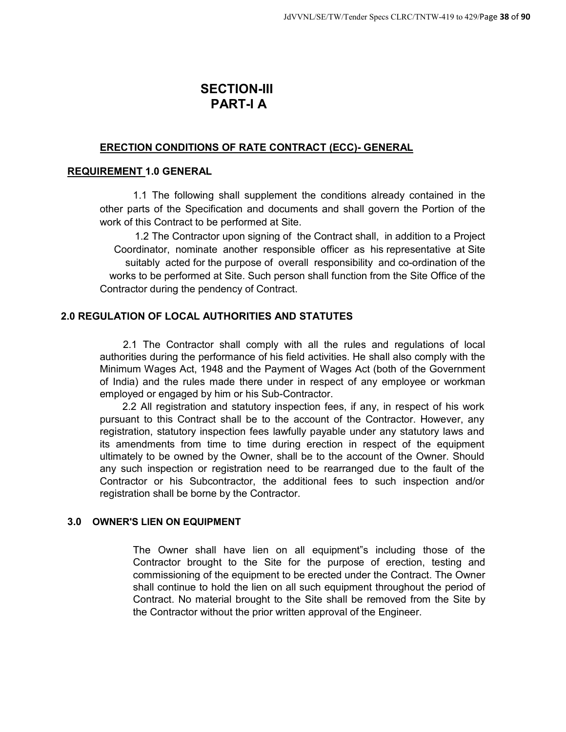# SECTION-III
# PART-I A

### ERECTION CONDITIONS OF RATE CONTRACT (ECC)- GENERAL

### REQUIREMENT 1.0 GENERAL

1.1 The following shall supplement the conditions already contained in the other parts of the Specification and documents and shall govern the Portion of the work of this Contract to be performed at Site.

1.2 The Contractor upon signing of the Contract shall, in addition to a Project Coordinator, nominate another responsible officer as his representative at Site suitably acted for the purpose of overall responsibility and co-ordination of the works to be performed at Site. Such person shall function from the Site Office of the Contractor during the pendency of Contract.

### 2.0 REGULATION OF LOCAL AUTHORITIES AND STATUTES

2.1 The Contractor shall comply with all the rules and regulations of local authorities during the performance of his field activities. He shall also comply with the Minimum Wages Act, 1948 and the Payment of Wages Act (both of the Government of India) and the rules made there under in respect of any employee or workman employed or engaged by him or his Sub-Contractor.

2.2 All registration and statutory inspection fees, if any, in respect of his work pursuant to this Contract shall be to the account of the Contractor. However, any registration, statutory inspection fees lawfully payable under any statutory laws and its amendments from time to time during erection in respect of the equipment ultimately to be owned by the Owner, shall be to the account of the Owner. Should any such inspection or registration need to be rearranged due to the fault of the Contractor or his Subcontractor, the additional fees to such inspection and/or registration shall be borne by the Contractor.

### 3.0 OWNER'S LIEN ON EQUIPMENT

The Owner shall have lien on all equipment"s including those of the Contractor brought to the Site for the purpose of erection, testing and commissioning of the equipment to be erected under the Contract. The Owner shall continue to hold the lien on all such equipment throughout the period of Contract. No material brought to the Site shall be removed from the Site by the Contractor without the prior written approval of the Engineer.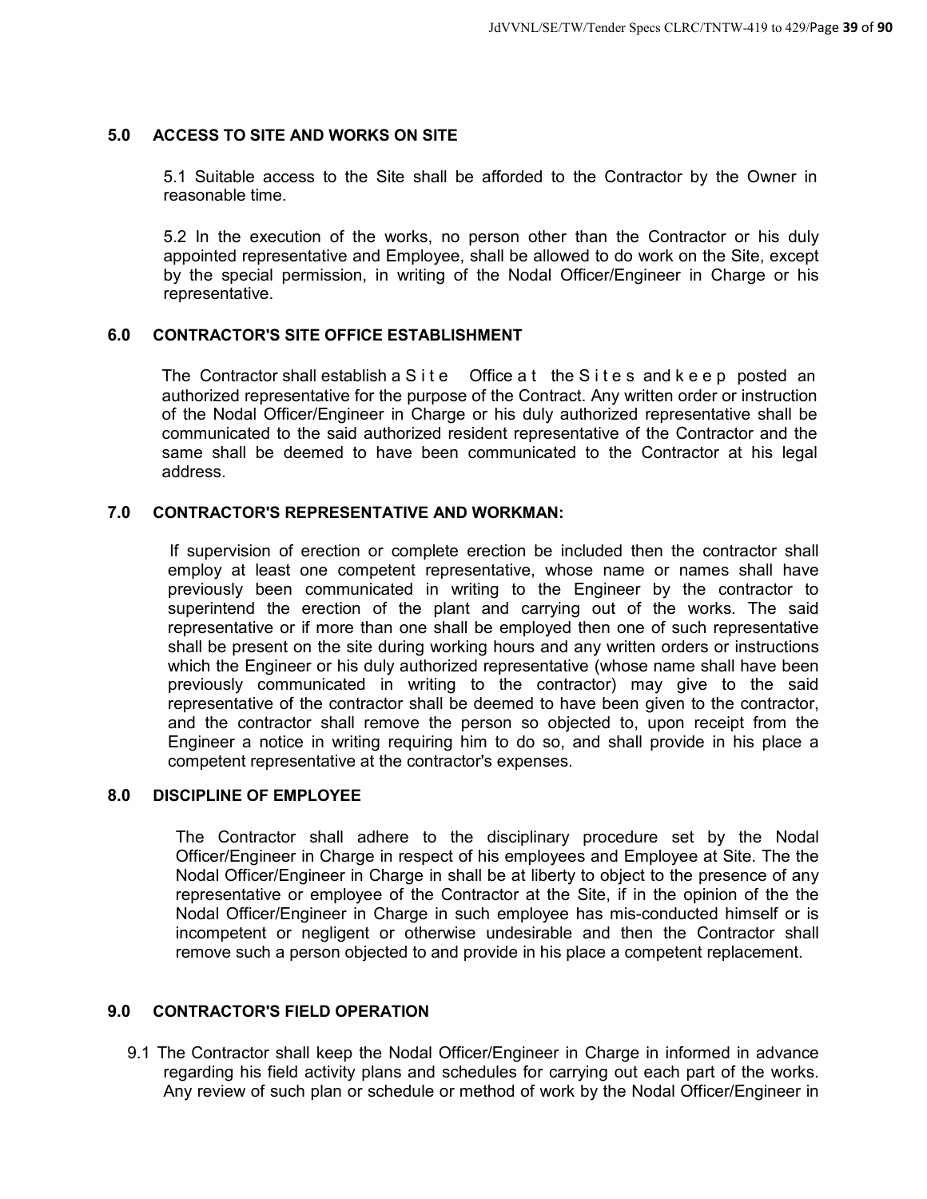## 5.0 ACCESS TO SITE AND WORKS ON SITE

5.1 Suitable access to the Site shall be afforded to the Contractor by the Owner in reasonable time.

5.2 In the execution of the works, no person other than the Contractor or his duly appointed representative and Employee, shall be allowed to do work on the Site, except by the special permission, in writing of the Nodal Officer/Engineer in Charge or his representative.

## 6.0 CONTRACTOR'S SITE OFFICE ESTABLISHMENT

The Contractor shall establish a Site Office at the Sites and keep posted an authorized representative for the purpose of the Contract. Any written order or instruction of the Nodal Officer/Engineer in Charge or his duly authorized representative shall be communicated to the said authorized resident representative of the Contractor and the same shall be deemed to have been communicated to the Contractor at his legal address.

## 7.0 CONTRACTOR'S REPRESENTATIVE AND WORKMAN:

If supervision of erection or complete erection be included then the contractor shall employ at least one competent representative, whose name or names shall have previously been communicated in writing to the Engineer by the contractor to superintend the erection of the plant and carrying out of the works. The said representative or if more than one shall be employed then one of such representative shall be present on the site during working hours and any written orders or instructions which the Engineer or his duly authorized representative (whose name shall have been previously communicated in writing to the contractor) may give to the said representative of the contractor shall be deemed to have been given to the contractor, and the contractor shall remove the person so objected to, upon receipt from the Engineer a notice in writing requiring him to do so, and shall provide in his place a competent representative at the contractor's expenses.

## 8.0 DISCIPLINE OF EMPLOYEE

The Contractor shall adhere to the disciplinary procedure set by the Nodal Officer/Engineer in Charge in respect of his employees and Employee at Site. The the Nodal Officer/Engineer in Charge in shall be at liberty to object to the presence of any representative or employee of the Contractor at the Site, if in the opinion of the the Nodal Officer/Engineer in Charge in such employee has mis-conducted himself or is incompetent or negligent or otherwise undesirable and then the Contractor shall remove such a person objected to and provide in his place a competent replacement.

## 9.0 CONTRACTOR'S FIELD OPERATION

9.1 The Contractor shall keep the Nodal Officer/Engineer in Charge in informed in advance regarding his field activity plans and schedules for carrying out each part of the works. Any review of such plan or schedule or method of work by the Nodal Officer/Engineer in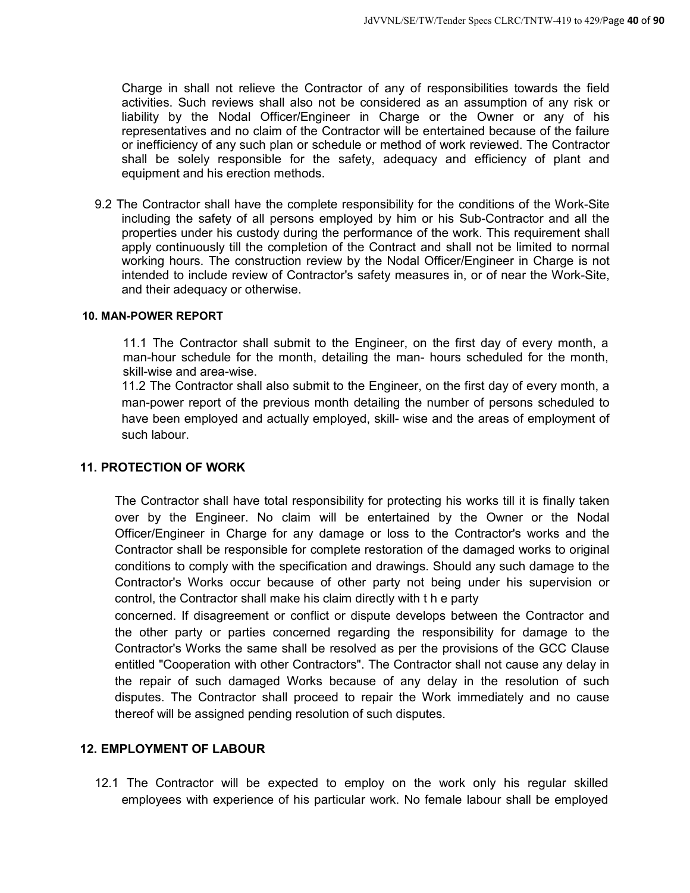Charge in shall not relieve the Contractor of any of responsibilities towards the field activities. Such reviews shall also not be considered as an assumption of any risk or liability by the Nodal Officer/Engineer in Charge or the Owner or any of his representatives and no claim of the Contractor will be entertained because of the failure or inefficiency of any such plan or schedule or method of work reviewed. The Contractor shall be solely responsible for the safety, adequacy and efficiency of plant and equipment and his erection methods.

9.2 The Contractor shall have the complete responsibility for the conditions of the Work-Site including the safety of all persons employed by him or his Sub-Contractor and all the properties under his custody during the performance of the work. This requirement shall apply continuously till the completion of the Contract and shall not be limited to normal working hours. The construction review by the Nodal Officer/Engineer in Charge is not intended to include review of Contractor's safety measures in, or of near the Work-Site, and their adequacy or otherwise.

**10. MAN-POWER REPORT**

11.1 The Contractor shall submit to the Engineer, on the first day of every month, a man-hour schedule for the month, detailing the man- hours scheduled for the month, skill-wise and area-wise.

11.2 The Contractor shall also submit to the Engineer, on the first day of every month, a man-power report of the previous month detailing the number of persons scheduled to have been employed and actually employed, skill- wise and the areas of employment of such labour.

## 11. PROTECTION OF WORK

The Contractor shall have total responsibility for protecting his works till it is finally taken over by the Engineer. No claim will be entertained by the Owner or the Nodal Officer/Engineer in Charge for any damage or loss to the Contractor's works and the Contractor shall be responsible for complete restoration of the damaged works to original conditions to comply with the specification and drawings. Should any such damage to the Contractor's Works occur because of other party not being under his supervision or control, the Contractor shall make his claim directly with t h e party concerned. If disagreement or conflict or dispute develops between the Contractor and the other party or parties concerned regarding the responsibility for damage to the Contractor's Works the same shall be resolved as per the provisions of the GCC Clause entitled "Cooperation with other Contractors". The Contractor shall not cause any delay in the repair of such damaged Works because of any delay in the resolution of such disputes. The Contractor shall proceed to repair the Work immediately and no cause thereof will be assigned pending resolution of such disputes.

## 12. EMPLOYMENT OF LABOUR

12.1 The Contractor will be expected to employ on the work only his regular skilled employees with experience of his particular work. No female labour shall be employed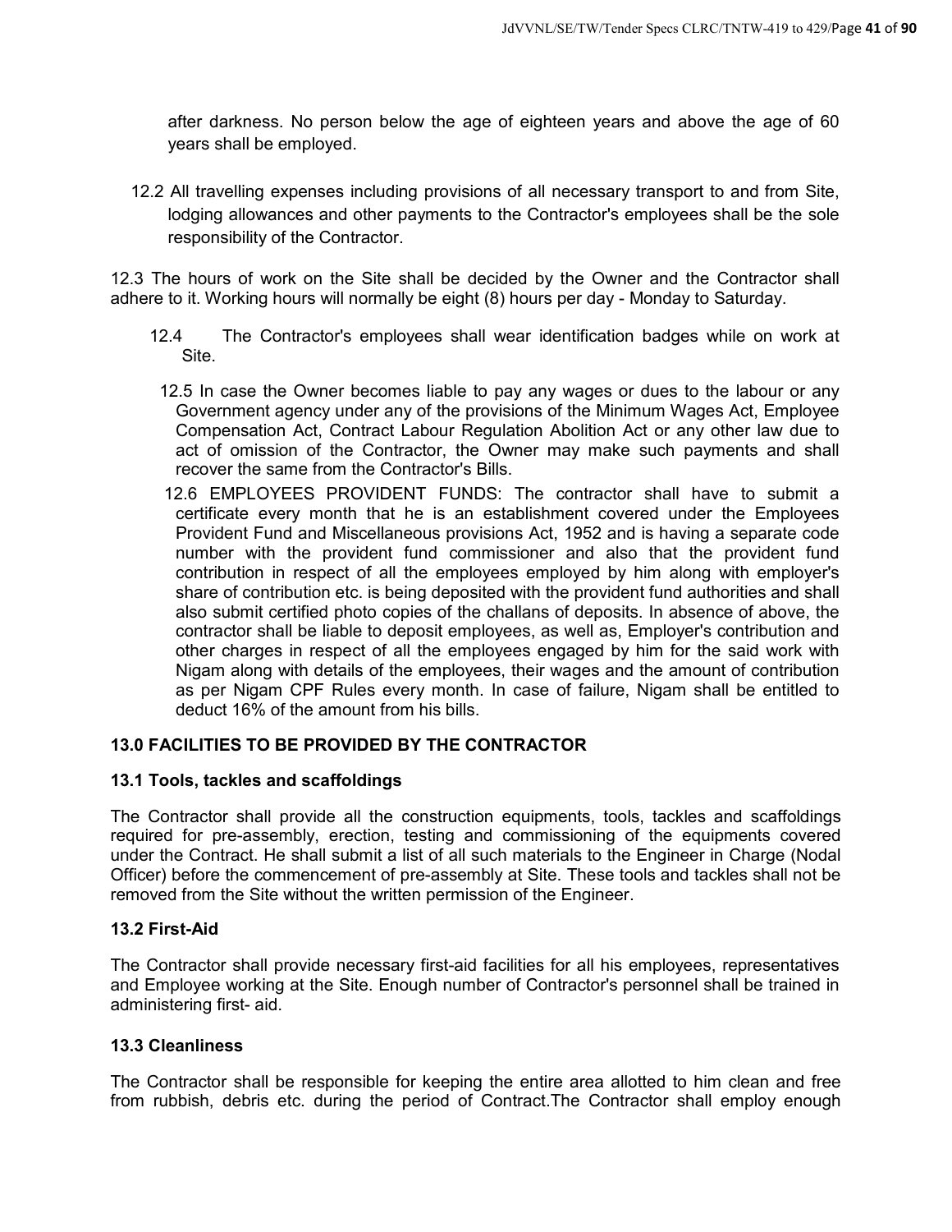after darkness. No person below the age of eighteen years and above the age of 60 years shall be employed.

12.2 All travelling expenses including provisions of all necessary transport to and from Site, lodging allowances and other payments to the Contractor's employees shall be the sole responsibility of the Contractor.

12.3 The hours of work on the Site shall be decided by the Owner and the Contractor shall adhere to it. Working hours will normally be eight (8) hours per day - Monday to Saturday.

12.4 The Contractor's employees shall wear identification badges while on work at Site.

12.5 In case the Owner becomes liable to pay any wages or dues to the labour or any Government agency under any of the provisions of the Minimum Wages Act, Employee Compensation Act, Contract Labour Regulation Abolition Act or any other law due to act of omission of the Contractor, the Owner may make such payments and shall recover the same from the Contractor's Bills.

12.6 EMPLOYEES PROVIDENT FUNDS: The contractor shall have to submit a certificate every month that he is an establishment covered under the Employees Provident Fund and Miscellaneous provisions Act, 1952 and is having a separate code number with the provident fund commissioner and also that the provident fund contribution in respect of all the employees employed by him along with employer's share of contribution etc. is being deposited with the provident fund authorities and shall also submit certified photo copies of the challans of deposits. In absence of above, the contractor shall be liable to deposit employees, as well as, Employer's contribution and other charges in respect of all the employees engaged by him for the said work with Nigam along with details of the employees, their wages and the amount of contribution as per Nigam CPF Rules every month. In case of failure, Nigam shall be entitled to deduct 16% of the amount from his bills.

## 13.0 FACILITIES TO BE PROVIDED BY THE CONTRACTOR

### 13.1 Tools, tackles and scaffoldings

The Contractor shall provide all the construction equipments, tools, tackles and scaffoldings required for pre-assembly, erection, testing and commissioning of the equipments covered under the Contract. He shall submit a list of all such materials to the Engineer in Charge (Nodal Officer) before the commencement of pre-assembly at Site. These tools and tackles shall not be removed from the Site without the written permission of the Engineer.

### 13.2 First-Aid

The Contractor shall provide necessary first-aid facilities for all his employees, representatives and Employee working at the Site. Enough number of Contractor's personnel shall be trained in administering first- aid.

### 13.3 Cleanliness

The Contractor shall be responsible for keeping the entire area allotted to him clean and free from rubbish, debris etc. during the period of Contract.The Contractor shall employ enough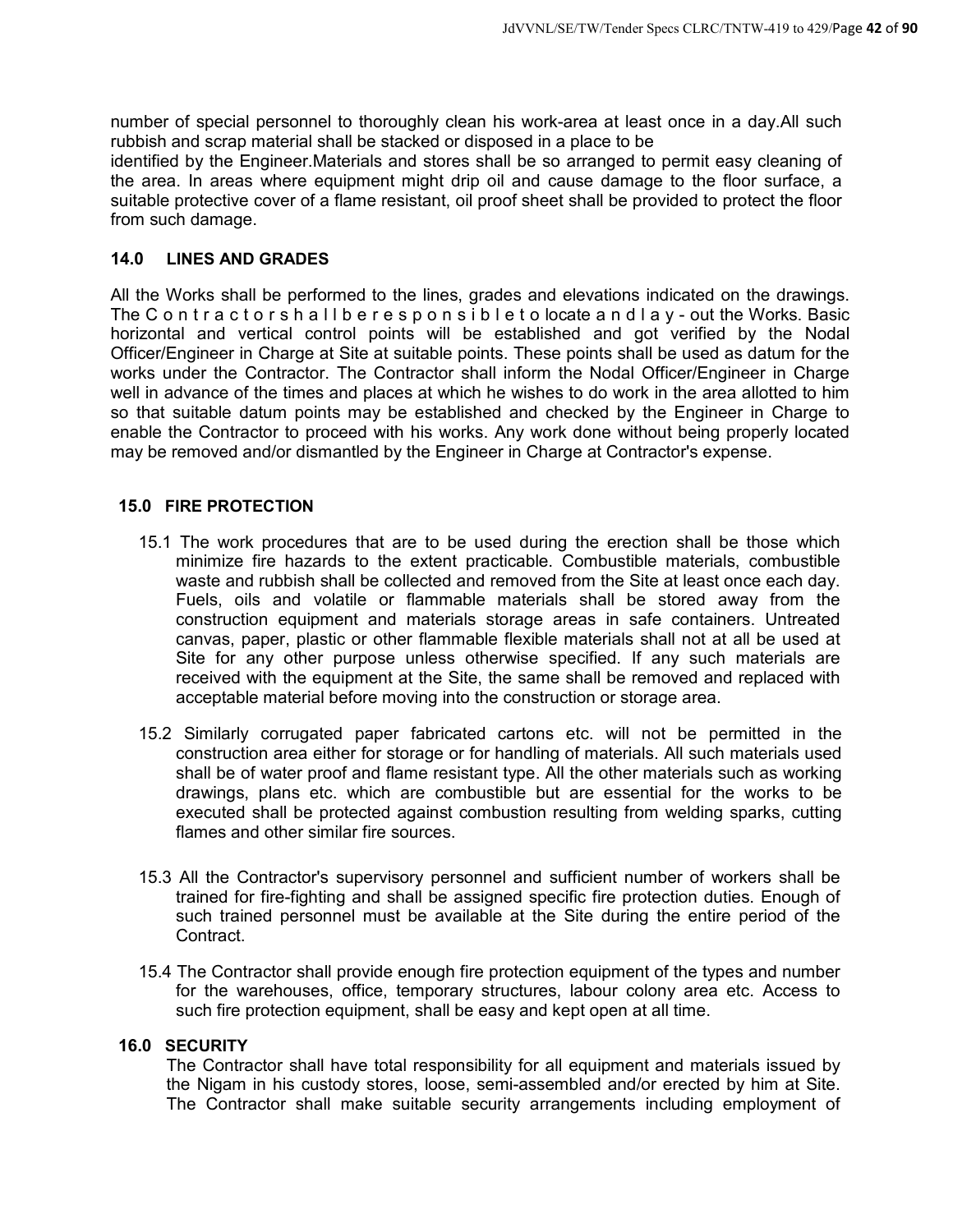number of special personnel to thoroughly clean his work-area at least once in a day.All such rubbish and scrap material shall be stacked or disposed in a place to be identified by the Engineer.Materials and stores shall be so arranged to permit easy cleaning of the area. In areas where equipment might drip oil and cause damage to the floor surface, a suitable protective cover of a flame resistant, oil proof sheet shall be provided to protect the floor from such damage.

## 14.0 LINES AND GRADES

All the Works shall be performed to the lines, grades and elevations indicated on the drawings. The Contractor shall be responsible to locate and lay - out the Works. Basic horizontal and vertical control points will be established and got verified by the Nodal Officer/Engineer in Charge at Site at suitable points. These points shall be used as datum for the works under the Contractor. The Contractor shall inform the Nodal Officer/Engineer in Charge well in advance of the times and places at which he wishes to do work in the area allotted to him so that suitable datum points may be established and checked by the Engineer in Charge to enable the Contractor to proceed with his works. Any work done without being properly located may be removed and/or dismantled by the Engineer in Charge at Contractor's expense.

## 15.0 FIRE PROTECTION

15.1 The work procedures that are to be used during the erection shall be those which minimize fire hazards to the extent practicable. Combustible materials, combustible waste and rubbish shall be collected and removed from the Site at least once each day. Fuels, oils and volatile or flammable materials shall be stored away from the construction equipment and materials storage areas in safe containers. Untreated canvas, paper, plastic or other flammable flexible materials shall not at all be used at Site for any other purpose unless otherwise specified. If any such materials are received with the equipment at the Site, the same shall be removed and replaced with acceptable material before moving into the construction or storage area.

15.2 Similarly corrugated paper fabricated cartons etc. will not be permitted in the construction area either for storage or for handling of materials. All such materials used shall be of water proof and flame resistant type. All the other materials such as working drawings, plans etc. which are combustible but are essential for the works to be executed shall be protected against combustion resulting from welding sparks, cutting flames and other similar fire sources.

15.3 All the Contractor's supervisory personnel and sufficient number of workers shall be trained for fire-fighting and shall be assigned specific fire protection duties. Enough of such trained personnel must be available at the Site during the entire period of the Contract.

15.4 The Contractor shall provide enough fire protection equipment of the types and number for the warehouses, office, temporary structures, labour colony area etc. Access to such fire protection equipment, shall be easy and kept open at all time.

## 16.0 SECURITY

The Contractor shall have total responsibility for all equipment and materials issued by the Nigam in his custody stores, loose, semi-assembled and/or erected by him at Site. The Contractor shall make suitable security arrangements including employment of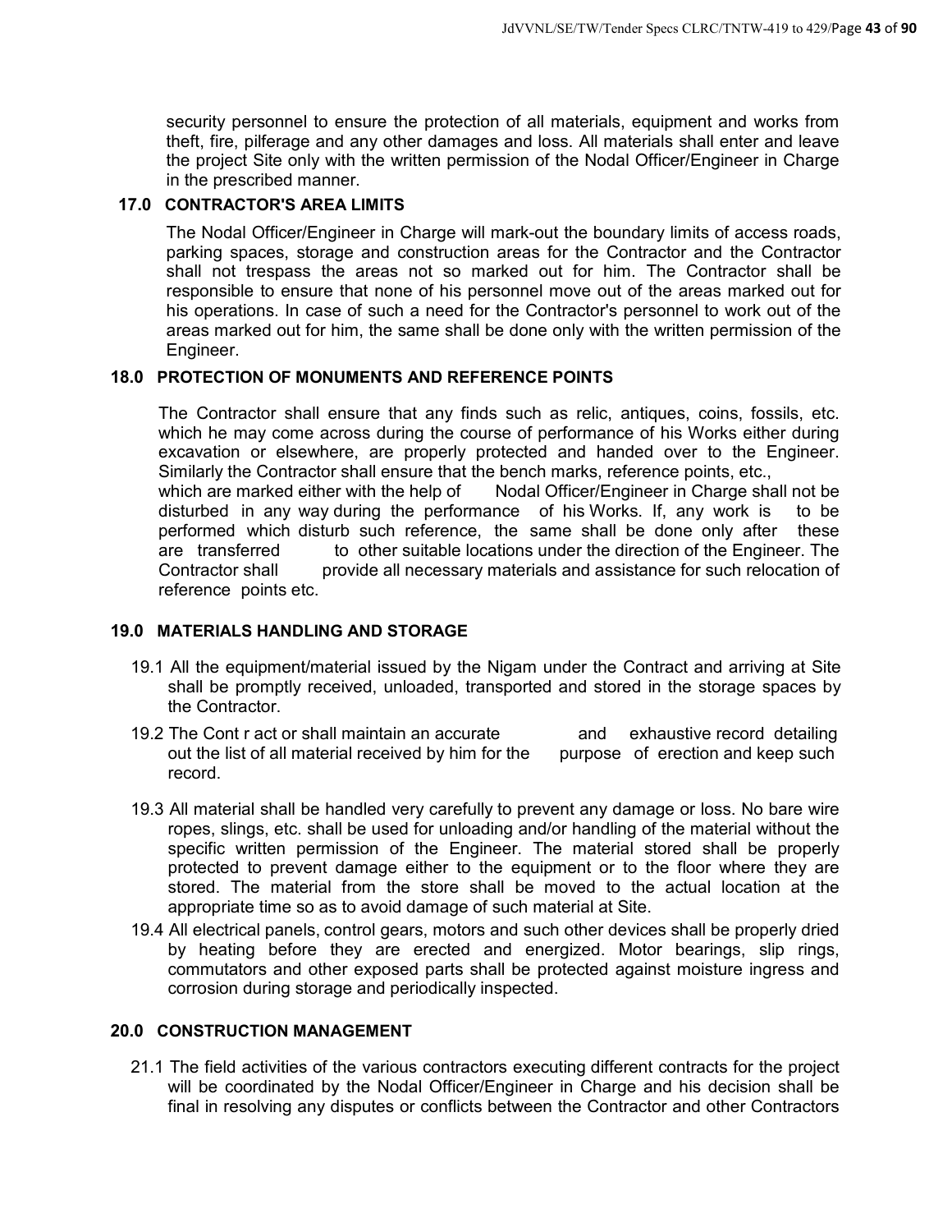security personnel to ensure the protection of all materials, equipment and works from theft, fire, pilferage and any other damages and loss. All materials shall enter and leave the project Site only with the written permission of the Nodal Officer/Engineer in Charge in the prescribed manner.

## 17.0 CONTRACTOR'S AREA LIMITS

The Nodal Officer/Engineer in Charge will mark-out the boundary limits of access roads, parking spaces, storage and construction areas for the Contractor and the Contractor shall not trespass the areas not so marked out for him. The Contractor shall be responsible to ensure that none of his personnel move out of the areas marked out for his operations. In case of such a need for the Contractor's personnel to work out of the areas marked out for him, the same shall be done only with the written permission of the Engineer.

## 18.0 PROTECTION OF MONUMENTS AND REFERENCE POINTS

The Contractor shall ensure that any finds such as relic, antiques, coins, fossils, etc. which he may come across during the course of performance of his Works either during excavation or elsewhere, are properly protected and handed over to the Engineer. Similarly the Contractor shall ensure that the bench marks, reference points, etc., which are marked either with the help of Nodal Officer/Engineer in Charge shall not be disturbed in any way during the performance of his Works. If, any work is to be performed which disturb such reference, the same shall be done only after these are transferred to other suitable locations under the direction of the Engineer. The Contractor shall provide all necessary materials and assistance for such relocation of reference points etc.

## 19.0 MATERIALS HANDLING AND STORAGE

19.1 All the equipment/material issued by the Nigam under the Contract and arriving at Site shall be promptly received, unloaded, transported and stored in the storage spaces by the Contractor.

19.2 The Cont r act or shall maintain an accurate and exhaustive record detailing out the list of all material received by him for the purpose of erection and keep such record.

19.3 All material shall be handled very carefully to prevent any damage or loss. No bare wire ropes, slings, etc. shall be used for unloading and/or handling of the material without the specific written permission of the Engineer. The material stored shall be properly protected to prevent damage either to the equipment or to the floor where they are stored. The material from the store shall be moved to the actual location at the appropriate time so as to avoid damage of such material at Site.

19.4 All electrical panels, control gears, motors and such other devices shall be properly dried by heating before they are erected and energized. Motor bearings, slip rings, commutators and other exposed parts shall be protected against moisture ingress and corrosion during storage and periodically inspected.

## 20.0 CONSTRUCTION MANAGEMENT

21.1 The field activities of the various contractors executing different contracts for the project will be coordinated by the Nodal Officer/Engineer in Charge and his decision shall be final in resolving any disputes or conflicts between the Contractor and other Contractors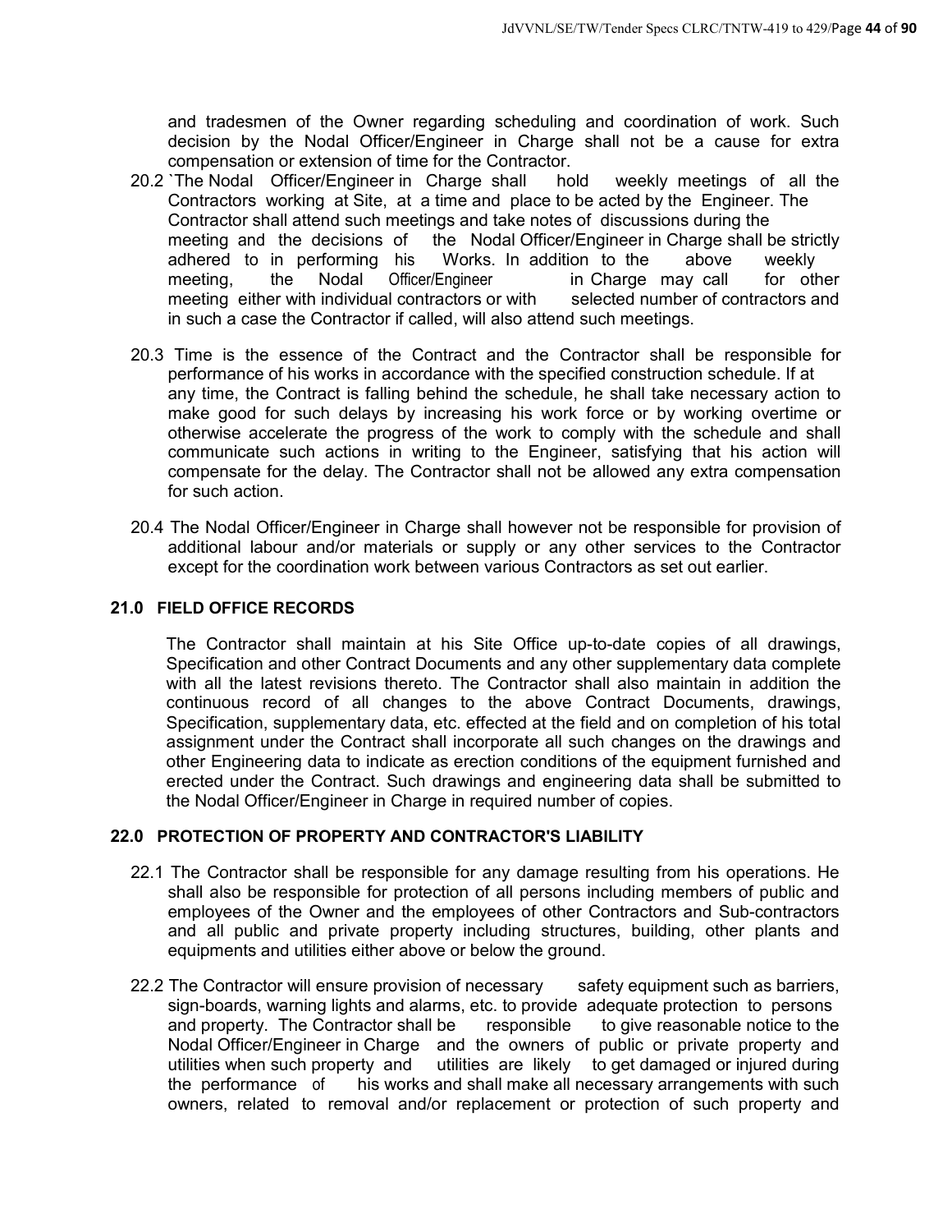and tradesmen of the Owner regarding scheduling and coordination of work. Such decision by the Nodal Officer/Engineer in Charge shall not be a cause for extra compensation or extension of time for the Contractor.

20.2 `The Nodal Officer/Engineer in Charge shall hold weekly meetings of all the Contractors working at Site, at a time and place to be acted by the Engineer. The Contractor shall attend such meetings and take notes of discussions during the meeting and the decisions of the Nodal Officer/Engineer in Charge shall be strictly adhered to in performing his Works. In addition to the above weekly meeting, the Nodal Officer/Engineer in Charge may call for other meeting either with individual contractors or with selected number of contractors and in such a case the Contractor if called, will also attend such meetings.

20.3 Time is the essence of the Contract and the Contractor shall be responsible for performance of his works in accordance with the specified construction schedule. If at any time, the Contract is falling behind the schedule, he shall take necessary action to make good for such delays by increasing his work force or by working overtime or otherwise accelerate the progress of the work to comply with the schedule and shall communicate such actions in writing to the Engineer, satisfying that his action will compensate for the delay. The Contractor shall not be allowed any extra compensation for such action.

20.4 The Nodal Officer/Engineer in Charge shall however not be responsible for provision of additional labour and/or materials or supply or any other services to the Contractor except for the coordination work between various Contractors as set out earlier.

## 21.0 FIELD OFFICE RECORDS

The Contractor shall maintain at his Site Office up-to-date copies of all drawings, Specification and other Contract Documents and any other supplementary data complete with all the latest revisions thereto. The Contractor shall also maintain in addition the continuous record of all changes to the above Contract Documents, drawings, Specification, supplementary data, etc. effected at the field and on completion of his total assignment under the Contract shall incorporate all such changes on the drawings and other Engineering data to indicate as erection conditions of the equipment furnished and erected under the Contract. Such drawings and engineering data shall be submitted to the Nodal Officer/Engineer in Charge in required number of copies.

## 22.0 PROTECTION OF PROPERTY AND CONTRACTOR'S LIABILITY

22.1 The Contractor shall be responsible for any damage resulting from his operations. He shall also be responsible for protection of all persons including members of public and employees of the Owner and the employees of other Contractors and Sub-contractors and all public and private property including structures, building, other plants and equipments and utilities either above or below the ground.

22.2 The Contractor will ensure provision of necessary safety equipment such as barriers, sign-boards, warning lights and alarms, etc. to provide adequate protection to persons and property. The Contractor shall be responsible to give reasonable notice to the Nodal Officer/Engineer in Charge and the owners of public or private property and utilities when such property and utilities are likely to get damaged or injured during the performance of his works and shall make all necessary arrangements with such owners, related to removal and/or replacement or protection of such property and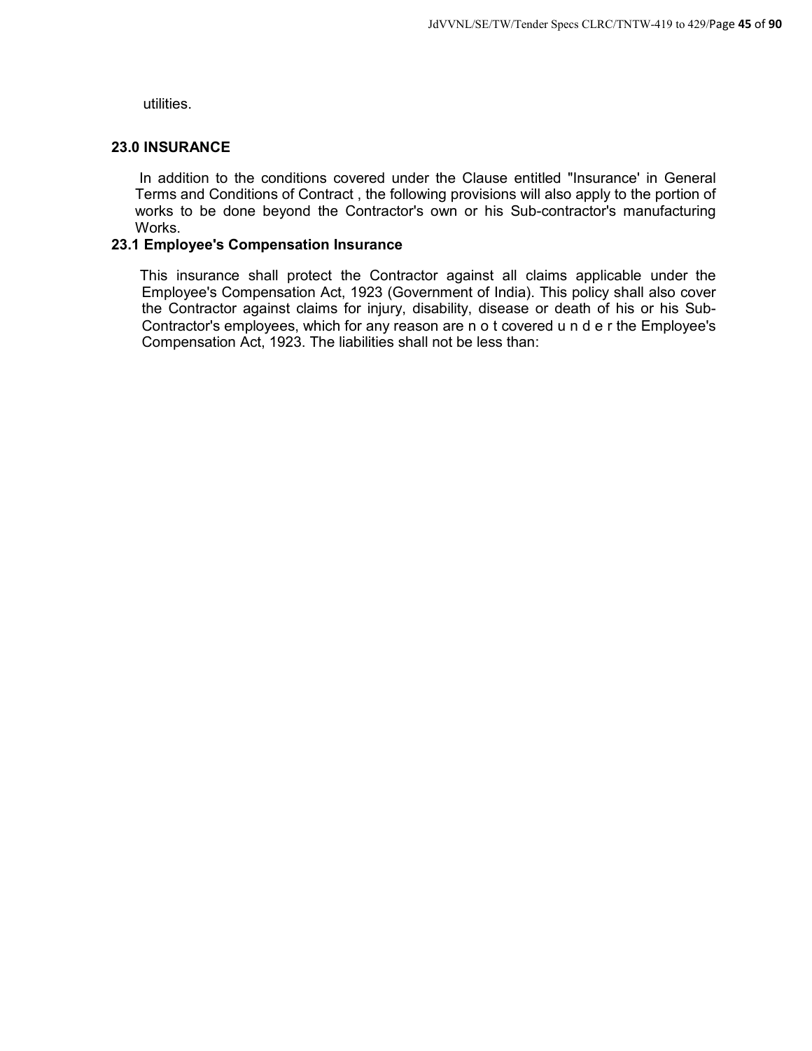utilities.

## 23.0 INSURANCE

In addition to the conditions covered under the Clause entitled "Insurance' in General Terms and Conditions of Contract , the following provisions will also apply to the portion of works to be done beyond the Contractor's own or his Sub-contractor's manufacturing Works.

### 23.1 Employee's Compensation Insurance

This insurance shall protect the Contractor against all claims applicable under the Employee's Compensation Act, 1923 (Government of India). This policy shall also cover the Contractor against claims for injury, disability, disease or death of his or his Sub-Contractor's employees, which for any reason are not covered under the Employee's Compensation Act, 1923. The liabilities shall not be less than: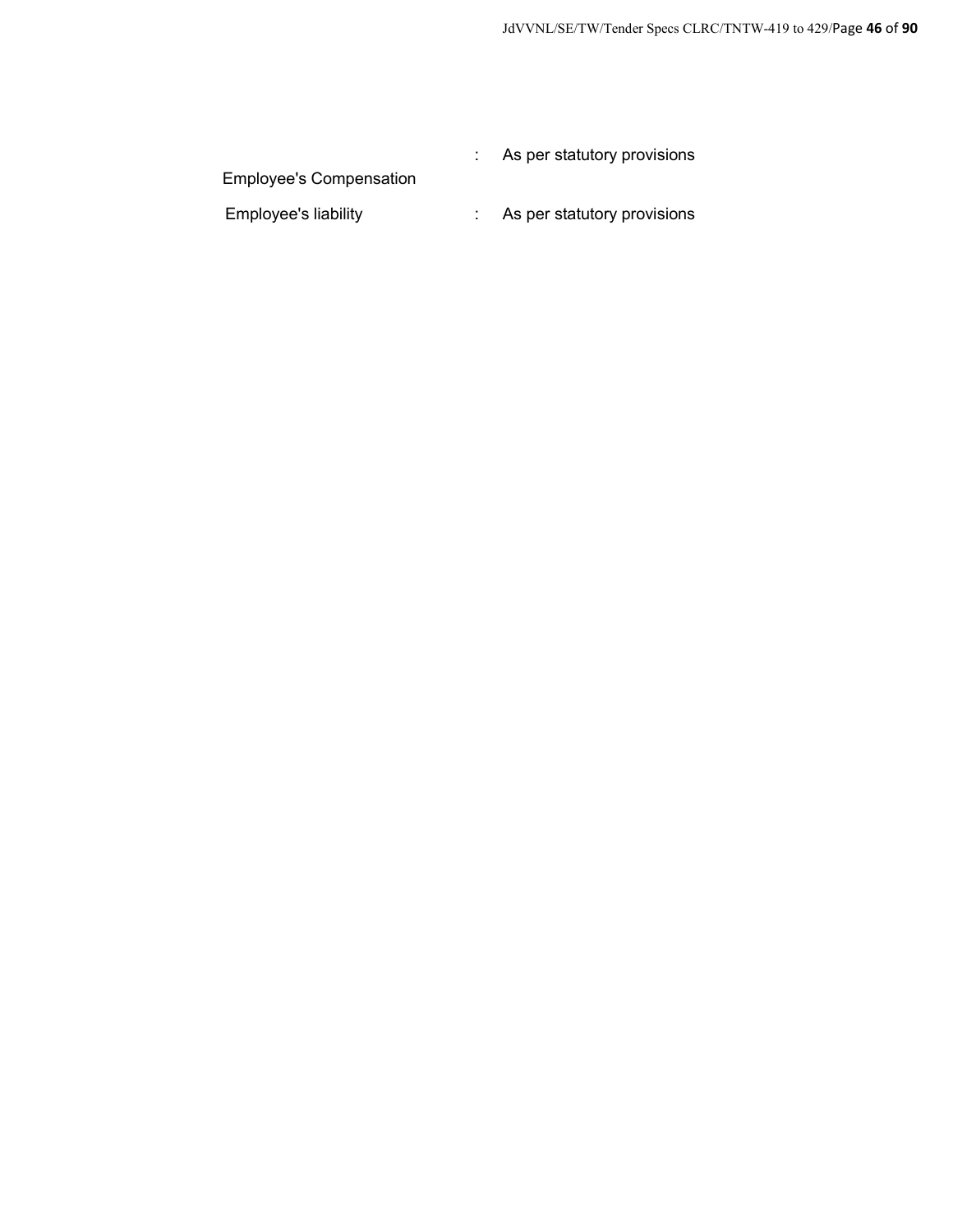| | | |
|---|---|---|
| Employee's Compensation | : | As per statutory provisions |
| Employee's liability | : | As per statutory provisions |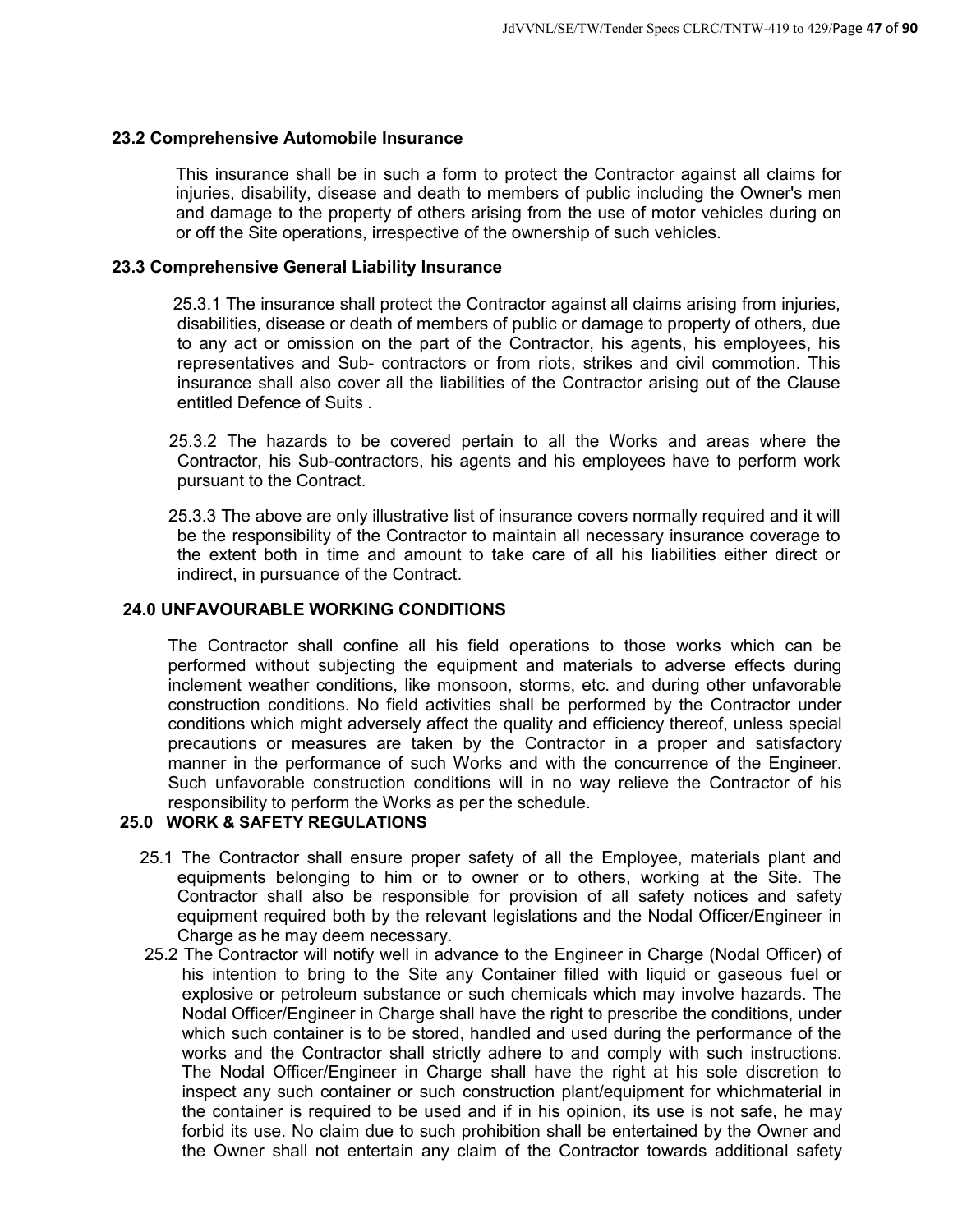### 23.2 Comprehensive Automobile Insurance

This insurance shall be in such a form to protect the Contractor against all claims for injuries, disability, disease and death to members of public including the Owner's men and damage to the property of others arising from the use of motor vehicles during on or off the Site operations, irrespective of the ownership of such vehicles.

### 23.3 Comprehensive General Liability Insurance

25.3.1 The insurance shall protect the Contractor against all claims arising from injuries, disabilities, disease or death of members of public or damage to property of others, due to any act or omission on the part of the Contractor, his agents, his employees, his representatives and Sub- contractors or from riots, strikes and civil commotion. This insurance shall also cover all the liabilities of the Contractor arising out of the Clause entitled Defence of Suits .

25.3.2 The hazards to be covered pertain to all the Works and areas where the Contractor, his Sub-contractors, his agents and his employees have to perform work pursuant to the Contract.

25.3.3 The above are only illustrative list of insurance covers normally required and it will be the responsibility of the Contractor to maintain all necessary insurance coverage to the extent both in time and amount to take care of all his liabilities either direct or indirect, in pursuance of the Contract.

## 24.0 UNFAVOURABLE WORKING CONDITIONS

The Contractor shall confine all his field operations to those works which can be performed without subjecting the equipment and materials to adverse effects during inclement weather conditions, like monsoon, storms, etc. and during other unfavorable construction conditions. No field activities shall be performed by the Contractor under conditions which might adversely affect the quality and efficiency thereof, unless special precautions or measures are taken by the Contractor in a proper and satisfactory manner in the performance of such Works and with the concurrence of the Engineer. Such unfavorable construction conditions will in no way relieve the Contractor of his responsibility to perform the Works as per the schedule.

## 25.0 WORK & SAFETY REGULATIONS

25.1 The Contractor shall ensure proper safety of all the Employee, materials plant and equipments belonging to him or to owner or to others, working at the Site. The Contractor shall also be responsible for provision of all safety notices and safety equipment required both by the relevant legislations and the Nodal Officer/Engineer in Charge as he may deem necessary.

25.2 The Contractor will notify well in advance to the Engineer in Charge (Nodal Officer) of his intention to bring to the Site any Container filled with liquid or gaseous fuel or explosive or petroleum substance or such chemicals which may involve hazards. The Nodal Officer/Engineer in Charge shall have the right to prescribe the conditions, under which such container is to be stored, handled and used during the performance of the works and the Contractor shall strictly adhere to and comply with such instructions. The Nodal Officer/Engineer in Charge shall have the right at his sole discretion to inspect any such container or such construction plant/equipment for whichmaterial in the container is required to be used and if in his opinion, its use is not safe, he may forbid its use. No claim due to such prohibition shall be entertained by the Owner and the Owner shall not entertain any claim of the Contractor towards additional safety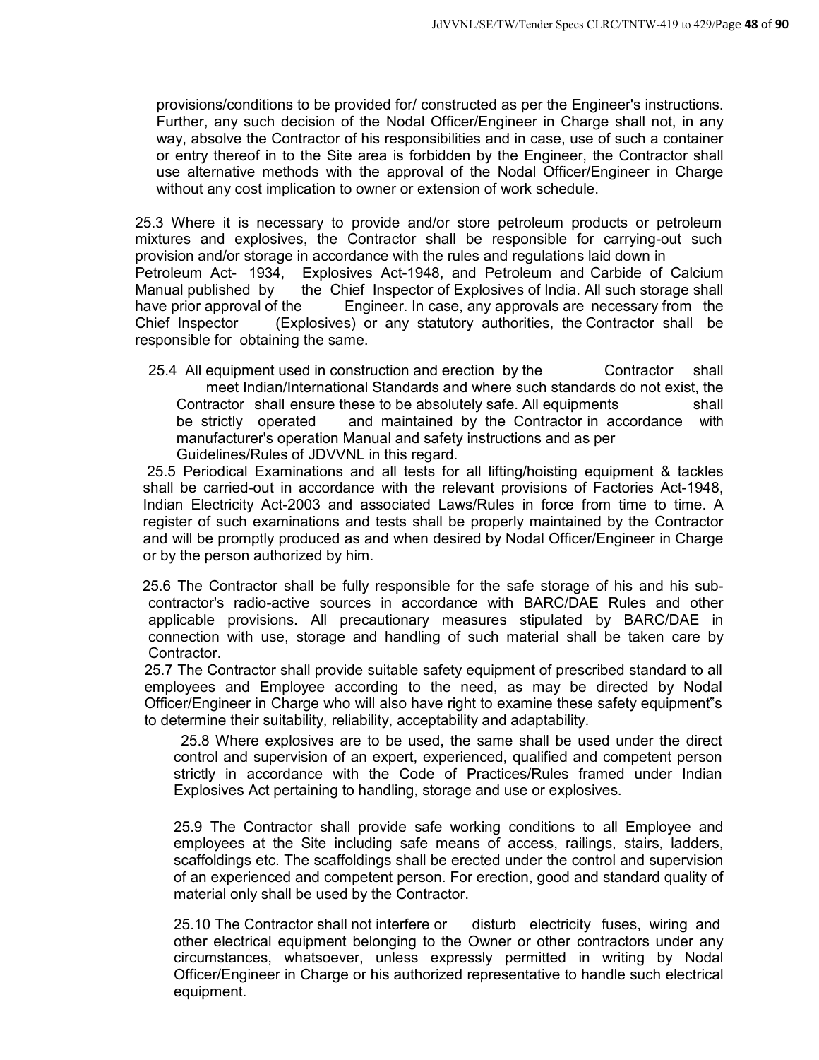provisions/conditions to be provided for/ constructed as per the Engineer's instructions. Further, any such decision of the Nodal Officer/Engineer in Charge shall not, in any way, absolve the Contractor of his responsibilities and in case, use of such a container or entry thereof in to the Site area is forbidden by the Engineer, the Contractor shall use alternative methods with the approval of the Nodal Officer/Engineer in Charge without any cost implication to owner or extension of work schedule.

25.3 Where it is necessary to provide and/or store petroleum products or petroleum mixtures and explosives, the Contractor shall be responsible for carrying-out such provision and/or storage in accordance with the rules and regulations laid down in Petroleum Act- 1934, Explosives Act-1948, and Petroleum and Carbide of Calcium Manual published by the Chief Inspector of Explosives of India. All such storage shall have prior approval of the Engineer. In case, any approvals are necessary from the Chief Inspector (Explosives) or any statutory authorities, the Contractor shall be responsible for obtaining the same.

25.4 All equipment used in construction and erection by the Contractor shall meet Indian/International Standards and where such standards do not exist, the Contractor shall ensure these to be absolutely safe. All equipments shall be strictly operated and maintained by the Contractor in accordance with manufacturer's operation Manual and safety instructions and as per Guidelines/Rules of JDVVNL in this regard.

25.5 Periodical Examinations and all tests for all lifting/hoisting equipment & tackles shall be carried-out in accordance with the relevant provisions of Factories Act-1948, Indian Electricity Act-2003 and associated Laws/Rules in force from time to time. A register of such examinations and tests shall be properly maintained by the Contractor and will be promptly produced as and when desired by Nodal Officer/Engineer in Charge or by the person authorized by him.

25.6 The Contractor shall be fully responsible for the safe storage of his and his sub-contractor's radio-active sources in accordance with BARC/DAE Rules and other applicable provisions. All precautionary measures stipulated by BARC/DAE in connection with use, storage and handling of such material shall be taken care by Contractor.

25.7 The Contractor shall provide suitable safety equipment of prescribed standard to all employees and Employee according to the need, as may be directed by Nodal Officer/Engineer in Charge who will also have right to examine these safety equipment"s to determine their suitability, reliability, acceptability and adaptability.

25.8 Where explosives are to be used, the same shall be used under the direct control and supervision of an expert, experienced, qualified and competent person strictly in accordance with the Code of Practices/Rules framed under Indian Explosives Act pertaining to handling, storage and use or explosives.

25.9 The Contractor shall provide safe working conditions to all Employee and employees at the Site including safe means of access, railings, stairs, ladders, scaffoldings etc. The scaffoldings shall be erected under the control and supervision of an experienced and competent person. For erection, good and standard quality of material only shall be used by the Contractor.

25.10 The Contractor shall not interfere or disturb electricity fuses, wiring and other electrical equipment belonging to the Owner or other contractors under any circumstances, whatsoever, unless expressly permitted in writing by Nodal Officer/Engineer in Charge or his authorized representative to handle such electrical equipment.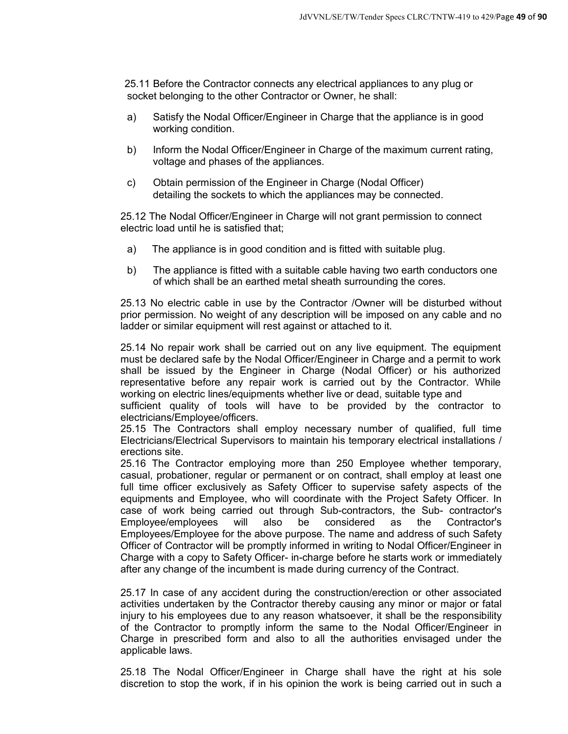25.11 Before the Contractor connects any electrical appliances to any plug or socket belonging to the other Contractor or Owner, he shall:

a) Satisfy the Nodal Officer/Engineer in Charge that the appliance is in good working condition.

b) Inform the Nodal Officer/Engineer in Charge of the maximum current rating, voltage and phases of the appliances.

c) Obtain permission of the Engineer in Charge (Nodal Officer) detailing the sockets to which the appliances may be connected.

25.12 The Nodal Officer/Engineer in Charge will not grant permission to connect electric load until he is satisfied that;

a) The appliance is in good condition and is fitted with suitable plug.

b) The appliance is fitted with a suitable cable having two earth conductors one of which shall be an earthed metal sheath surrounding the cores.

25.13 No electric cable in use by the Contractor /Owner will be disturbed without prior permission. No weight of any description will be imposed on any cable and no ladder or similar equipment will rest against or attached to it.

25.14 No repair work shall be carried out on any live equipment. The equipment must be declared safe by the Nodal Officer/Engineer in Charge and a permit to work shall be issued by the Engineer in Charge (Nodal Officer) or his authorized representative before any repair work is carried out by the Contractor. While working on electric lines/equipments whether live or dead, suitable type and sufficient quality of tools will have to be provided by the contractor to electricians/Employee/officers.

25.15 The Contractors shall employ necessary number of qualified, full time Electricians/Electrical Supervisors to maintain his temporary electrical installations / erections site.

25.16 The Contractor employing more than 250 Employee whether temporary, casual, probationer, regular or permanent or on contract, shall employ at least one full time officer exclusively as Safety Officer to supervise safety aspects of the equipments and Employee, who will coordinate with the Project Safety Officer. In case of work being carried out through Sub-contractors, the Sub- contractor's Employee/employees will also be considered as the Contractor's Employees/Employee for the above purpose. The name and address of such Safety Officer of Contractor will be promptly informed in writing to Nodal Officer/Engineer in Charge with a copy to Safety Officer- in-charge before he starts work or immediately after any change of the incumbent is made during currency of the Contract.

25.17 In case of any accident during the construction/erection or other associated activities undertaken by the Contractor thereby causing any minor or major or fatal injury to his employees due to any reason whatsoever, it shall be the responsibility of the Contractor to promptly inform the same to the Nodal Officer/Engineer in Charge in prescribed form and also to all the authorities envisaged under the applicable laws.

25.18 The Nodal Officer/Engineer in Charge shall have the right at his sole discretion to stop the work, if in his opinion the work is being carried out in such a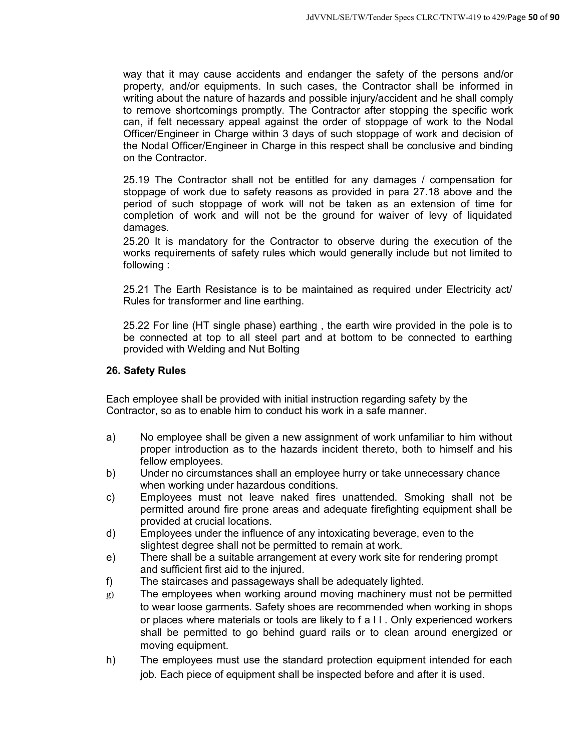way that it may cause accidents and endanger the safety of the persons and/or property, and/or equipments. In such cases, the Contractor shall be informed in writing about the nature of hazards and possible injury/accident and he shall comply to remove shortcomings promptly. The Contractor after stopping the specific work can, if felt necessary appeal against the order of stoppage of work to the Nodal Officer/Engineer in Charge within 3 days of such stoppage of work and decision of the Nodal Officer/Engineer in Charge in this respect shall be conclusive and binding on the Contractor.

25.19 The Contractor shall not be entitled for any damages / compensation for stoppage of work due to safety reasons as provided in para 27.18 above and the period of such stoppage of work will not be taken as an extension of time for completion of work and will not be the ground for waiver of levy of liquidated damages.

25.20 It is mandatory for the Contractor to observe during the execution of the works requirements of safety rules which would generally include but not limited to following :

25.21 The Earth Resistance is to be maintained as required under Electricity act/ Rules for transformer and line earthing.

25.22 For line (HT single phase) earthing , the earth wire provided in the pole is to be connected at top to all steel part and at bottom to be connected to earthing provided with Welding and Nut Bolting

**26. Safety Rules**

Each employee shall be provided with initial instruction regarding safety by the Contractor, so as to enable him to conduct his work in a safe manner.

a) No employee shall be given a new assignment of work unfamiliar to him without proper introduction as to the hazards incident thereto, both to himself and his fellow employees.

b) Under no circumstances shall an employee hurry or take unnecessary chance when working under hazardous conditions.

c) Employees must not leave naked fires unattended. Smoking shall not be permitted around fire prone areas and adequate firefighting equipment shall be provided at crucial locations.

d) Employees under the influence of any intoxicating beverage, even to the slightest degree shall not be permitted to remain at work.

e) There shall be a suitable arrangement at every work site for rendering prompt and sufficient first aid to the injured.

f) The staircases and passageways shall be adequately lighted.

g) The employees when working around moving machinery must not be permitted to wear loose garments. Safety shoes are recommended when working in shops or places where materials or tools are likely to f a l l . Only experienced workers shall be permitted to go behind guard rails or to clean around energized or moving equipment.

h) The employees must use the standard protection equipment intended for each job. Each piece of equipment shall be inspected before and after it is used.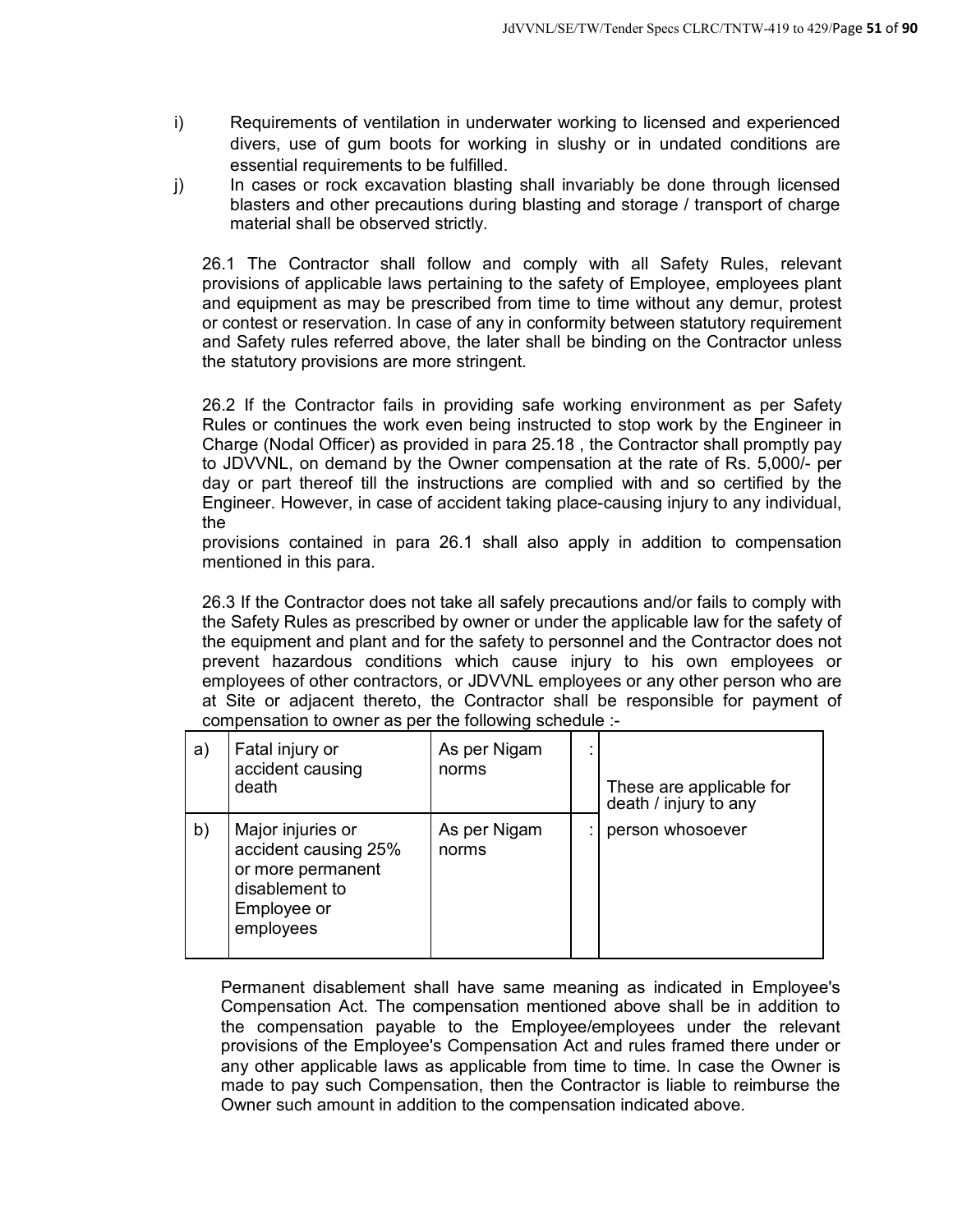i) Requirements of ventilation in underwater working to licensed and experienced divers, use of gum boots for working in slushy or in undated conditions are essential requirements to be fulfilled.

j) In cases or rock excavation blasting shall invariably be done through licensed blasters and other precautions during blasting and storage / transport of charge material shall be observed strictly.

26.1 The Contractor shall follow and comply with all Safety Rules, relevant provisions of applicable laws pertaining to the safety of Employee, employees plant and equipment as may be prescribed from time to time without any demur, protest or contest or reservation. In case of any in conformity between statutory requirement and Safety rules referred above, the later shall be binding on the Contractor unless the statutory provisions are more stringent.

26.2 If the Contractor fails in providing safe working environment as per Safety Rules or continues the work even being instructed to stop work by the Engineer in Charge (Nodal Officer) as provided in para 25.18 , the Contractor shall promptly pay to JDVVNL, on demand by the Owner compensation at the rate of Rs. 5,000/- per day or part thereof till the instructions are complied with and so certified by the Engineer. However, in case of accident taking place-causing injury to any individual, the provisions contained in para 26.1 shall also apply in addition to compensation mentioned in this para.

26.3 If the Contractor does not take all safely precautions and/or fails to comply with the Safety Rules as prescribed by owner or under the applicable law for the safety of the equipment and plant and for the safety to personnel and the Contractor does not prevent hazardous conditions which cause injury to his own employees or employees of other contractors, or JDVVNL employees or any other person who are at Site or adjacent thereto, the Contractor shall be responsible for payment of compensation to owner as per the following schedule :-

| | | | | |
|---|---|---|---|---|
| a) | Fatal injury or accident causing death | As per Nigam norms | : | These are applicable for death / injury to any person whosoever |
| b) | Major injuries or accident causing 25% or more permanent disablement to Employee or employees | As per Nigam norms | : | |

Permanent disablement shall have same meaning as indicated in Employee's Compensation Act. The compensation mentioned above shall be in addition to the compensation payable to the Employee/employees under the relevant provisions of the Employee's Compensation Act and rules framed there under or any other applicable laws as applicable from time to time. In case the Owner is made to pay such Compensation, then the Contractor is liable to reimburse the Owner such amount in addition to the compensation indicated above.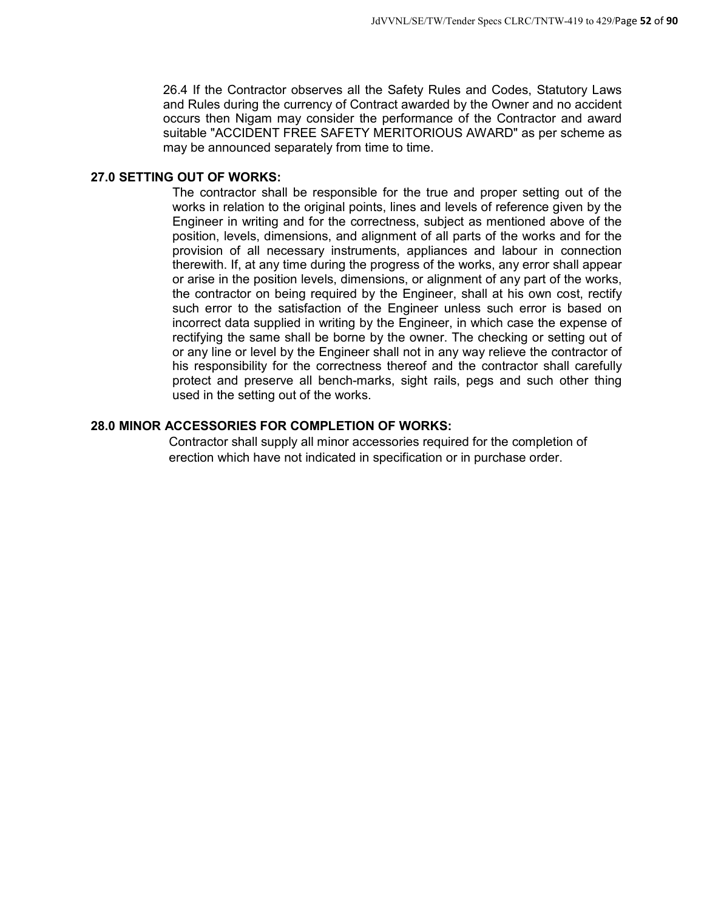26.4 If the Contractor observes all the Safety Rules and Codes, Statutory Laws and Rules during the currency of Contract awarded by the Owner and no accident occurs then Nigam may consider the performance of the Contractor and award suitable "ACCIDENT FREE SAFETY MERITORIOUS AWARD" as per scheme as may be announced separately from time to time.

## 27.0 SETTING OUT OF WORKS:

The contractor shall be responsible for the true and proper setting out of the works in relation to the original points, lines and levels of reference given by the Engineer in writing and for the correctness, subject as mentioned above of the position, levels, dimensions, and alignment of all parts of the works and for the provision of all necessary instruments, appliances and labour in connection therewith. If, at any time during the progress of the works, any error shall appear or arise in the position levels, dimensions, or alignment of any part of the works, the contractor on being required by the Engineer, shall at his own cost, rectify such error to the satisfaction of the Engineer unless such error is based on incorrect data supplied in writing by the Engineer, in which case the expense of rectifying the same shall be borne by the owner. The checking or setting out of or any line or level by the Engineer shall not in any way relieve the contractor of his responsibility for the correctness thereof and the contractor shall carefully protect and preserve all bench-marks, sight rails, pegs and such other thing used in the setting out of the works.

## 28.0 MINOR ACCESSORIES FOR COMPLETION OF WORKS:

Contractor shall supply all minor accessories required for the completion of erection which have not indicated in specification or in purchase order.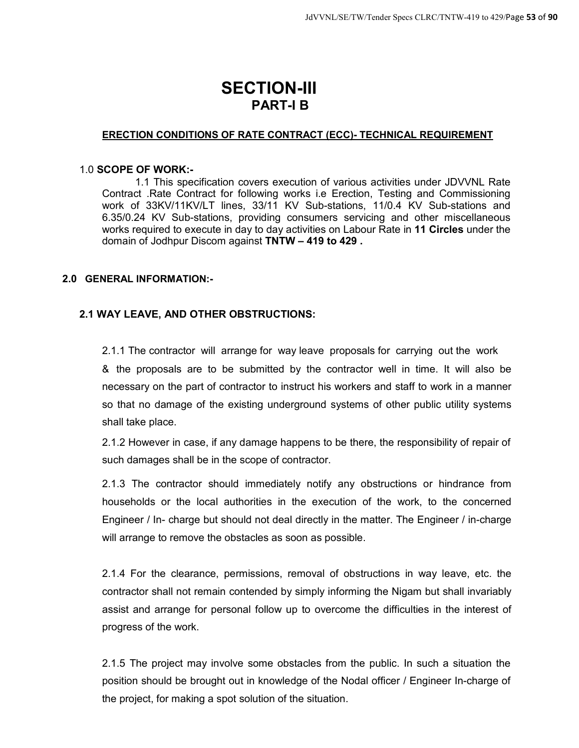# SECTION-III
## PART-I B

**ERECTION CONDITIONS OF RATE CONTRACT (ECC)- TECHNICAL REQUIREMENT**

1.0 **SCOPE OF WORK:-**

1.1 This specification covers execution of various activities under JDVVNL Rate Contract .Rate Contract for following works i.e Erection, Testing and Commissioning work of 33KV/11KV/LT lines, 33/11 KV Sub-stations, 11/0.4 KV Sub-stations and 6.35/0.24 KV Sub-stations, providing consumers servicing and other miscellaneous works required to execute in day to day activities on Labour Rate in **11 Circles** under the domain of Jodhpur Discom against **TNTW – 419 to 429 .**

**2.0 GENERAL INFORMATION:-**

**2.1 WAY LEAVE, AND OTHER OBSTRUCTIONS:**

2.1.1 The contractor will arrange for way leave proposals for carrying out the work & the proposals are to be submitted by the contractor well in time. It will also be necessary on the part of contractor to instruct his workers and staff to work in a manner so that no damage of the existing underground systems of other public utility systems shall take place.

2.1.2 However in case, if any damage happens to be there, the responsibility of repair of such damages shall be in the scope of contractor.

2.1.3 The contractor should immediately notify any obstructions or hindrance from households or the local authorities in the execution of the work, to the concerned Engineer / In- charge but should not deal directly in the matter. The Engineer / in-charge will arrange to remove the obstacles as soon as possible.

2.1.4 For the clearance, permissions, removal of obstructions in way leave, etc. the contractor shall not remain contended by simply informing the Nigam but shall invariably assist and arrange for personal follow up to overcome the difficulties in the interest of progress of the work.

2.1.5 The project may involve some obstacles from the public. In such a situation the position should be brought out in knowledge of the Nodal officer / Engineer In-charge of the project, for making a spot solution of the situation.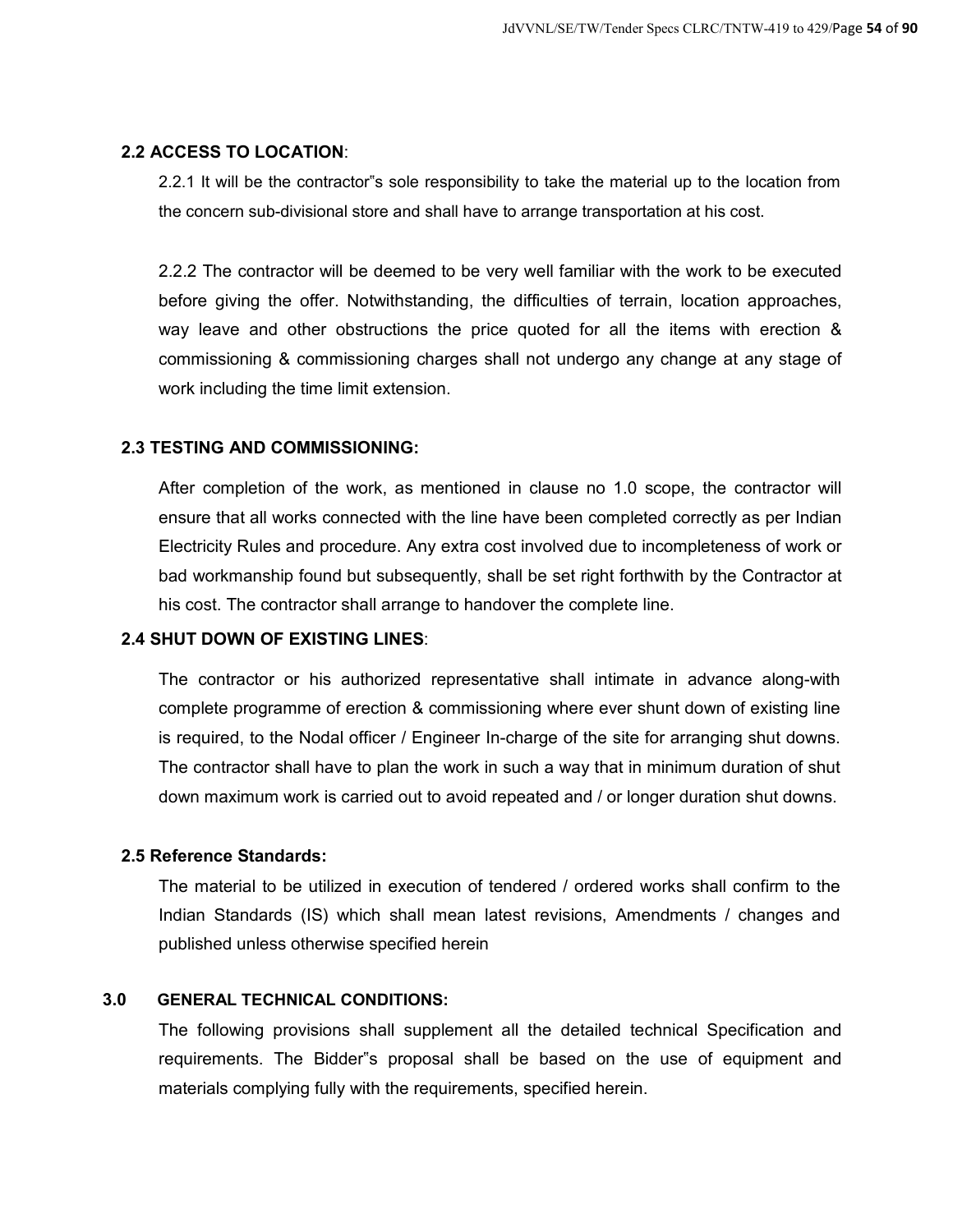**2.2 ACCESS TO LOCATION**:

2.2.1 It will be the contractor"s sole responsibility to take the material up to the location from the concern sub-divisional store and shall have to arrange transportation at his cost.

2.2.2 The contractor will be deemed to be very well familiar with the work to be executed before giving the offer. Notwithstanding, the difficulties of terrain, location approaches, way leave and other obstructions the price quoted for all the items with erection & commissioning & commissioning charges shall not undergo any change at any stage of work including the time limit extension.

**2.3 TESTING AND COMMISSIONING:**

After completion of the work, as mentioned in clause no 1.0 scope, the contractor will ensure that all works connected with the line have been completed correctly as per Indian Electricity Rules and procedure. Any extra cost involved due to incompleteness of work or bad workmanship found but subsequently, shall be set right forthwith by the Contractor at his cost. The contractor shall arrange to handover the complete line.

**2.4 SHUT DOWN OF EXISTING LINES**:

The contractor or his authorized representative shall intimate in advance along-with complete programme of erection & commissioning where ever shunt down of existing line is required, to the Nodal officer / Engineer In-charge of the site for arranging shut downs. The contractor shall have to plan the work in such a way that in minimum duration of shut down maximum work is carried out to avoid repeated and / or longer duration shut downs.

**2.5 Reference Standards:**

The material to be utilized in execution of tendered / ordered works shall confirm to the Indian Standards (IS) which shall mean latest revisions, Amendments / changes and published unless otherwise specified herein

**3.0 GENERAL TECHNICAL CONDITIONS:**

The following provisions shall supplement all the detailed technical Specification and requirements. The Bidder"s proposal shall be based on the use of equipment and materials complying fully with the requirements, specified herein.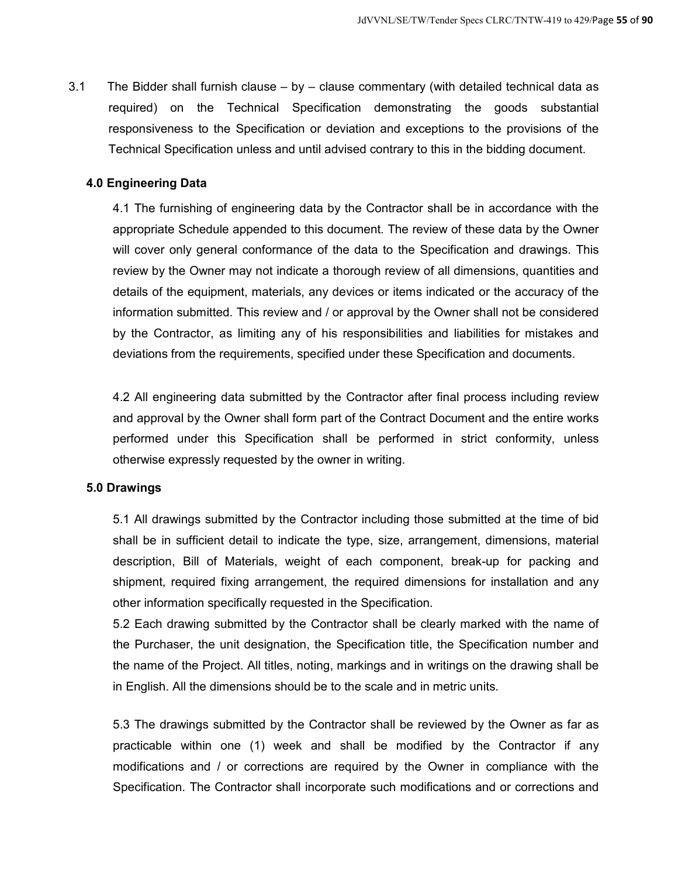3.1 The Bidder shall furnish clause – by – clause commentary (with detailed technical data as required) on the Technical Specification demonstrating the goods substantial responsiveness to the Specification or deviation and exceptions to the provisions of the Technical Specification unless and until advised contrary to this in the bidding document.

**4.0 Engineering Data**

4.1 The furnishing of engineering data by the Contractor shall be in accordance with the appropriate Schedule appended to this document. The review of these data by the Owner will cover only general conformance of the data to the Specification and drawings. This review by the Owner may not indicate a thorough review of all dimensions, quantities and details of the equipment, materials, any devices or items indicated or the accuracy of the information submitted. This review and / or approval by the Owner shall not be considered by the Contractor, as limiting any of his responsibilities and liabilities for mistakes and deviations from the requirements, specified under these Specification and documents.

4.2 All engineering data submitted by the Contractor after final process including review and approval by the Owner shall form part of the Contract Document and the entire works performed under this Specification shall be performed in strict conformity, unless otherwise expressly requested by the owner in writing.

**5.0 Drawings**

5.1 All drawings submitted by the Contractor including those submitted at the time of bid shall be in sufficient detail to indicate the type, size, arrangement, dimensions, material description, Bill of Materials, weight of each component, break-up for packing and shipment, required fixing arrangement, the required dimensions for installation and any other information specifically requested in the Specification.

5.2 Each drawing submitted by the Contractor shall be clearly marked with the name of the Purchaser, the unit designation, the Specification title, the Specification number and the name of the Project. All titles, noting, markings and in writings on the drawing shall be in English. All the dimensions should be to the scale and in metric units.

5.3 The drawings submitted by the Contractor shall be reviewed by the Owner as far as practicable within one (1) week and shall be modified by the Contractor if any modifications and / or corrections are required by the Owner in compliance with the Specification. The Contractor shall incorporate such modifications and or corrections and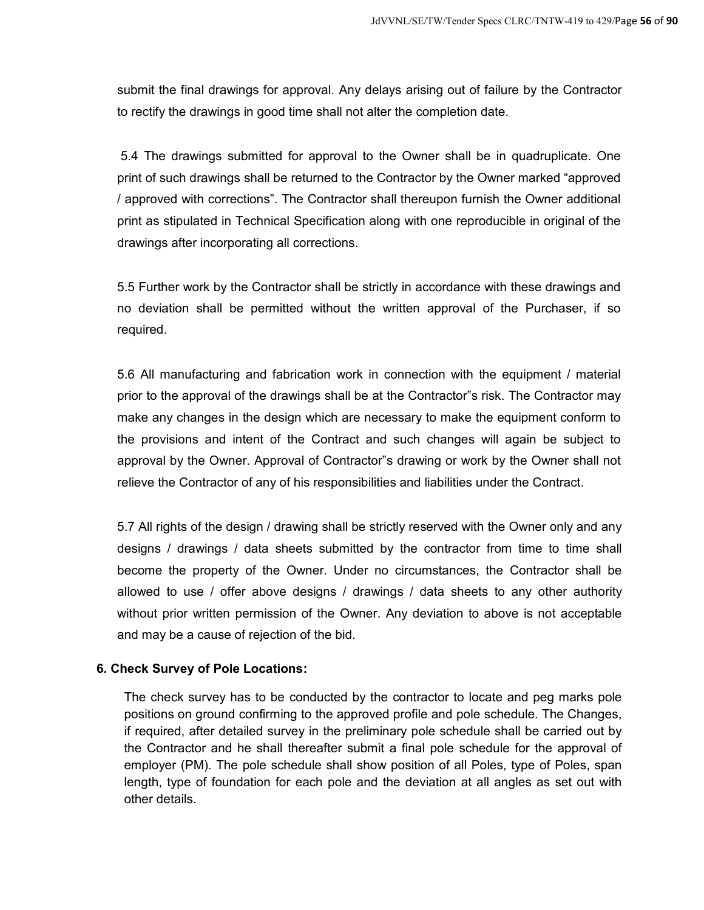submit the final drawings for approval. Any delays arising out of failure by the Contractor to rectify the drawings in good time shall not alter the completion date.

5.4 The drawings submitted for approval to the Owner shall be in quadruplicate. One print of such drawings shall be returned to the Contractor by the Owner marked "approved / approved with corrections". The Contractor shall thereupon furnish the Owner additional print as stipulated in Technical Specification along with one reproducible in original of the drawings after incorporating all corrections.

5.5 Further work by the Contractor shall be strictly in accordance with these drawings and no deviation shall be permitted without the written approval of the Purchaser, if so required.

5.6 All manufacturing and fabrication work in connection with the equipment / material prior to the approval of the drawings shall be at the Contractor"s risk. The Contractor may make any changes in the design which are necessary to make the equipment conform to the provisions and intent of the Contract and such changes will again be subject to approval by the Owner. Approval of Contractor"s drawing or work by the Owner shall not relieve the Contractor of any of his responsibilities and liabilities under the Contract.

5.7 All rights of the design / drawing shall be strictly reserved with the Owner only and any designs / drawings / data sheets submitted by the contractor from time to time shall become the property of the Owner. Under no circumstances, the Contractor shall be allowed to use / offer above designs / drawings / data sheets to any other authority without prior written permission of the Owner. Any deviation to above is not acceptable and may be a cause of rejection of the bid.

**6. Check Survey of Pole Locations:**

The check survey has to be conducted by the contractor to locate and peg marks pole positions on ground confirming to the approved profile and pole schedule. The Changes, if required, after detailed survey in the preliminary pole schedule shall be carried out by the Contractor and he shall thereafter submit a final pole schedule for the approval of employer (PM). The pole schedule shall show position of all Poles, type of Poles, span length, type of foundation for each pole and the deviation at all angles as set out with other details.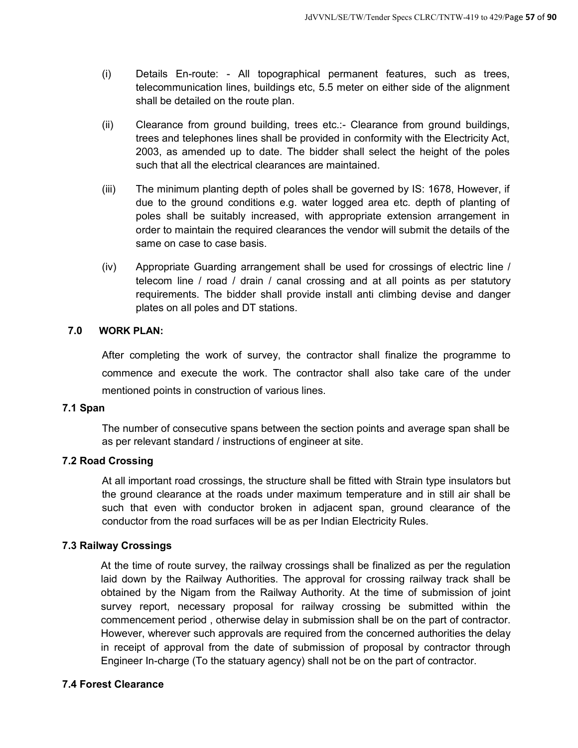(i) Details En-route: - All topographical permanent features, such as trees, telecommunication lines, buildings etc, 5.5 meter on either side of the alignment shall be detailed on the route plan.

(ii) Clearance from ground building, trees etc.:- Clearance from ground buildings, trees and telephones lines shall be provided in conformity with the Electricity Act, 2003, as amended up to date. The bidder shall select the height of the poles such that all the electrical clearances are maintained.

(iii) The minimum planting depth of poles shall be governed by IS: 1678, However, if due to the ground conditions e.g. water logged area etc. depth of planting of poles shall be suitably increased, with appropriate extension arrangement in order to maintain the required clearances the vendor will submit the details of the same on case to case basis.

(iv) Appropriate Guarding arrangement shall be used for crossings of electric line / telecom line / road / drain / canal crossing and at all points as per statutory requirements. The bidder shall provide install anti climbing devise and danger plates on all poles and DT stations.

## 7.0 WORK PLAN:

After completing the work of survey, the contractor shall finalize the programme to commence and execute the work. The contractor shall also take care of the under mentioned points in construction of various lines.

### 7.1 Span

The number of consecutive spans between the section points and average span shall be as per relevant standard / instructions of engineer at site.

### 7.2 Road Crossing

At all important road crossings, the structure shall be fitted with Strain type insulators but the ground clearance at the roads under maximum temperature and in still air shall be such that even with conductor broken in adjacent span, ground clearance of the conductor from the road surfaces will be as per Indian Electricity Rules.

### 7.3 Railway Crossings

At the time of route survey, the railway crossings shall be finalized as per the regulation laid down by the Railway Authorities. The approval for crossing railway track shall be obtained by the Nigam from the Railway Authority. At the time of submission of joint survey report, necessary proposal for railway crossing be submitted within the commencement period , otherwise delay in submission shall be on the part of contractor. However, wherever such approvals are required from the concerned authorities the delay in receipt of approval from the date of submission of proposal by contractor through Engineer In-charge (To the statuary agency) shall not be on the part of contractor.

### 7.4 Forest Clearance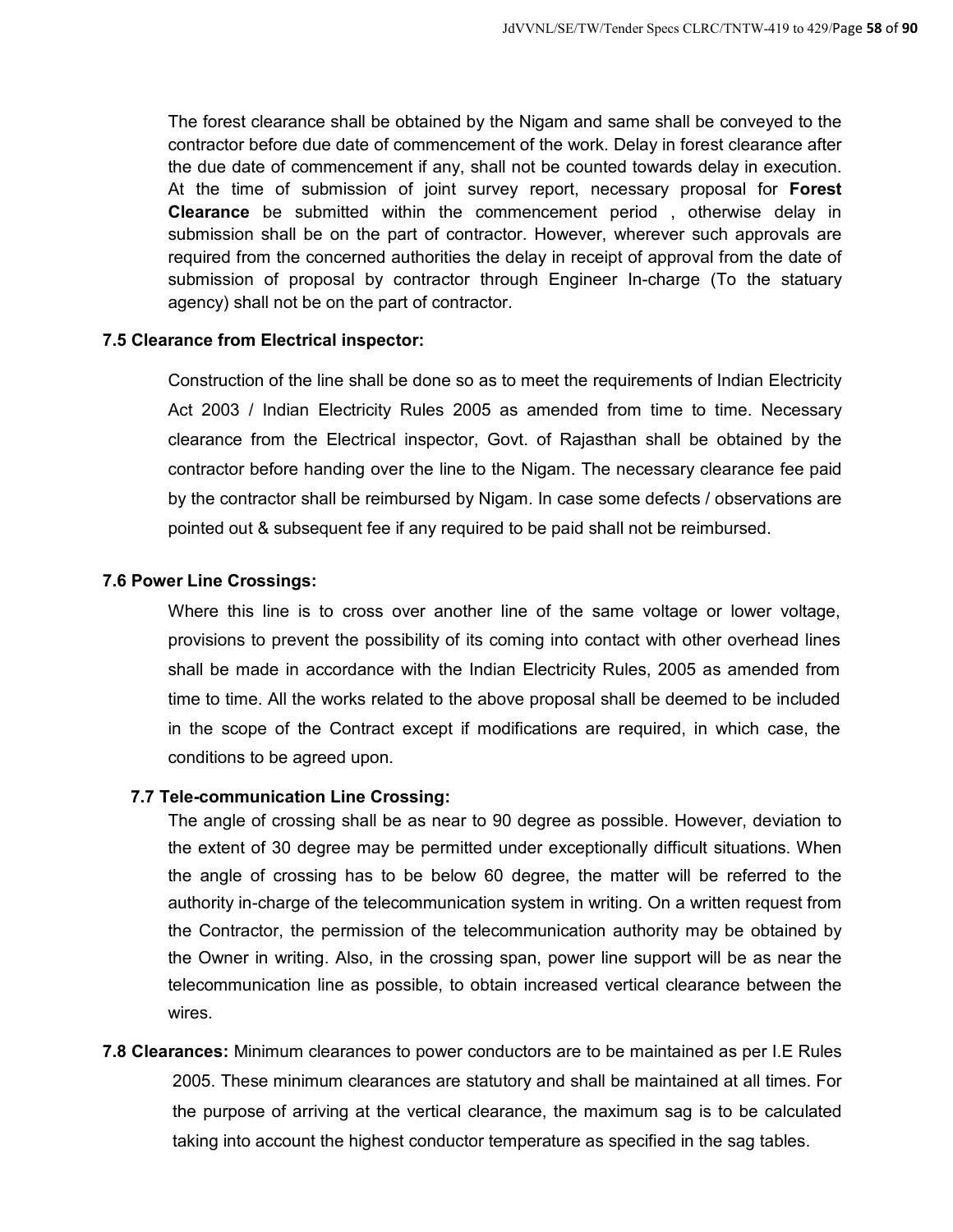The forest clearance shall be obtained by the Nigam and same shall be conveyed to the contractor before due date of commencement of the work. Delay in forest clearance after the due date of commencement if any, shall not be counted towards delay in execution. At the time of submission of joint survey report, necessary proposal for **Forest Clearance** be submitted within the commencement period , otherwise delay in submission shall be on the part of contractor. However, wherever such approvals are required from the concerned authorities the delay in receipt of approval from the date of submission of proposal by contractor through Engineer In-charge (To the statuary agency) shall not be on the part of contractor.

### 7.5 Clearance from Electrical inspector:

Construction of the line shall be done so as to meet the requirements of Indian Electricity Act 2003 / Indian Electricity Rules 2005 as amended from time to time. Necessary clearance from the Electrical inspector, Govt. of Rajasthan shall be obtained by the contractor before handing over the line to the Nigam. The necessary clearance fee paid by the contractor shall be reimbursed by Nigam. In case some defects / observations are pointed out & subsequent fee if any required to be paid shall not be reimbursed.

### 7.6 Power Line Crossings:

Where this line is to cross over another line of the same voltage or lower voltage, provisions to prevent the possibility of its coming into contact with other overhead lines shall be made in accordance with the Indian Electricity Rules, 2005 as amended from time to time. All the works related to the above proposal shall be deemed to be included in the scope of the Contract except if modifications are required, in which case, the conditions to be agreed upon.

### 7.7 Tele-communication Line Crossing:

The angle of crossing shall be as near to 90 degree as possible. However, deviation to the extent of 30 degree may be permitted under exceptionally difficult situations. When the angle of crossing has to be below 60 degree, the matter will be referred to the authority in-charge of the telecommunication system in writing. On a written request from the Contractor, the permission of the telecommunication authority may be obtained by the Owner in writing. Also, in the crossing span, power line support will be as near the telecommunication line as possible, to obtain increased vertical clearance between the wires.

**7.8 Clearances:** Minimum clearances to power conductors are to be maintained as per I.E Rules 2005. These minimum clearances are statutory and shall be maintained at all times. For the purpose of arriving at the vertical clearance, the maximum sag is to be calculated taking into account the highest conductor temperature as specified in the sag tables.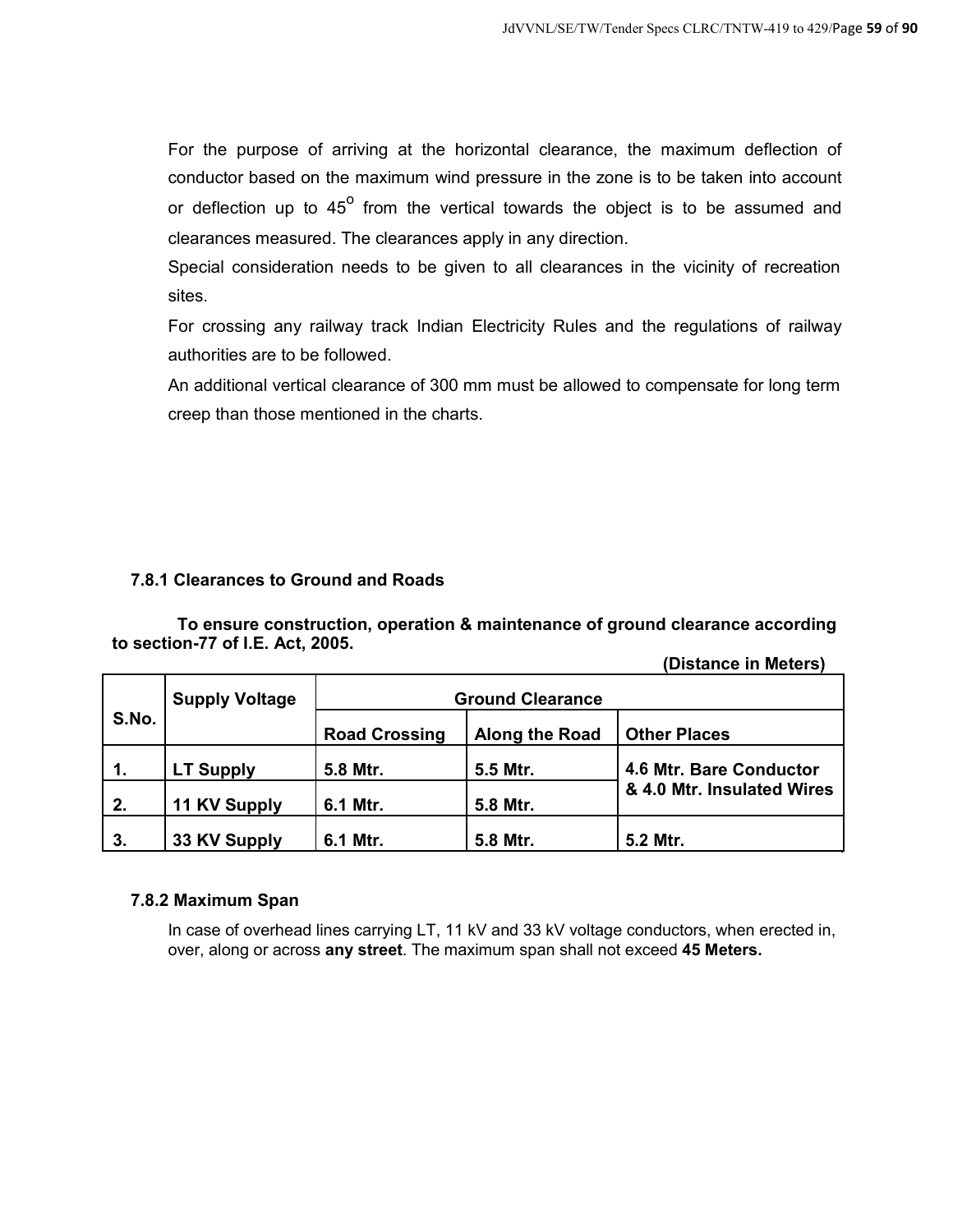For the purpose of arriving at the horizontal clearance, the maximum deflection of conductor based on the maximum wind pressure in the zone is to be taken into account or deflection up to 45$^o$ from the vertical towards the object is to be assumed and clearances measured. The clearances apply in any direction.

Special consideration needs to be given to all clearances in the vicinity of recreation sites.

For crossing any railway track Indian Electricity Rules and the regulations of railway authorities are to be followed.

An additional vertical clearance of 300 mm must be allowed to compensate for long term creep than those mentioned in the charts.

### 7.8.1 Clearances to Ground and Roads

**To ensure construction, operation & maintenance of ground clearance according to section-77 of I.E. Act, 2005.**

**(Distance in Meters)**

| S.No. | Supply Voltage | Ground Clearance | | |
|---|---|---|---|---|
| | | Road Crossing | Along the Road | Other Places |
| 1. | LT Supply | 5.8 Mtr. | 5.5 Mtr. | 4.6 Mtr. Bare Conductor & 4.0 Mtr. Insulated Wires |
| 2. | 11 KV Supply | 6.1 Mtr. | 5.8 Mtr. | |
| 3. | 33 KV Supply | 6.1 Mtr. | 5.8 Mtr. | 5.2 Mtr. |

### 7.8.2 Maximum Span

In case of overhead lines carrying LT, 11 kV and 33 kV voltage conductors, when erected in, over, along or across **any street**. The maximum span shall not exceed **45 Meters.**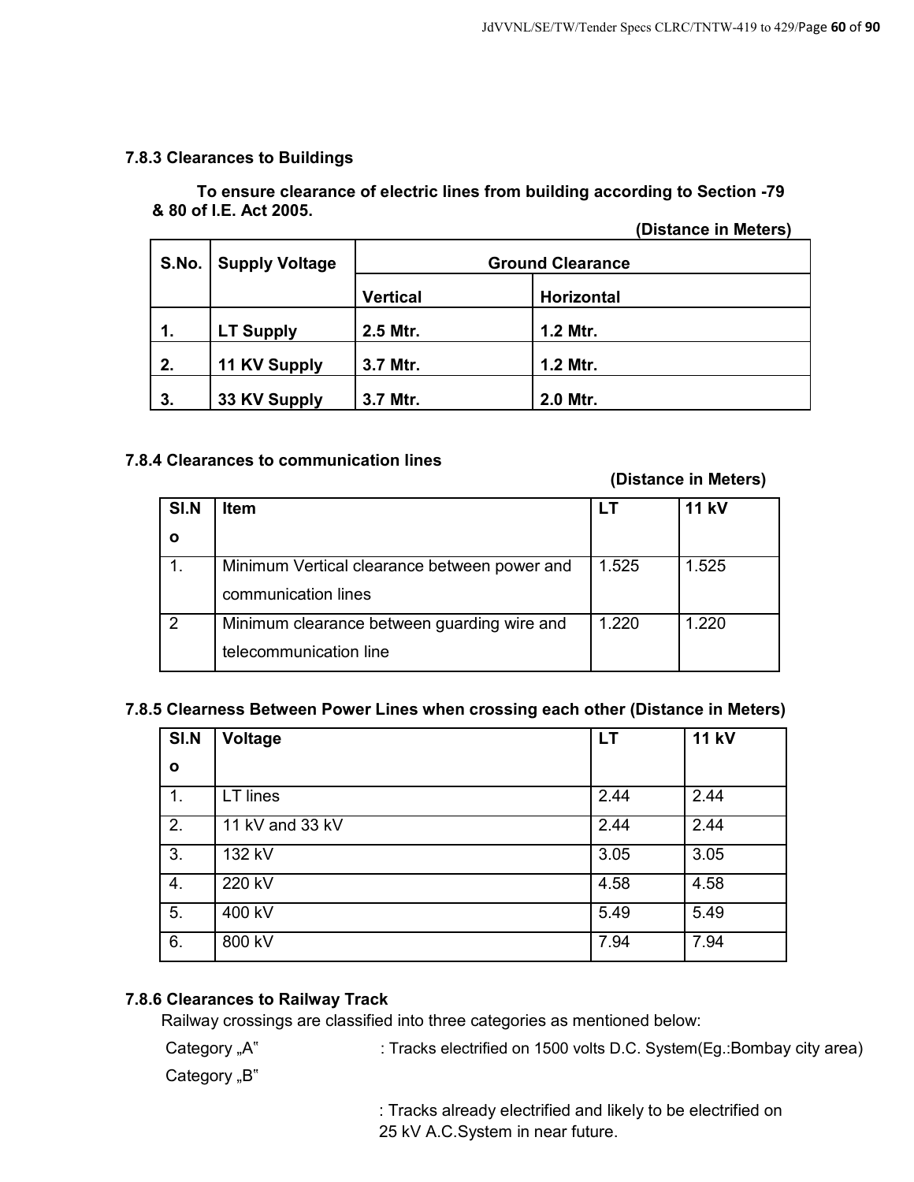### 7.8.3 Clearances to Buildings

**To ensure clearance of electric lines from building according to Section -79 & 80 of I.E. Act 2005.**

**(Distance in Meters)**

| S.No. | Supply Voltage | Ground Clearance | |
|---|---|---|---|
| | | **Vertical** | **Horizontal** |
| **1.** | **LT Supply** | **2.5 Mtr.** | **1.2 Mtr.** |
| **2.** | **11 KV Supply** | **3.7 Mtr.** | **1.2 Mtr.** |
| **3.** | **33 KV Supply** | **3.7 Mtr.** | **2.0 Mtr.** |

### 7.8.4 Clearances to communication lines

**(Distance in Meters)**

| Sl.No | Item | LT | 11 kV |
|---|---|---|---|
| 1. | Minimum Vertical clearance between power and communication lines | 1.525 | 1.525 |
| 2 | Minimum clearance between guarding wire and telecommunication line | 1.220 | 1.220 |

### 7.8.5 Clearness Between Power Lines when crossing each other (Distance in Meters)

| Sl.No | Voltage | LT | 11 kV |
|---|---|---|---|
| 1. | LT lines | 2.44 | 2.44 |
| 2. | 11 kV and 33 kV | 2.44 | 2.44 |
| 3. | 132 kV | 3.05 | 3.05 |
| 4. | 220 kV | 4.58 | 4.58 |
| 5. | 400 kV | 5.49 | 5.49 |
| 6. | 800 kV | 7.94 | 7.94 |

### 7.8.6 Clearances to Railway Track

Railway crossings are classified into three categories as mentioned below:

Category „A" : Tracks electrified on 1500 volts D.C. System(Eg.:Bombay city area)

Category „B" : Tracks already electrified and likely to be electrified on 25 kV A.C.System in near future.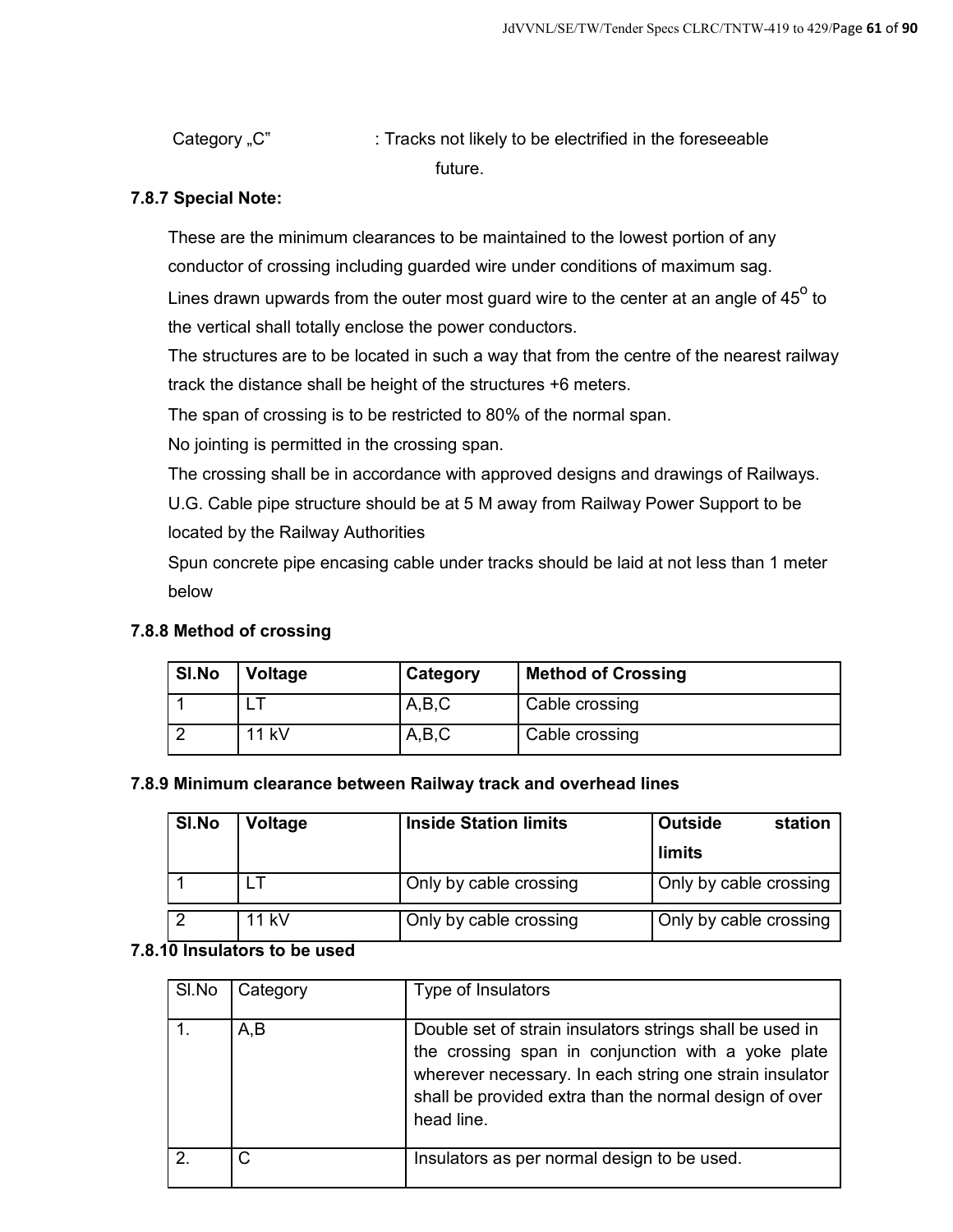Category „C" : Tracks not likely to be electrified in the foreseeable future.

**7.8.7 Special Note:**

These are the minimum clearances to be maintained to the lowest portion of any conductor of crossing including guarded wire under conditions of maximum sag.

Lines drawn upwards from the outer most guard wire to the center at an angle of $45^o$ to the vertical shall totally enclose the power conductors.

The structures are to be located in such a way that from the centre of the nearest railway track the distance shall be height of the structures +6 meters.

The span of crossing is to be restricted to 80% of the normal span.

No jointing is permitted in the crossing span.

The crossing shall be in accordance with approved designs and drawings of Railways.

U.G. Cable pipe structure should be at 5 M away from Railway Power Support to be located by the Railway Authorities

Spun concrete pipe encasing cable under tracks should be laid at not less than 1 meter below

**7.8.8 Method of crossing**

| Sl.No | Voltage | Category | Method of Crossing |
|---|---|---|---|
| 1 | LT | A,B,C | Cable crossing |
| 2 | 11 kV | A,B,C | Cable crossing |

**7.8.9 Minimum clearance between Railway track and overhead lines**

| Sl.No | Voltage | Inside Station limits | Outside station limits |
|---|---|---|---|
| 1 | LT | Only by cable crossing | Only by cable crossing |
| 2 | 11 kV | Only by cable crossing | Only by cable crossing |

**7.8.10 Insulators to be used**

| Sl.No | Category | Type of Insulators |
|---|---|---|
| 1. | A,B | Double set of strain insulators strings shall be used in the crossing span in conjunction with a yoke plate wherever necessary. In each string one strain insulator shall be provided extra than the normal design of over head line. |
| 2. | C | Insulators as per normal design to be used. |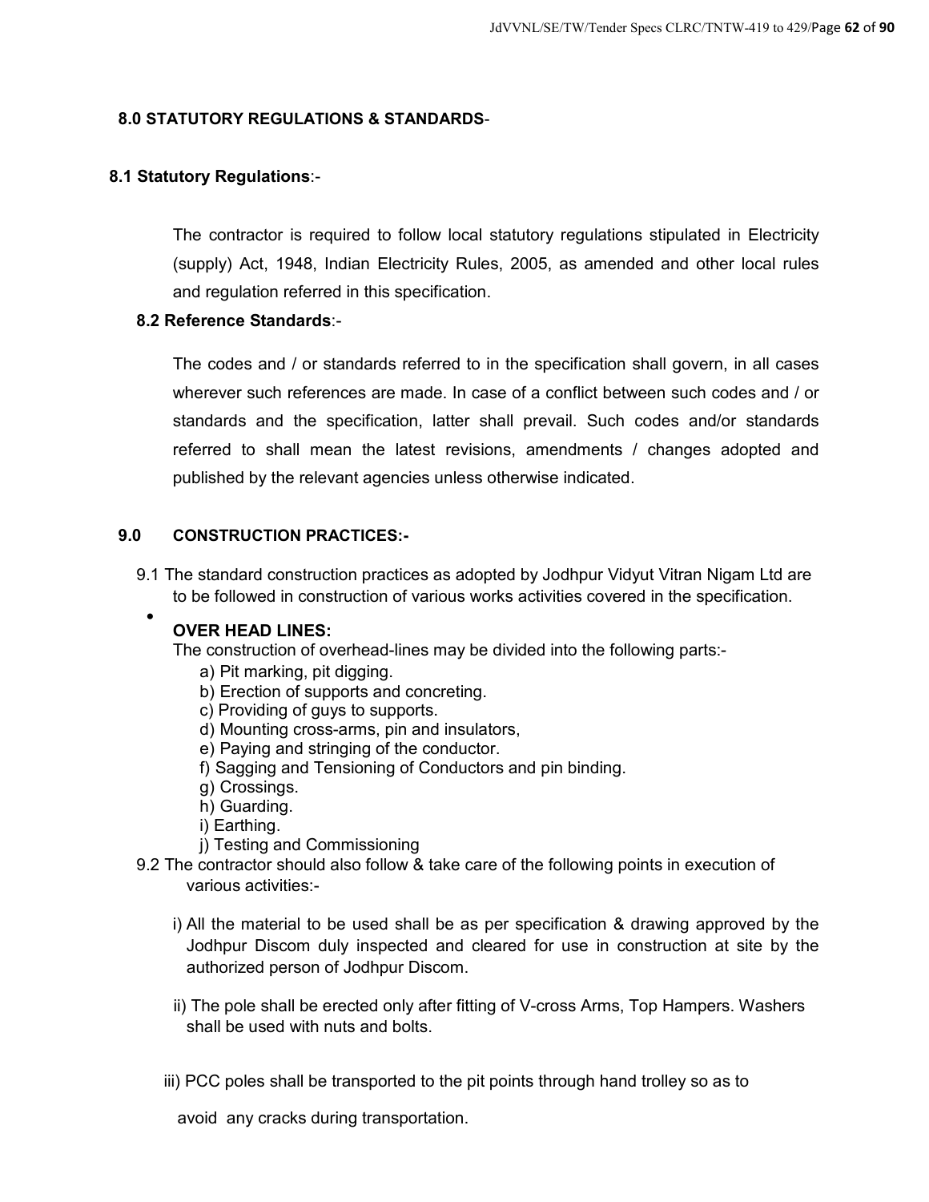## 8.0 STATUTORY REGULATIONS & STANDARDS-

### 8.1 Statutory Regulations:-

The contractor is required to follow local statutory regulations stipulated in Electricity (supply) Act, 1948, Indian Electricity Rules, 2005, as amended and other local rules and regulation referred in this specification.

### 8.2 Reference Standards:-

The codes and / or standards referred to in the specification shall govern, in all cases wherever such references are made. In case of a conflict between such codes and / or standards and the specification, latter shall prevail. Such codes and/or standards referred to shall mean the latest revisions, amendments / changes adopted and published by the relevant agencies unless otherwise indicated.

## 9.0 CONSTRUCTION PRACTICES:-

9.1 The standard construction practices as adopted by Jodhpur Vidyut Vitran Nigam Ltd are to be followed in construction of various works activities covered in the specification.

- **OVER HEAD LINES:**

  The construction of overhead-lines may be divided into the following parts:-

  a) Pit marking, pit digging.
  b) Erection of supports and concreting.
  c) Providing of guys to supports.
  d) Mounting cross-arms, pin and insulators,
  e) Paying and stringing of the conductor.
  f) Sagging and Tensioning of Conductors and pin binding.
  g) Crossings.
  h) Guarding.
  i) Earthing.
  j) Testing and Commissioning

9.2 The contractor should also follow & take care of the following points in execution of various activities:-

i) All the material to be used shall be as per specification & drawing approved by the Jodhpur Discom duly inspected and cleared for use in construction at site by the authorized person of Jodhpur Discom.

ii) The pole shall be erected only after fitting of V-cross Arms, Top Hampers. Washers shall be used with nuts and bolts.

iii) PCC poles shall be transported to the pit points through hand trolley so as to avoid any cracks during transportation.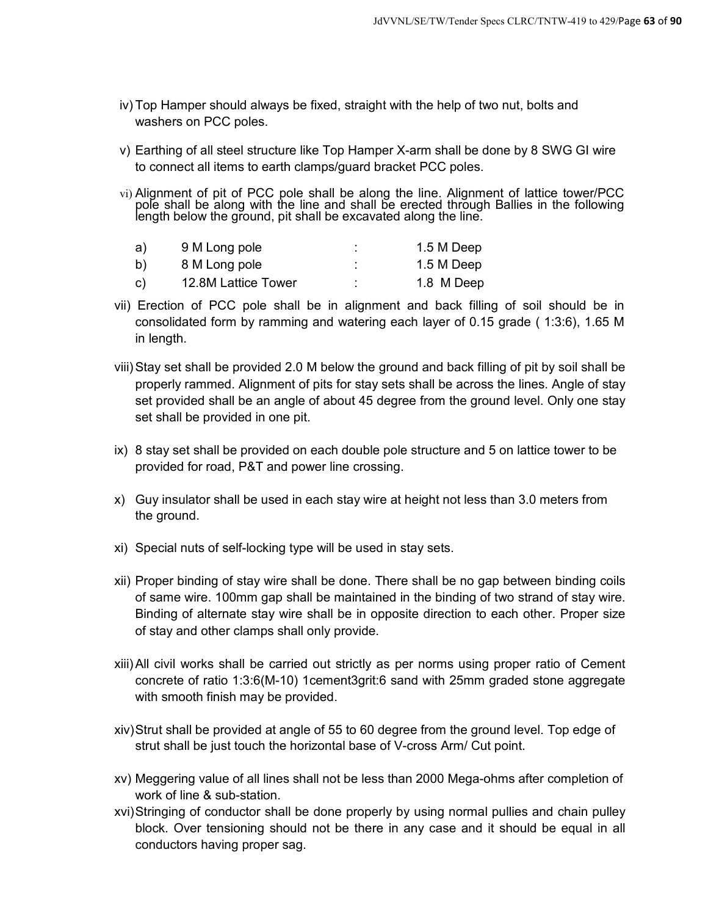iv) Top Hamper should always be fixed, straight with the help of two nut, bolts and washers on PCC poles.

v) Earthing of all steel structure like Top Hamper X-arm shall be done by 8 SWG GI wire to connect all items to earth clamps/guard bracket PCC poles.

vi) Alignment of pit of PCC pole shall be along the line. Alignment of lattice tower/PCC pole shall be along with the line and shall be erected through Ballies in the following length below the ground, pit shall be excavated along the line.

| | | | |
|---|---|---|---|
| a) | 9 M Long pole | : | 1.5 M Deep |
| b) | 8 M Long pole | : | 1.5 M Deep |
| c) | 12.8M Lattice Tower | : | 1.8 M Deep |

vii) Erection of PCC pole shall be in alignment and back filling of soil should be in consolidated form by ramming and watering each layer of 0.15 grade ( 1:3:6), 1.65 M in length.

viii) Stay set shall be provided 2.0 M below the ground and back filling of pit by soil shall be properly rammed. Alignment of pits for stay sets shall be across the lines. Angle of stay set provided shall be an angle of about 45 degree from the ground level. Only one stay set shall be provided in one pit.

ix) 8 stay set shall be provided on each double pole structure and 5 on lattice tower to be provided for road, P&T and power line crossing.

x) Guy insulator shall be used in each stay wire at height not less than 3.0 meters from the ground.

xi) Special nuts of self-locking type will be used in stay sets.

xii) Proper binding of stay wire shall be done. There shall be no gap between binding coils of same wire. 100mm gap shall be maintained in the binding of two strand of stay wire. Binding of alternate stay wire shall be in opposite direction to each other. Proper size of stay and other clamps shall only provide.

xiii) All civil works shall be carried out strictly as per norms using proper ratio of Cement concrete of ratio 1:3:6(M-10) 1cement3grit:6 sand with 25mm graded stone aggregate with smooth finish may be provided.

xiv) Strut shall be provided at angle of 55 to 60 degree from the ground level. Top edge of strut shall be just touch the horizontal base of V-cross Arm/ Cut point.

xv) Meggering value of all lines shall not be less than 2000 Mega-ohms after completion of work of line & sub-station.

xvi) Stringing of conductor shall be done properly by using normal pullies and chain pulley block. Over tensioning should not be there in any case and it should be equal in all conductors having proper sag.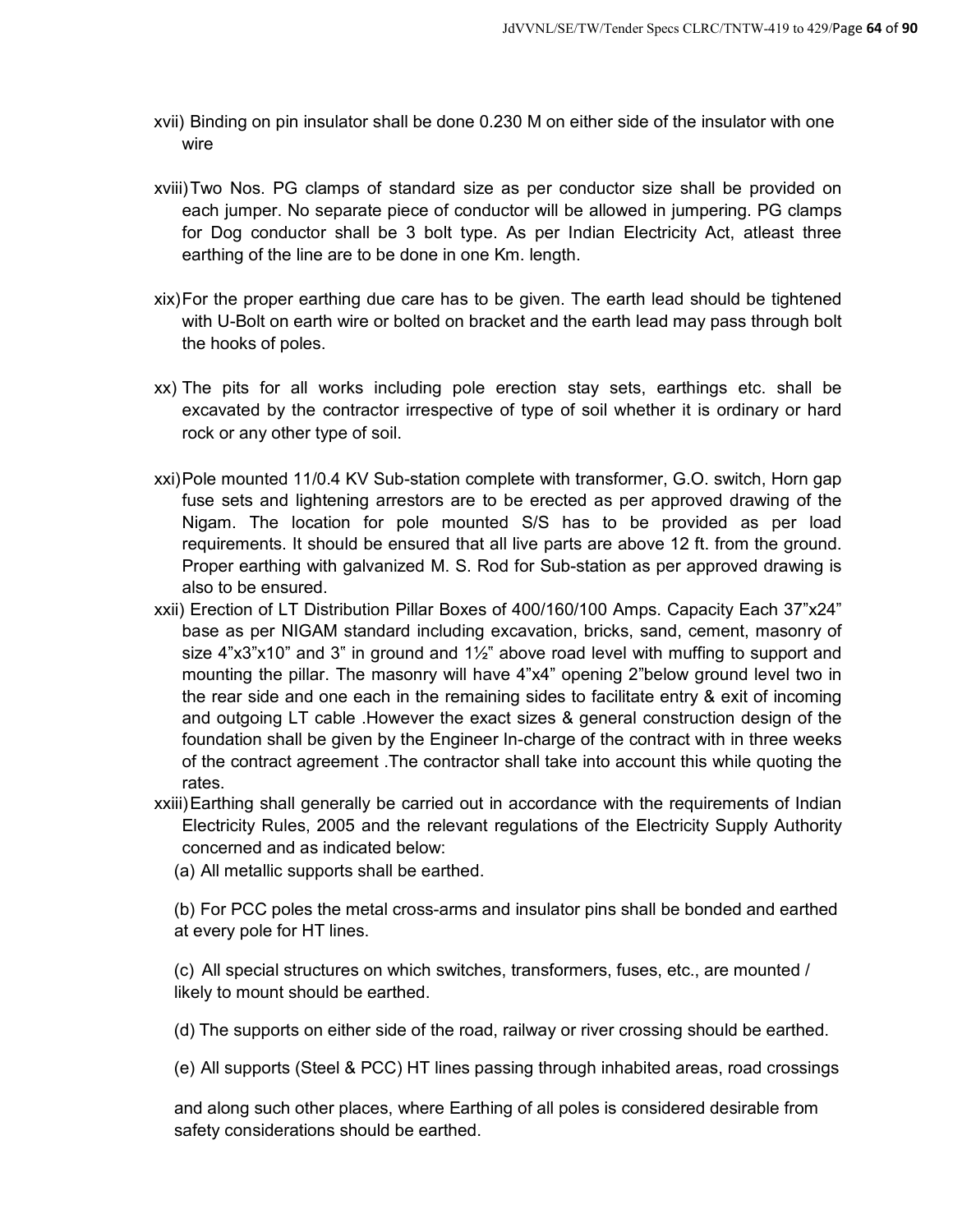xvii) Binding on pin insulator shall be done 0.230 M on either side of the insulator with one wire

xviii) Two Nos. PG clamps of standard size as per conductor size shall be provided on each jumper. No separate piece of conductor will be allowed in jumpering. PG clamps for Dog conductor shall be 3 bolt type. As per Indian Electricity Act, atleast three earthing of the line are to be done in one Km. length.

xix) For the proper earthing due care has to be given. The earth lead should be tightened with U-Bolt on earth wire or bolted on bracket and the earth lead may pass through bolt the hooks of poles.

xx) The pits for all works including pole erection stay sets, earthings etc. shall be excavated by the contractor irrespective of type of soil whether it is ordinary or hard rock or any other type of soil.

xxi) Pole mounted 11/0.4 KV Sub-station complete with transformer, G.O. switch, Horn gap fuse sets and lightening arrestors are to be erected as per approved drawing of the Nigam. The location for pole mounted S/S has to be provided as per load requirements. It should be ensured that all live parts are above 12 ft. from the ground. Proper earthing with galvanized M. S. Rod for Sub-station as per approved drawing is also to be ensured.

xxii) Erection of LT Distribution Pillar Boxes of 400/160/100 Amps. Capacity Each 37"x24" base as per NIGAM standard including excavation, bricks, sand, cement, masonry of size 4"x3"x10" and 3" in ground and 1½" above road level with muffing to support and mounting the pillar. The masonry will have 4"x4" opening 2"below ground level two in the rear side and one each in the remaining sides to facilitate entry & exit of incoming and outgoing LT cable .However the exact sizes & general construction design of the foundation shall be given by the Engineer In-charge of the contract with in three weeks of the contract agreement .The contractor shall take into account this while quoting the rates.

xxiii) Earthing shall generally be carried out in accordance with the requirements of Indian Electricity Rules, 2005 and the relevant regulations of the Electricity Supply Authority concerned and as indicated below:

(a) All metallic supports shall be earthed.

(b) For PCC poles the metal cross-arms and insulator pins shall be bonded and earthed at every pole for HT lines.

(c) All special structures on which switches, transformers, fuses, etc., are mounted / likely to mount should be earthed.

(d) The supports on either side of the road, railway or river crossing should be earthed.

(e) All supports (Steel & PCC) HT lines passing through inhabited areas, road crossings

and along such other places, where Earthing of all poles is considered desirable from safety considerations should be earthed.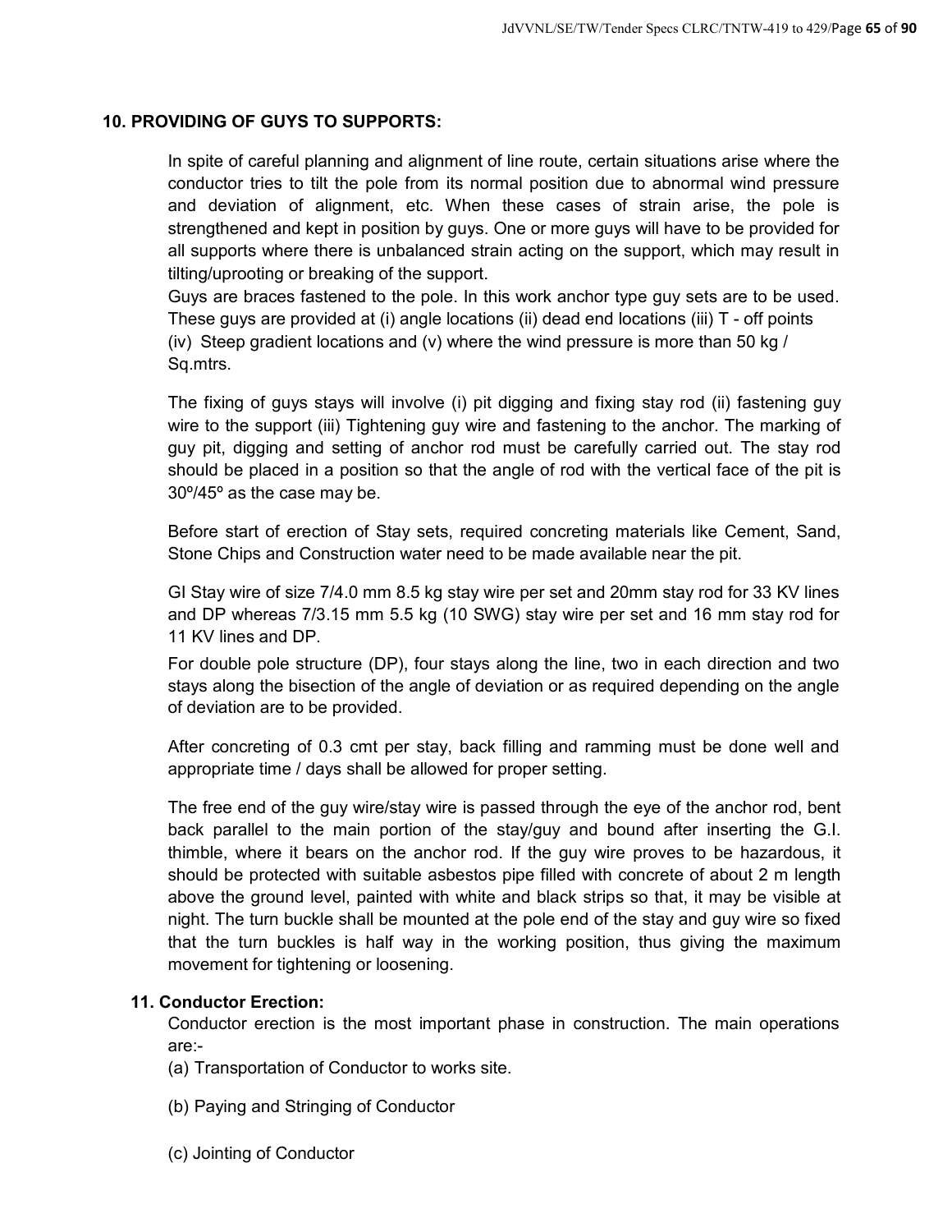## 10. PROVIDING OF GUYS TO SUPPORTS:

In spite of careful planning and alignment of line route, certain situations arise where the conductor tries to tilt the pole from its normal position due to abnormal wind pressure and deviation of alignment, etc. When these cases of strain arise, the pole is strengthened and kept in position by guys. One or more guys will have to be provided for all supports where there is unbalanced strain acting on the support, which may result in tilting/uprooting or breaking of the support.

Guys are braces fastened to the pole. In this work anchor type guy sets are to be used. These guys are provided at (i) angle locations (ii) dead end locations (iii) T - off points (iv) Steep gradient locations and (v) where the wind pressure is more than 50 kg / Sq.mtrs.

The fixing of guys stays will involve (i) pit digging and fixing stay rod (ii) fastening guy wire to the support (iii) Tightening guy wire and fastening to the anchor. The marking of guy pit, digging and setting of anchor rod must be carefully carried out. The stay rod should be placed in a position so that the angle of rod with the vertical face of the pit is 30º/45º as the case may be.

Before start of erection of Stay sets, required concreting materials like Cement, Sand, Stone Chips and Construction water need to be made available near the pit.

GI Stay wire of size 7/4.0 mm 8.5 kg stay wire per set and 20mm stay rod for 33 KV lines and DP whereas 7/3.15 mm 5.5 kg (10 SWG) stay wire per set and 16 mm stay rod for 11 KV lines and DP.

For double pole structure (DP), four stays along the line, two in each direction and two stays along the bisection of the angle of deviation or as required depending on the angle of deviation are to be provided.

After concreting of 0.3 cmt per stay, back filling and ramming must be done well and appropriate time / days shall be allowed for proper setting.

The free end of the guy wire/stay wire is passed through the eye of the anchor rod, bent back parallel to the main portion of the stay/guy and bound after inserting the G.I. thimble, where it bears on the anchor rod. If the guy wire proves to be hazardous, it should be protected with suitable asbestos pipe filled with concrete of about 2 m length above the ground level, painted with white and black strips so that, it may be visible at night. The turn buckle shall be mounted at the pole end of the stay and guy wire so fixed that the turn buckles is half way in the working position, thus giving the maximum movement for tightening or loosening.

## 11. Conductor Erection:

Conductor erection is the most important phase in construction. The main operations are:-

(a) Transportation of Conductor to works site.

(b) Paying and Stringing of Conductor

(c) Jointing of Conductor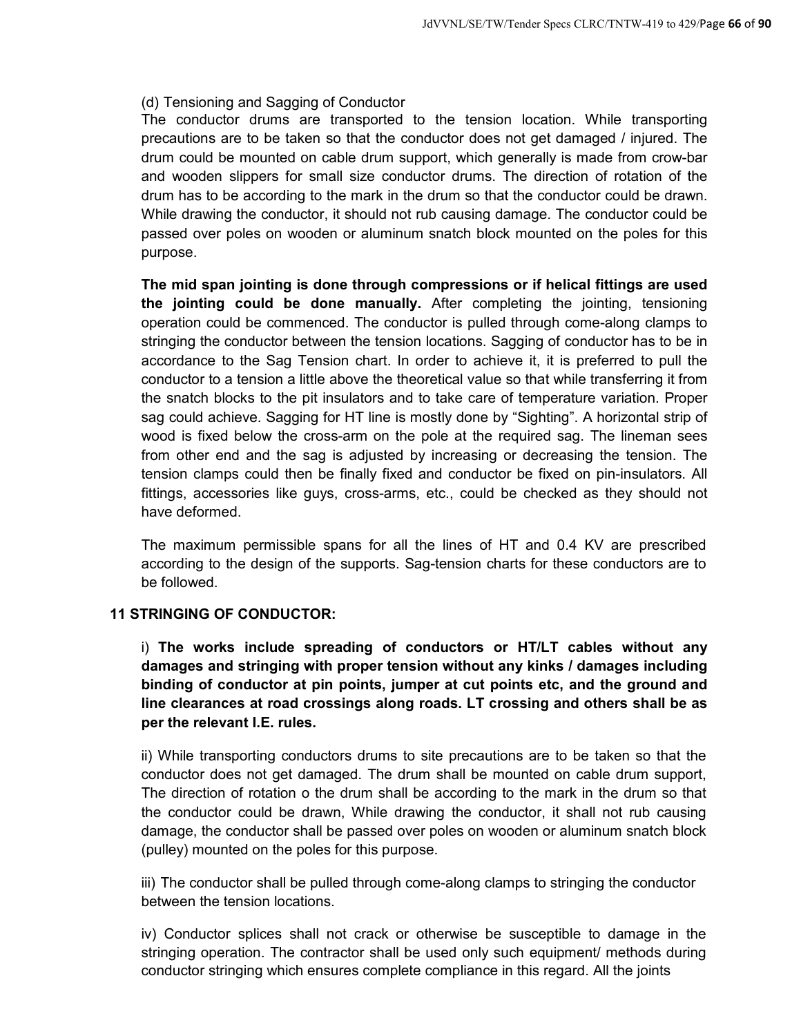(d) Tensioning and Sagging of Conductor

The conductor drums are transported to the tension location. While transporting precautions are to be taken so that the conductor does not get damaged / injured. The drum could be mounted on cable drum support, which generally is made from crow-bar and wooden slippers for small size conductor drums. The direction of rotation of the drum has to be according to the mark in the drum so that the conductor could be drawn. While drawing the conductor, it should not rub causing damage. The conductor could be passed over poles on wooden or aluminum snatch block mounted on the poles for this purpose.

**The mid span jointing is done through compressions or if helical fittings are used the jointing could be done manually.** After completing the jointing, tensioning operation could be commenced. The conductor is pulled through come-along clamps to stringing the conductor between the tension locations. Sagging of conductor has to be in accordance to the Sag Tension chart. In order to achieve it, it is preferred to pull the conductor to a tension a little above the theoretical value so that while transferring it from the snatch blocks to the pit insulators and to take care of temperature variation. Proper sag could achieve. Sagging for HT line is mostly done by "Sighting". A horizontal strip of wood is fixed below the cross-arm on the pole at the required sag. The lineman sees from other end and the sag is adjusted by increasing or decreasing the tension. The tension clamps could then be finally fixed and conductor be fixed on pin-insulators. All fittings, accessories like guys, cross-arms, etc., could be checked as they should not have deformed.

The maximum permissible spans for all the lines of HT and 0.4 KV are prescribed according to the design of the supports. Sag-tension charts for these conductors are to be followed.

## 11 STRINGING OF CONDUCTOR:

i) **The works include spreading of conductors or HT/LT cables without any damages and stringing with proper tension without any kinks / damages including binding of conductor at pin points, jumper at cut points etc, and the ground and line clearances at road crossings along roads. LT crossing and others shall be as per the relevant I.E. rules.**

ii) While transporting conductors drums to site precautions are to be taken so that the conductor does not get damaged. The drum shall be mounted on cable drum support, The direction of rotation o the drum shall be according to the mark in the drum so that the conductor could be drawn, While drawing the conductor, it shall not rub causing damage, the conductor shall be passed over poles on wooden or aluminum snatch block (pulley) mounted on the poles for this purpose.

iii) The conductor shall be pulled through come-along clamps to stringing the conductor between the tension locations.

iv) Conductor splices shall not crack or otherwise be susceptible to damage in the stringing operation. The contractor shall be used only such equipment/ methods during conductor stringing which ensures complete compliance in this regard. All the joints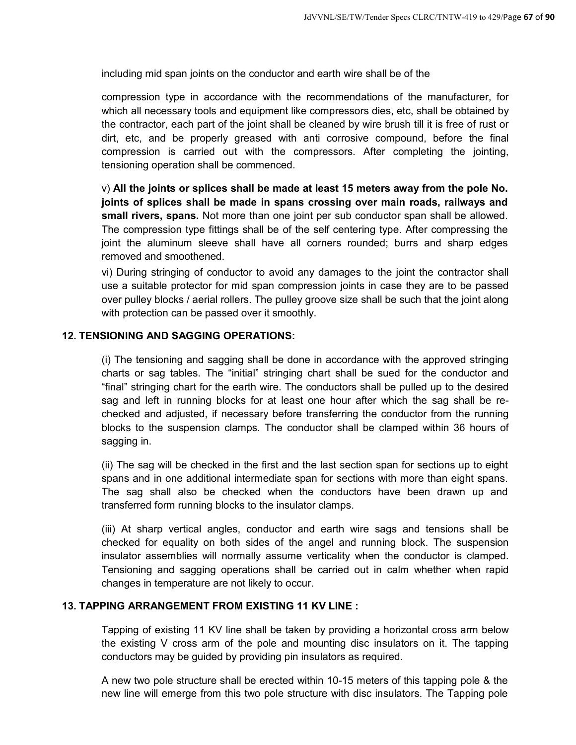including mid span joints on the conductor and earth wire shall be of the

compression type in accordance with the recommendations of the manufacturer, for which all necessary tools and equipment like compressors dies, etc, shall be obtained by the contractor, each part of the joint shall be cleaned by wire brush till it is free of rust or dirt, etc, and be properly greased with anti corrosive compound, before the final compression is carried out with the compressors. After completing the jointing, tensioning operation shall be commenced.

v) **All the joints or splices shall be made at least 15 meters away from the pole No. joints of splices shall be made in spans crossing over main roads, railways and small rivers, spans.** Not more than one joint per sub conductor span shall be allowed. The compression type fittings shall be of the self centering type. After compressing the joint the aluminum sleeve shall have all corners rounded; burrs and sharp edges removed and smoothened.

vi) During stringing of conductor to avoid any damages to the joint the contractor shall use a suitable protector for mid span compression joints in case they are to be passed over pulley blocks / aerial rollers. The pulley groove size shall be such that the joint along with protection can be passed over it smoothly.

### 12. TENSIONING AND SAGGING OPERATIONS:

(i) The tensioning and sagging shall be done in accordance with the approved stringing charts or sag tables. The "initial" stringing chart shall be sued for the conductor and "final" stringing chart for the earth wire. The conductors shall be pulled up to the desired sag and left in running blocks for at least one hour after which the sag shall be re-checked and adjusted, if necessary before transferring the conductor from the running blocks to the suspension clamps. The conductor shall be clamped within 36 hours of sagging in.

(ii) The sag will be checked in the first and the last section span for sections up to eight spans and in one additional intermediate span for sections with more than eight spans. The sag shall also be checked when the conductors have been drawn up and transferred form running blocks to the insulator clamps.

(iii) At sharp vertical angles, conductor and earth wire sags and tensions shall be checked for equality on both sides of the angel and running block. The suspension insulator assemblies will normally assume verticality when the conductor is clamped. Tensioning and sagging operations shall be carried out in calm whether when rapid changes in temperature are not likely to occur.

### 13. TAPPING ARRANGEMENT FROM EXISTING 11 KV LINE :

Tapping of existing 11 KV line shall be taken by providing a horizontal cross arm below the existing V cross arm of the pole and mounting disc insulators on it. The tapping conductors may be guided by providing pin insulators as required.

A new two pole structure shall be erected within 10-15 meters of this tapping pole & the new line will emerge from this two pole structure with disc insulators. The Tapping pole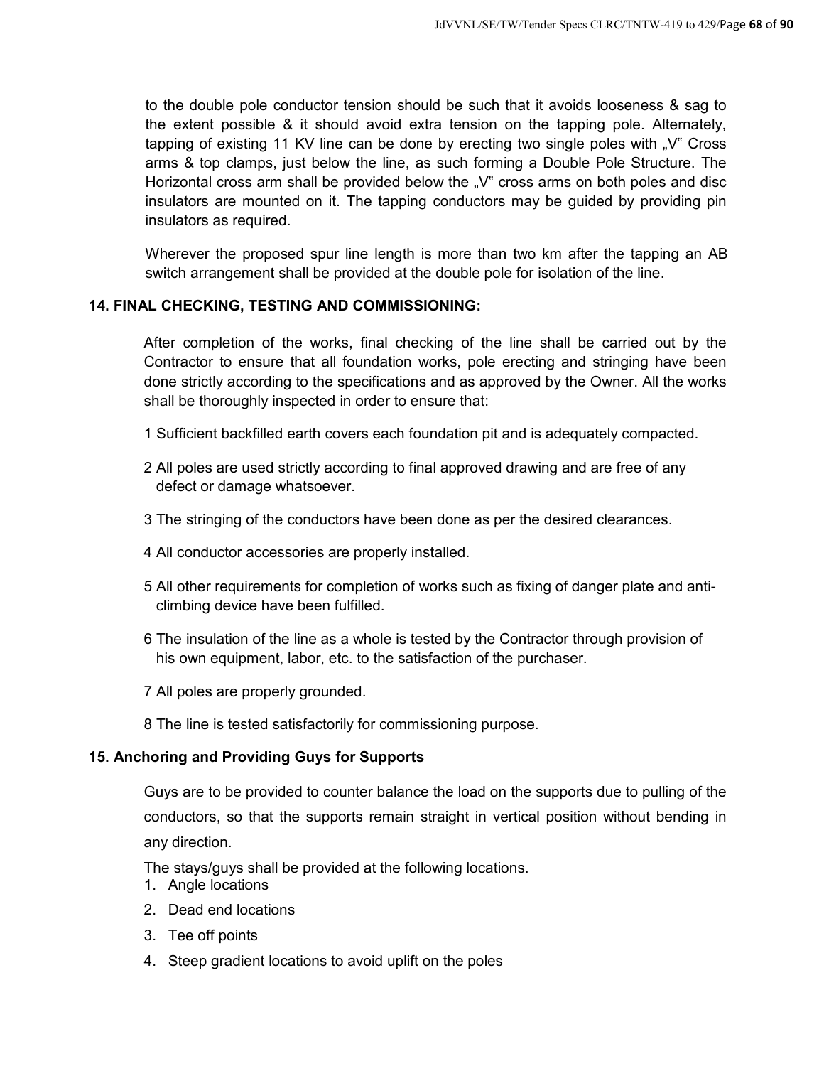to the double pole conductor tension should be such that it avoids looseness & sag to the extent possible & it should avoid extra tension on the tapping pole. Alternately, tapping of existing 11 KV line can be done by erecting two single poles with „V" Cross arms & top clamps, just below the line, as such forming a Double Pole Structure. The Horizontal cross arm shall be provided below the „V" cross arms on both poles and disc insulators are mounted on it. The tapping conductors may be guided by providing pin insulators as required.

Wherever the proposed spur line length is more than two km after the tapping an AB switch arrangement shall be provided at the double pole for isolation of the line.

## 14. FINAL CHECKING, TESTING AND COMMISSIONING:

After completion of the works, final checking of the line shall be carried out by the Contractor to ensure that all foundation works, pole erecting and stringing have been done strictly according to the specifications and as approved by the Owner. All the works shall be thoroughly inspected in order to ensure that:

1 Sufficient backfilled earth covers each foundation pit and is adequately compacted.

2 All poles are used strictly according to final approved drawing and are free of any defect or damage whatsoever.

3 The stringing of the conductors have been done as per the desired clearances.

4 All conductor accessories are properly installed.

5 All other requirements for completion of works such as fixing of danger plate and anti-climbing device have been fulfilled.

6 The insulation of the line as a whole is tested by the Contractor through provision of his own equipment, labor, etc. to the satisfaction of the purchaser.

7 All poles are properly grounded.

8 The line is tested satisfactorily for commissioning purpose.

## 15. Anchoring and Providing Guys for Supports

Guys are to be provided to counter balance the load on the supports due to pulling of the conductors, so that the supports remain straight in vertical position without bending in any direction.

The stays/guys shall be provided at the following locations.

1. Angle locations
2. Dead end locations
3. Tee off points
4. Steep gradient locations to avoid uplift on the poles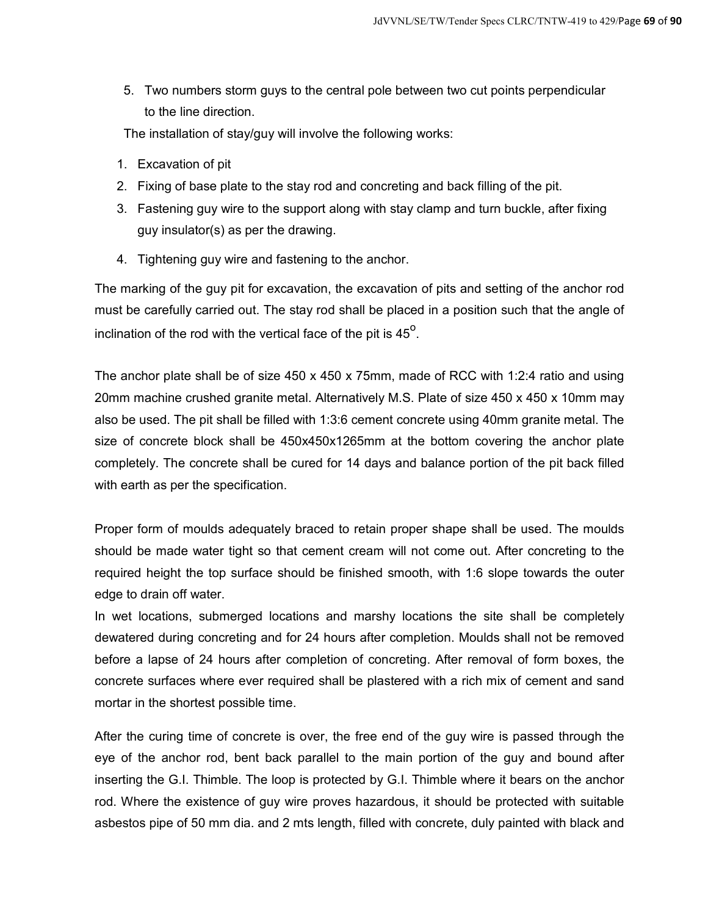5. Two numbers storm guys to the central pole between two cut points perpendicular to the line direction.

The installation of stay/guy will involve the following works:

1. Excavation of pit
2. Fixing of base plate to the stay rod and concreting and back filling of the pit.
3. Fastening guy wire to the support along with stay clamp and turn buckle, after fixing guy insulator(s) as per the drawing.
4. Tightening guy wire and fastening to the anchor.

The marking of the guy pit for excavation, the excavation of pits and setting of the anchor rod must be carefully carried out. The stay rod shall be placed in a position such that the angle of inclination of the rod with the vertical face of the pit is $45^{o}$.

The anchor plate shall be of size 450 x 450 x 75mm, made of RCC with 1:2:4 ratio and using 20mm machine crushed granite metal. Alternatively M.S. Plate of size 450 x 450 x 10mm may also be used. The pit shall be filled with 1:3:6 cement concrete using 40mm granite metal. The size of concrete block shall be 450x450x1265mm at the bottom covering the anchor plate completely. The concrete shall be cured for 14 days and balance portion of the pit back filled with earth as per the specification.

Proper form of moulds adequately braced to retain proper shape shall be used. The moulds should be made water tight so that cement cream will not come out. After concreting to the required height the top surface should be finished smooth, with 1:6 slope towards the outer edge to drain off water.

In wet locations, submerged locations and marshy locations the site shall be completely dewatered during concreting and for 24 hours after completion. Moulds shall not be removed before a lapse of 24 hours after completion of concreting. After removal of form boxes, the concrete surfaces where ever required shall be plastered with a rich mix of cement and sand mortar in the shortest possible time.

After the curing time of concrete is over, the free end of the guy wire is passed through the eye of the anchor rod, bent back parallel to the main portion of the guy and bound after inserting the G.I. Thimble. The loop is protected by G.I. Thimble where it bears on the anchor rod. Where the existence of guy wire proves hazardous, it should be protected with suitable asbestos pipe of 50 mm dia. and 2 mts length, filled with concrete, duly painted with black and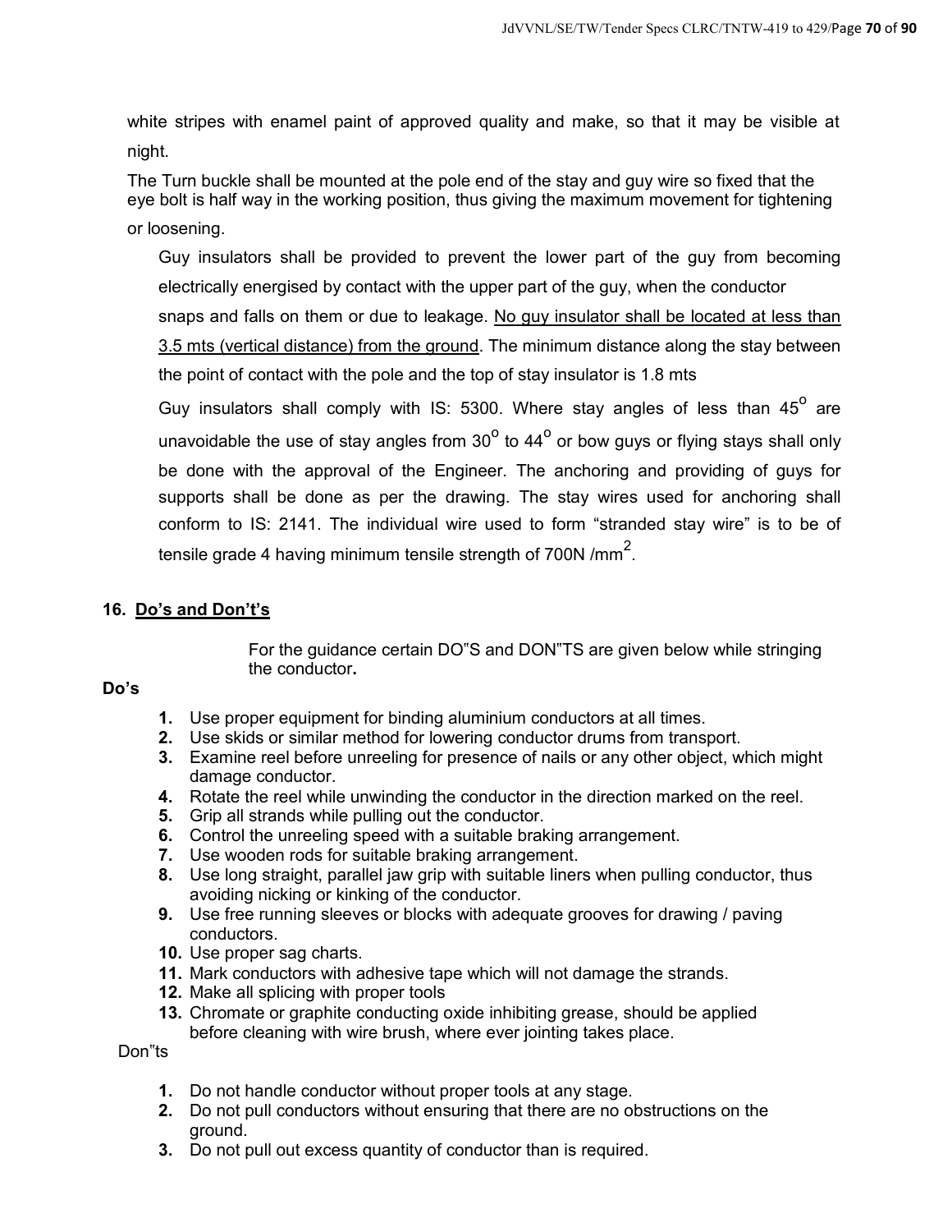white stripes with enamel paint of approved quality and make, so that it may be visible at night.

The Turn buckle shall be mounted at the pole end of the stay and guy wire so fixed that the eye bolt is half way in the working position, thus giving the maximum movement for tightening or loosening.

Guy insulators shall be provided to prevent the lower part of the guy from becoming electrically energised by contact with the upper part of the guy, when the conductor snaps and falls on them or due to leakage. <u>No guy insulator shall be located at less than 3.5 mts (vertical distance) from the ground</u>. The minimum distance along the stay between the point of contact with the pole and the top of stay insulator is 1.8 mts

Guy insulators shall comply with IS: 5300. Where stay angles of less than $45^o$ are unavoidable the use of stay angles from $30^o$ to $44^o$ or bow guys or flying stays shall only be done with the approval of the Engineer. The anchoring and providing of guys for supports shall be done as per the drawing. The stay wires used for anchoring shall conform to IS: 2141. The individual wire used to form "stranded stay wire" is to be of tensile grade 4 having minimum tensile strength of 700N /$mm^2$.

## 16. <u>Do's and Don't's</u>

For the guidance certain DO"S and DON"TS are given below while stringing the conductor**.**

**Do's**

1. Use proper equipment for binding aluminium conductors at all times.
2. Use skids or similar method for lowering conductor drums from transport.
3. Examine reel before unreeling for presence of nails or any other object, which might damage conductor.
4. Rotate the reel while unwinding the conductor in the direction marked on the reel.
5. Grip all strands while pulling out the conductor.
6. Control the unreeling speed with a suitable braking arrangement.
7. Use wooden rods for suitable braking arrangement.
8. Use long straight, parallel jaw grip with suitable liners when pulling conductor, thus avoiding nicking or kinking of the conductor.
9. Use free running sleeves or blocks with adequate grooves for drawing / paving conductors.
10. Use proper sag charts.
11. Mark conductors with adhesive tape which will not damage the strands.
12. Make all splicing with proper tools
13. Chromate or graphite conducting oxide inhibiting grease, should be applied before cleaning with wire brush, where ever jointing takes place.

Don"ts

1. Do not handle conductor without proper tools at any stage.
2. Do not pull conductors without ensuring that there are no obstructions on the ground.
3. Do not pull out excess quantity of conductor than is required.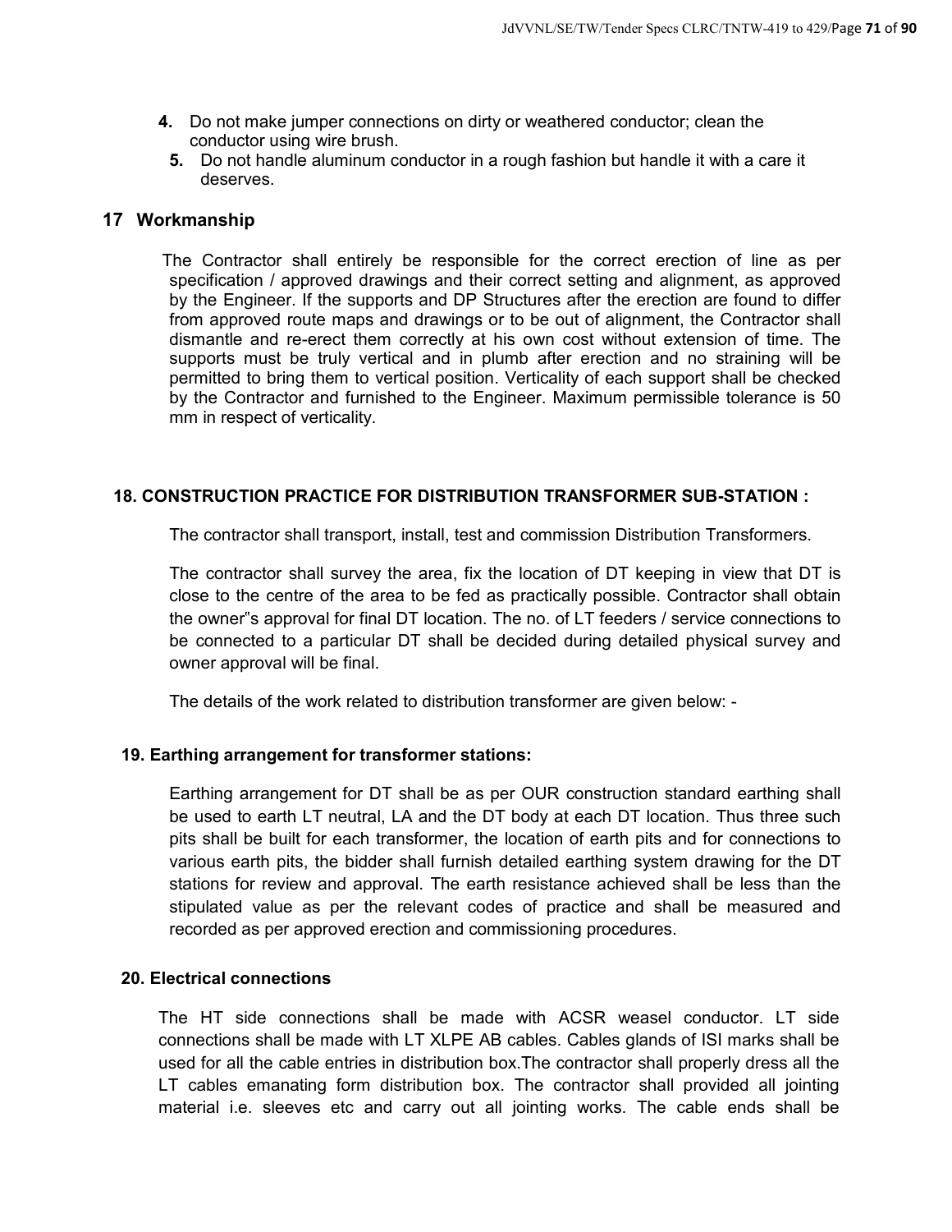4. Do not make jumper connections on dirty or weathered conductor; clean the conductor using wire brush.
5. Do not handle aluminum conductor in a rough fashion but handle it with a care it deserves.

## 17 Workmanship

The Contractor shall entirely be responsible for the correct erection of line as per specification / approved drawings and their correct setting and alignment, as approved by the Engineer. If the supports and DP Structures after the erection are found to differ from approved route maps and drawings or to be out of alignment, the Contractor shall dismantle and re-erect them correctly at his own cost without extension of time. The supports must be truly vertical and in plumb after erection and no straining will be permitted to bring them to vertical position. Verticality of each support shall be checked by the Contractor and furnished to the Engineer. Maximum permissible tolerance is 50 mm in respect of verticality.

## 18. CONSTRUCTION PRACTICE FOR DISTRIBUTION TRANSFORMER SUB-STATION :

The contractor shall transport, install, test and commission Distribution Transformers.

The contractor shall survey the area, fix the location of DT keeping in view that DT is close to the centre of the area to be fed as practically possible. Contractor shall obtain the owner"s approval for final DT location. The no. of LT feeders / service connections to be connected to a particular DT shall be decided during detailed physical survey and owner approval will be final.

The details of the work related to distribution transformer are given below: -

## 19. Earthing arrangement for transformer stations:

Earthing arrangement for DT shall be as per OUR construction standard earthing shall be used to earth LT neutral, LA and the DT body at each DT location. Thus three such pits shall be built for each transformer, the location of earth pits and for connections to various earth pits, the bidder shall furnish detailed earthing system drawing for the DT stations for review and approval. The earth resistance achieved shall be less than the stipulated value as per the relevant codes of practice and shall be measured and recorded as per approved erection and commissioning procedures.

## 20. Electrical connections

The HT side connections shall be made with ACSR weasel conductor. LT side connections shall be made with LT XLPE AB cables. Cables glands of ISI marks shall be used for all the cable entries in distribution box.The contractor shall properly dress all the LT cables emanating form distribution box. The contractor shall provided all jointing material i.e. sleeves etc and carry out all jointing works. The cable ends shall be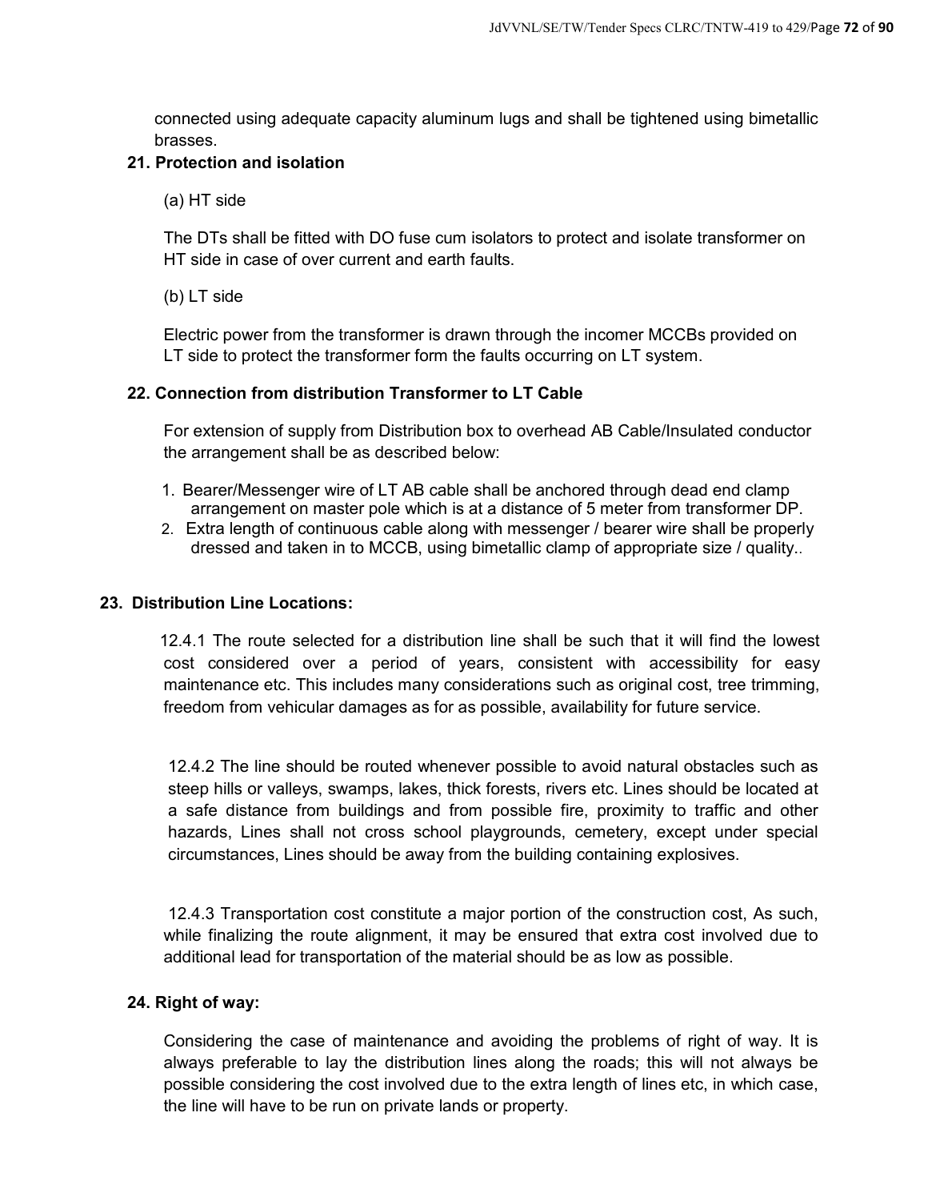connected using adequate capacity aluminum lugs and shall be tightened using bimetallic brasses.

### 21. Protection and isolation

(a) HT side

The DTs shall be fitted with DO fuse cum isolators to protect and isolate transformer on HT side in case of over current and earth faults.

(b) LT side

Electric power from the transformer is drawn through the incomer MCCBs provided on LT side to protect the transformer form the faults occurring on LT system.

### 22. Connection from distribution Transformer to LT Cable

For extension of supply from Distribution box to overhead AB Cable/Insulated conductor the arrangement shall be as described below:

1. Bearer/Messenger wire of LT AB cable shall be anchored through dead end clamp arrangement on master pole which is at a distance of 5 meter from transformer DP.
2. Extra length of continuous cable along with messenger / bearer wire shall be properly dressed and taken in to MCCB, using bimetallic clamp of appropriate size / quality..

### 23. Distribution Line Locations:

12.4.1 The route selected for a distribution line shall be such that it will find the lowest cost considered over a period of years, consistent with accessibility for easy maintenance etc. This includes many considerations such as original cost, tree trimming, freedom from vehicular damages as for as possible, availability for future service.

12.4.2 The line should be routed whenever possible to avoid natural obstacles such as steep hills or valleys, swamps, lakes, thick forests, rivers etc. Lines should be located at a safe distance from buildings and from possible fire, proximity to traffic and other hazards, Lines shall not cross school playgrounds, cemetery, except under special circumstances, Lines should be away from the building containing explosives.

12.4.3 Transportation cost constitute a major portion of the construction cost, As such, while finalizing the route alignment, it may be ensured that extra cost involved due to additional lead for transportation of the material should be as low as possible.

### 24. Right of way:

Considering the case of maintenance and avoiding the problems of right of way. It is always preferable to lay the distribution lines along the roads; this will not always be possible considering the cost involved due to the extra length of lines etc, in which case, the line will have to be run on private lands or property.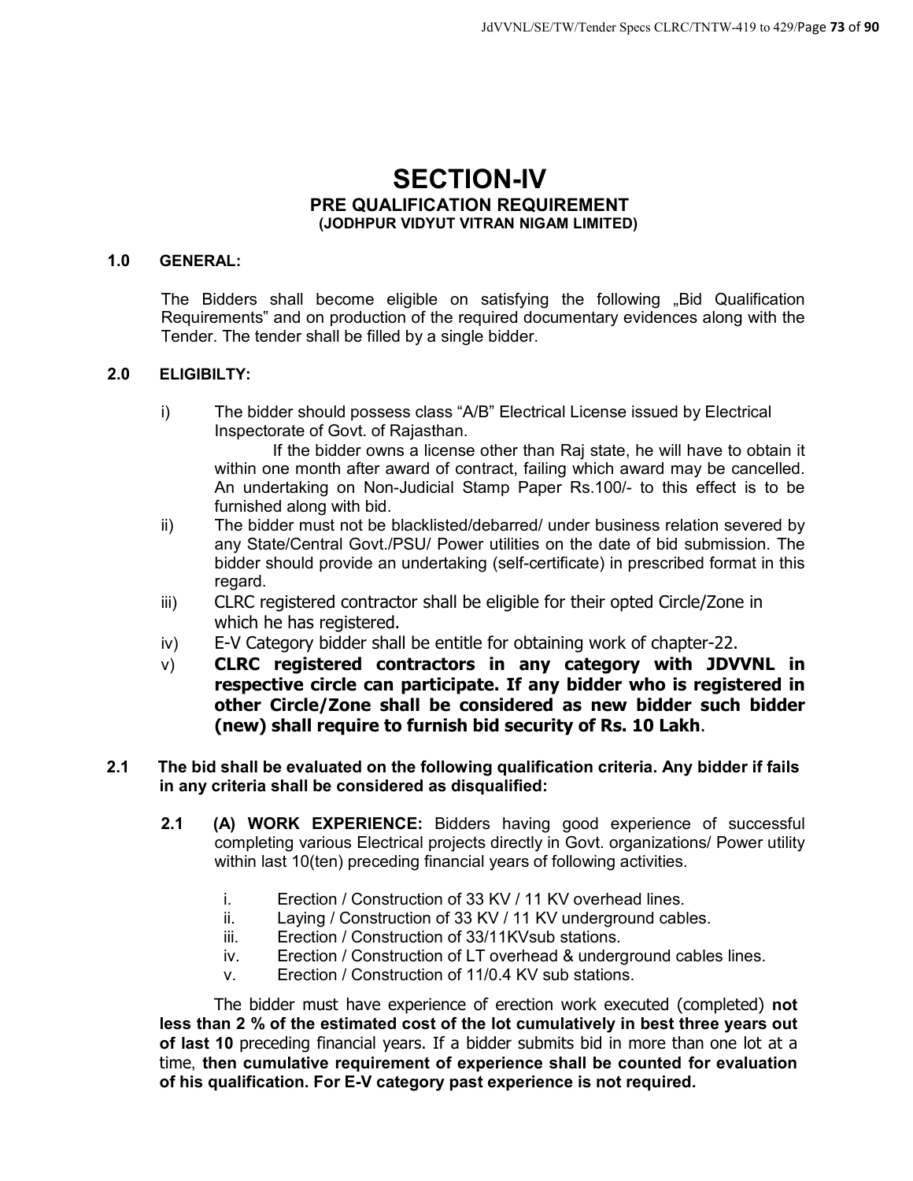# SECTION-IV

## PRE QUALIFICATION REQUIREMENT

### (JODHPUR VIDYUT VITRAN NIGAM LIMITED)

**1.0 GENERAL:**

The Bidders shall become eligible on satisfying the following „Bid Qualification Requirements" and on production of the required documentary evidences along with the Tender. The tender shall be filled by a single bidder.

**2.0 ELIGIBILTY:**

i) The bidder should possess class "A/B" Electrical License issued by Electrical Inspectorate of Govt. of Rajasthan.

If the bidder owns a license other than Raj state, he will have to obtain it within one month after award of contract, failing which award may be cancelled. An undertaking on Non-Judicial Stamp Paper Rs.100/- to this effect is to be furnished along with bid.

ii) The bidder must not be blacklisted/debarred/ under business relation severed by any State/Central Govt./PSU/ Power utilities on the date of bid submission. The bidder should provide an undertaking (self-certificate) in prescribed format in this regard.

iii) CLRC registered contractor shall be eligible for their opted Circle/Zone in which he has registered.

iv) E-V Category bidder shall be entitle for obtaining work of chapter-22.

v) **CLRC registered contractors in any category with JDVVNL in respective circle can participate. If any bidder who is registered in other Circle/Zone shall be considered as new bidder such bidder (new) shall require to furnish bid security of Rs. 10 Lakh**.

**2.1 The bid shall be evaluated on the following qualification criteria. Any bidder if fails in any criteria shall be considered as disqualified:**

**2.1 (A) WORK EXPERIENCE:** Bidders having good experience of successful completing various Electrical projects directly in Govt. organizations/ Power utility within last 10(ten) preceding financial years of following activities.

i. Erection / Construction of 33 KV / 11 KV overhead lines.
ii. Laying / Construction of 33 KV / 11 KV underground cables.
iii. Erection / Construction of 33/11KVsub stations.
iv. Erection / Construction of LT overhead & underground cables lines.
v. Erection / Construction of 11/0.4 KV sub stations.

The bidder must have experience of erection work executed (completed) **not less than 2 % of the estimated cost of the lot cumulatively in best three years out of last 10** preceding financial years. If a bidder submits bid in more than one lot at a time, **then cumulative requirement of experience shall be counted for evaluation of his qualification. For E-V category past experience is not required.**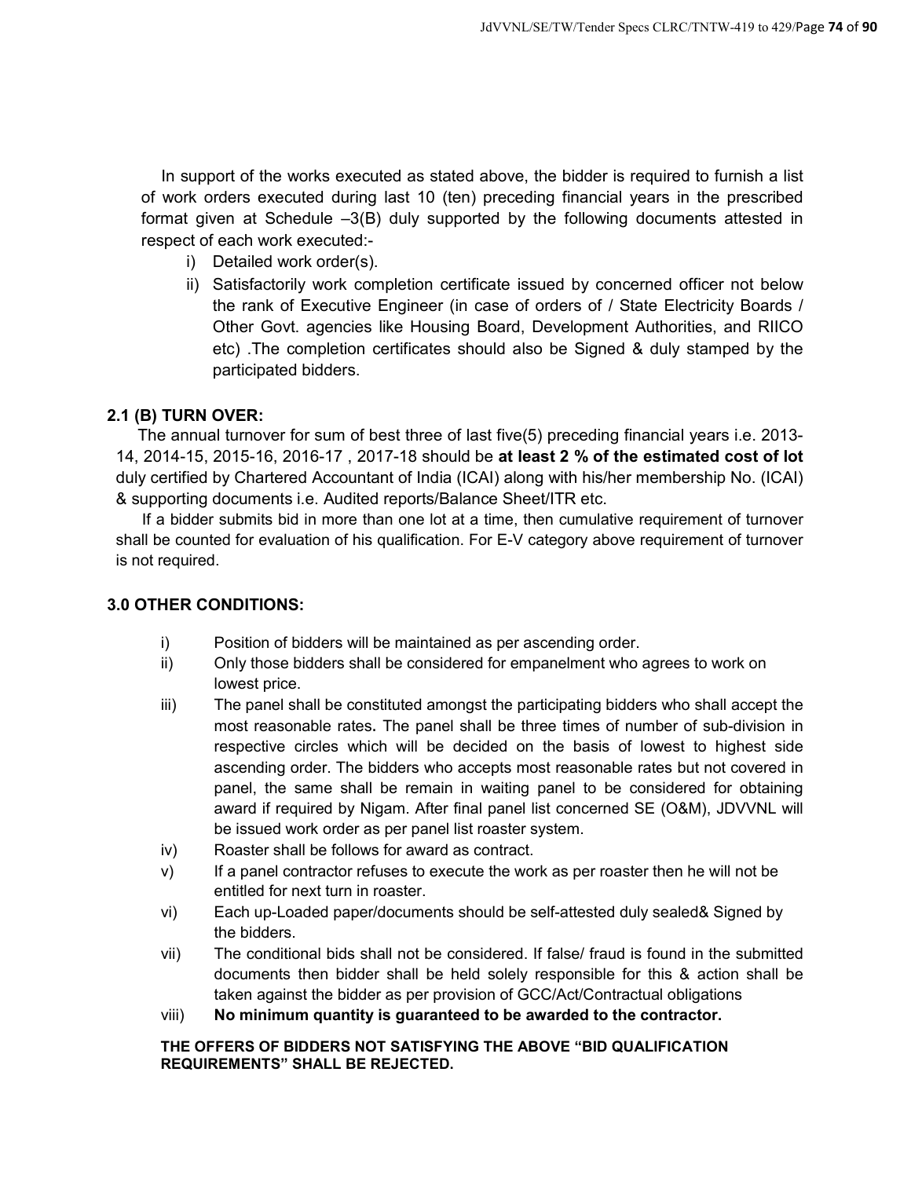In support of the works executed as stated above, the bidder is required to furnish a list of work orders executed during last 10 (ten) preceding financial years in the prescribed format given at Schedule –3(B) duly supported by the following documents attested in respect of each work executed:-

i) Detailed work order(s).
ii) Satisfactorily work completion certificate issued by concerned officer not below the rank of Executive Engineer (in case of orders of / State Electricity Boards / Other Govt. agencies like Housing Board, Development Authorities, and RIICO etc) .The completion certificates should also be Signed & duly stamped by the participated bidders.

### 2.1 (B) TURN OVER:

The annual turnover for sum of best three of last five(5) preceding financial years i.e. 2013-14, 2014-15, 2015-16, 2016-17 , 2017-18 should be **at least 2 % of the estimated cost of lot** duly certified by Chartered Accountant of India (ICAI) along with his/her membership No. (ICAI) & supporting documents i.e. Audited reports/Balance Sheet/ITR etc.

If a bidder submits bid in more than one lot at a time, then cumulative requirement of turnover shall be counted for evaluation of his qualification. For E-V category above requirement of turnover is not required.

### 3.0 OTHER CONDITIONS:

i) Position of bidders will be maintained as per ascending order.
ii) Only those bidders shall be considered for empanelment who agrees to work on lowest price.
iii) The panel shall be constituted amongst the participating bidders who shall accept the most reasonable rates. The panel shall be three times of number of sub-division in respective circles which will be decided on the basis of lowest to highest side ascending order. The bidders who accepts most reasonable rates but not covered in panel, the same shall be remain in waiting panel to be considered for obtaining award if required by Nigam. After final panel list concerned SE (O&M), JDVVNL will be issued work order as per panel list roaster system.
iv) Roaster shall be follows for award as contract.
v) If a panel contractor refuses to execute the work as per roaster then he will not be entitled for next turn in roaster.
vi) Each up-Loaded paper/documents should be self-attested duly sealed& Signed by the bidders.
vii) The conditional bids shall not be considered. If false/ fraud is found in the submitted documents then bidder shall be held solely responsible for this & action shall be taken against the bidder as per provision of GCC/Act/Contractual obligations
viii) **No minimum quantity is guaranteed to be awarded to the contractor.**

**THE OFFERS OF BIDDERS NOT SATISFYING THE ABOVE "BID QUALIFICATION REQUIREMENTS" SHALL BE REJECTED.**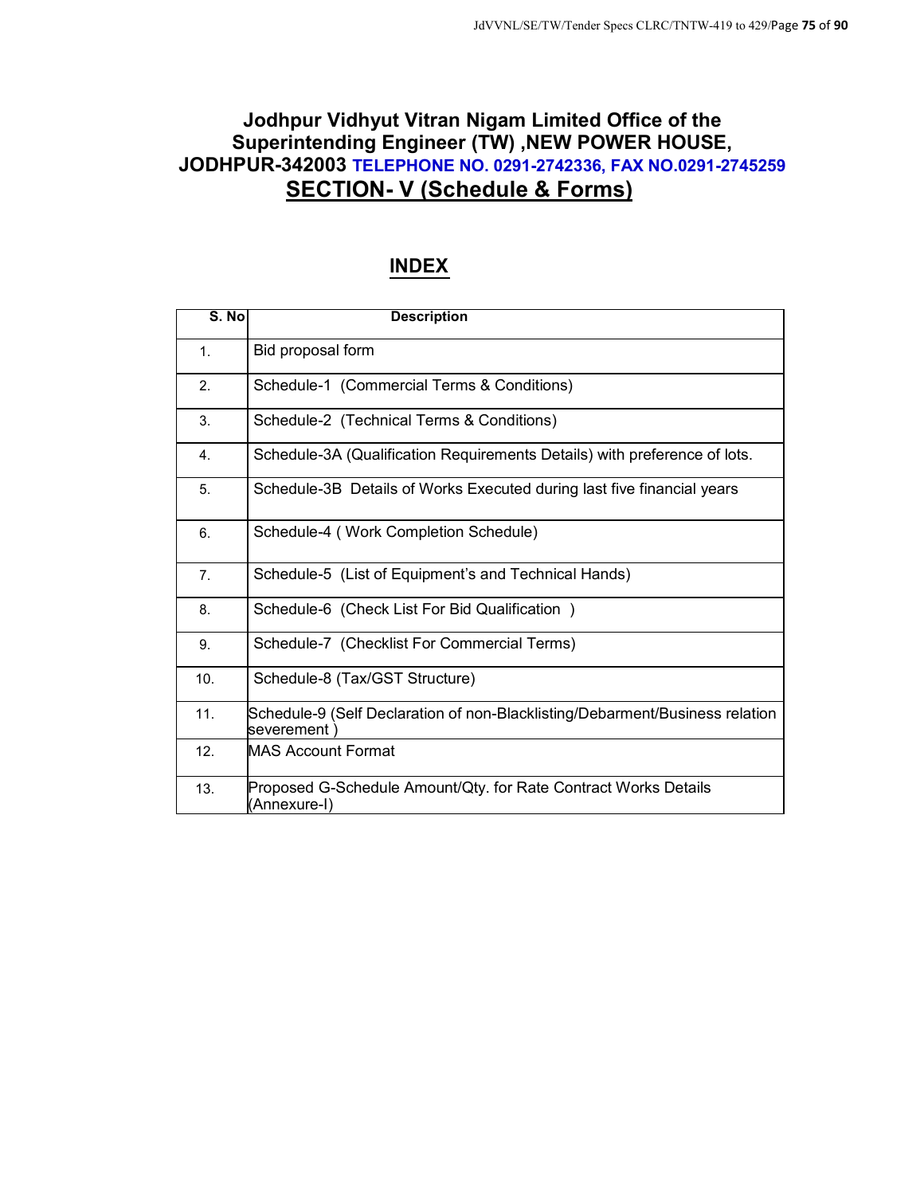## Jodhpur Vidhyut Vitran Nigam Limited Office of the Superintending Engineer (TW) ,NEW POWER HOUSE, JODHPUR-342003 TELEPHONE NO. 0291-2742336, FAX NO.0291-2745259

## SECTION- V (Schedule & Forms)

### INDEX

| S. No | Description |
|---|---|
| 1. | Bid proposal form |
| 2. | Schedule-1 (Commercial Terms & Conditions) |
| 3. | Schedule-2 (Technical Terms & Conditions) |
| 4. | Schedule-3A (Qualification Requirements Details) with preference of lots. |
| 5. | Schedule-3B Details of Works Executed during last five financial years |
| 6. | Schedule-4 ( Work Completion Schedule) |
| 7. | Schedule-5 (List of Equipment's and Technical Hands) |
| 8. | Schedule-6 (Check List For Bid Qualification ) |
| 9. | Schedule-7 (Checklist For Commercial Terms) |
| 10. | Schedule-8 (Tax/GST Structure) |
| 11. | Schedule-9 (Self Declaration of non-Blacklisting/Debarment/Business relation severement ) |
| 12. | MAS Account Format |
| 13. | Proposed G-Schedule Amount/Qty. for Rate Contract Works Details (Annexure-I) |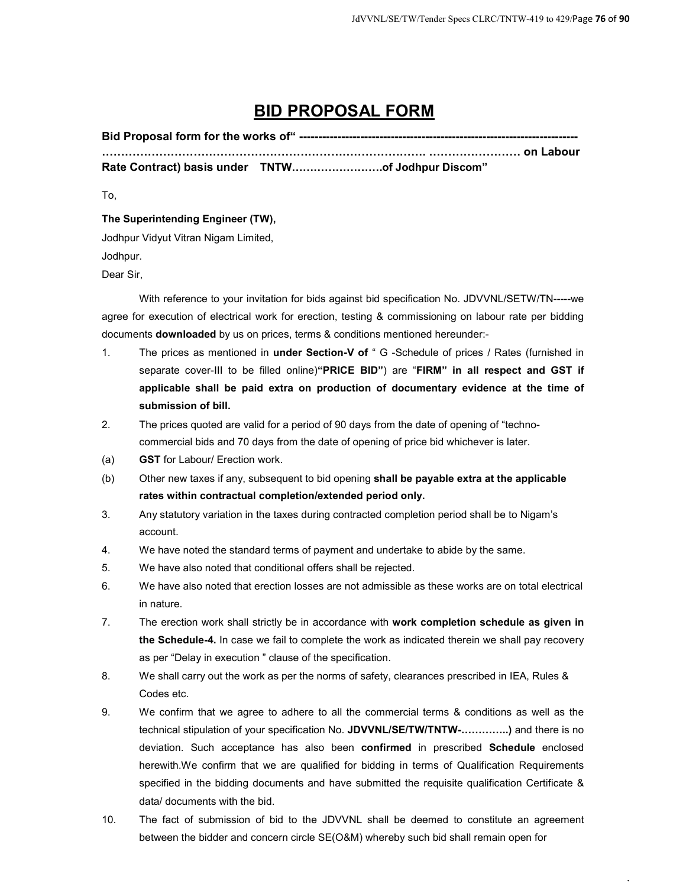# BID PROPOSAL FORM

**Bid Proposal form for the works of" ---------------------------------------------------------------------- …………………………………………………………………………… …………………… on Labour Rate Contract) basis under TNTW……………………of Jodhpur Discom"**

To,

**The Superintending Engineer (TW),**

Jodhpur Vidyut Vitran Nigam Limited,

Jodhpur.

Dear Sir,

With reference to your invitation for bids against bid specification No. JDVVNL/SETW/TN-----we agree for execution of electrical work for erection, testing & commissioning on labour rate per bidding documents **downloaded** by us on prices, terms & conditions mentioned hereunder:-

1. The prices as mentioned in **under Section-V of** " G -Schedule of prices / Rates (furnished in separate cover-III to be filled online)**"PRICE BID"**) are "**FIRM" in all respect and GST if applicable shall be paid extra on production of documentary evidence at the time of submission of bill.**
2. The prices quoted are valid for a period of 90 days from the date of opening of "techno-commercial bids and 70 days from the date of opening of price bid whichever is later.

(a) **GST** for Labour/ Erection work.

(b) Other new taxes if any, subsequent to bid opening **shall be payable extra at the applicable rates within contractual completion/extended period only.**

3. Any statutory variation in the taxes during contracted completion period shall be to Nigam's account.
4. We have noted the standard terms of payment and undertake to abide by the same.
5. We have also noted that conditional offers shall be rejected.
6. We have also noted that erection losses are not admissible as these works are on total electrical in nature.
7. The erection work shall strictly be in accordance with **work completion schedule as given in the Schedule-4.** In case we fail to complete the work as indicated therein we shall pay recovery as per "Delay in execution " clause of the specification.
8. We shall carry out the work as per the norms of safety, clearances prescribed in IEA, Rules & Codes etc.
9. We confirm that we agree to adhere to all the commercial terms & conditions as well as the technical stipulation of your specification No. **JDVVNL/SE/TW/TNTW-…………..)** and there is no deviation. Such acceptance has also been **confirmed** in prescribed **Schedule** enclosed herewith.We confirm that we are qualified for bidding in terms of Qualification Requirements specified in the bidding documents and have submitted the requisite qualification Certificate & data/ documents with the bid.
10. The fact of submission of bid to the JDVVNL shall be deemed to constitute an agreement between the bidder and concern circle SE(O&M) whereby such bid shall remain open for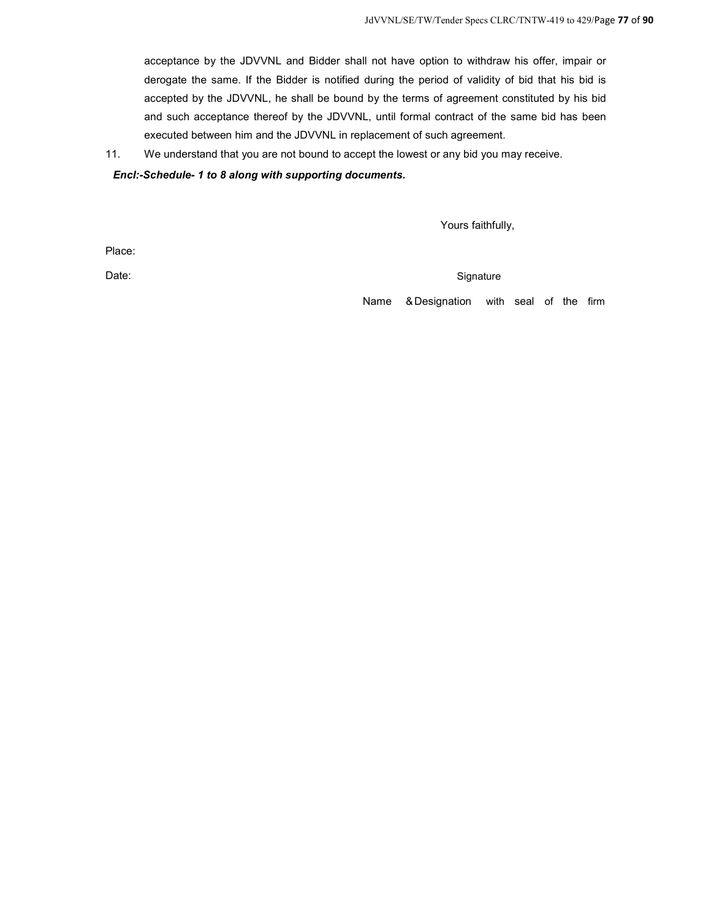acceptance by the JDVVNL and Bidder shall not have option to withdraw his offer, impair or derogate the same. If the Bidder is notified during the period of validity of bid that his bid is accepted by the JDVVNL, he shall be bound by the terms of agreement constituted by his bid and such acceptance thereof by the JDVVNL, until formal contract of the same bid has been executed between him and the JDVVNL in replacement of such agreement.

11. We understand that you are not bound to accept the lowest or any bid you may receive.

***Encl:-Schedule- 1 to 8 along with supporting documents*.**

Yours faithfully,

Place:

Date:

Signature

Name & Designation with seal of the firm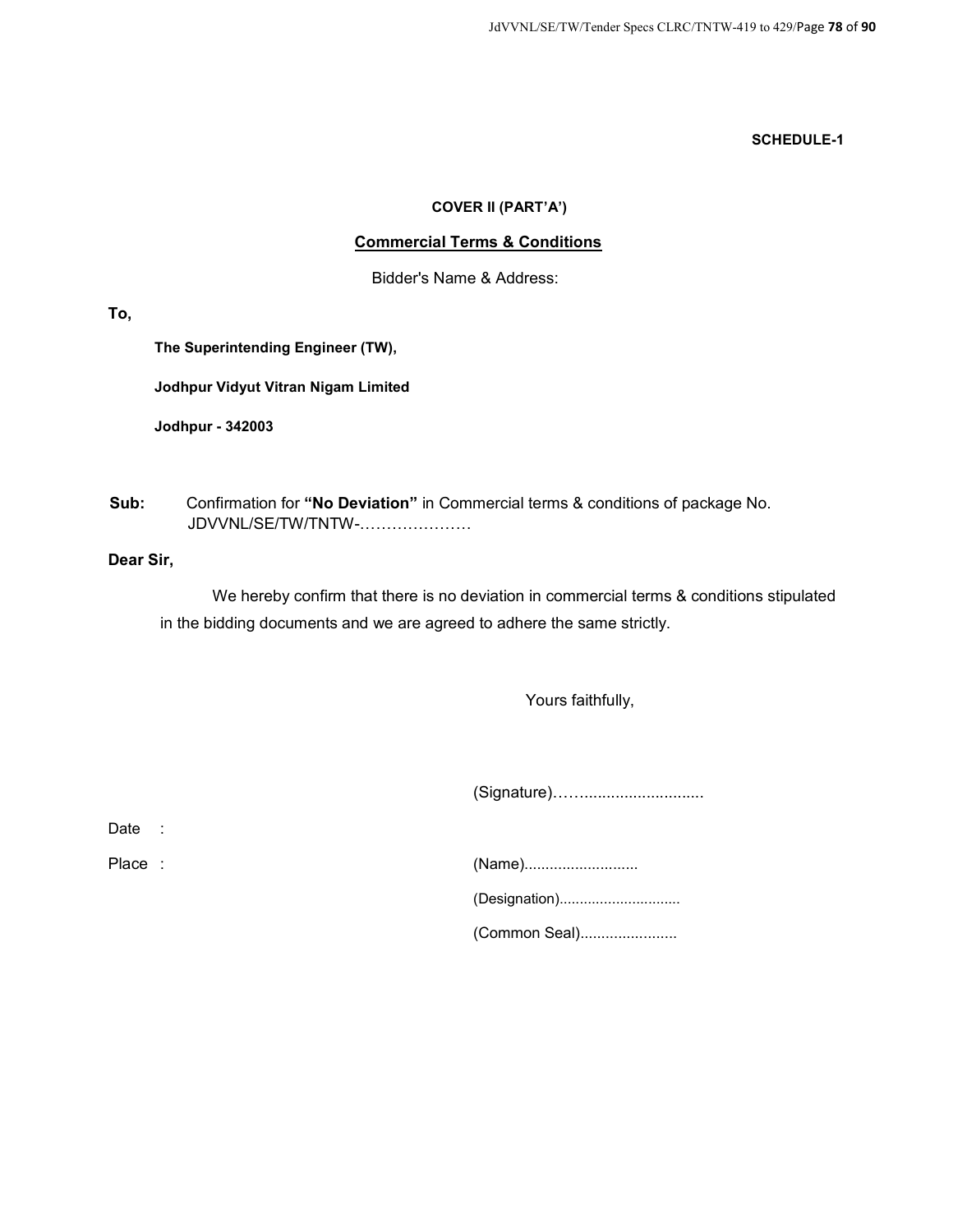**SCHEDULE-1**

**COVER II (PART'A')**

**<u>Commercial Terms & Conditions</u>**

Bidder's Name & Address:

**To,**

**The Superintending Engineer (TW),**

**Jodhpur Vidyut Vitran Nigam Limited**

**Jodhpur - 342003**

**Sub:** Confirmation for **"No Deviation"** in Commercial terms & conditions of package No. JDVVNL/SE/TW/TNTW-…………………

**Dear Sir,**

We hereby confirm that there is no deviation in commercial terms & conditions stipulated in the bidding documents and we are agreed to adhere the same strictly.

Yours faithfully,

(Signature)……..........................

Date :

Place :

(Name)..........................

(Designation).............................

(Common Seal)......................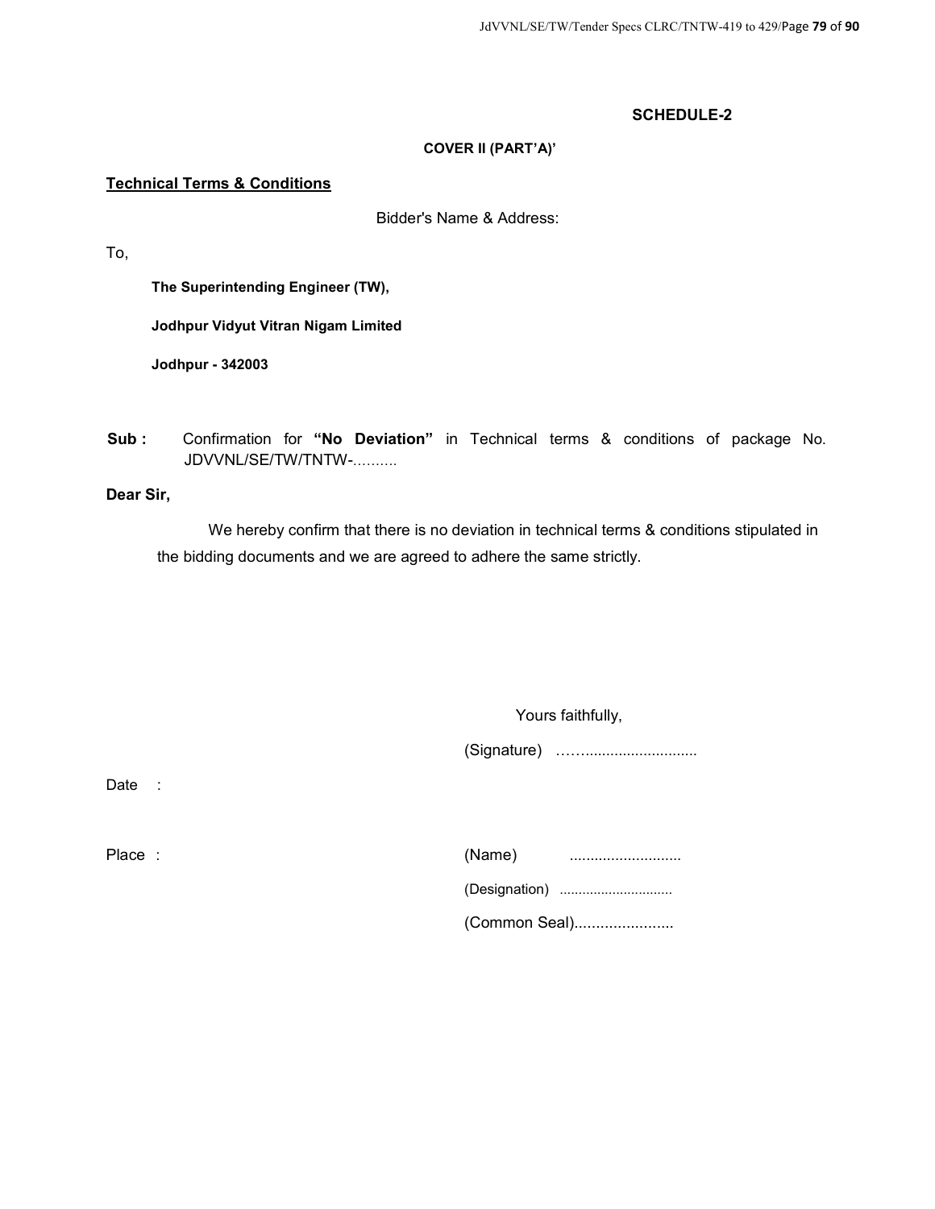**SCHEDULE-2**

**COVER II (PART'A)'**

**<u>Technical Terms & Conditions</u>**

Bidder's Name & Address:

To,

**The Superintending Engineer (TW),**

**Jodhpur Vidyut Vitran Nigam Limited**

**Jodhpur - 342003**

**Sub :** Confirmation for **"No Deviation"** in Technical terms & conditions of package No. JDVVNL/SE/TW/TNTW-..........

**Dear Sir,**

We hereby confirm that there is no deviation in technical terms & conditions stipulated in the bidding documents and we are agreed to adhere the same strictly.

Yours faithfully,

(Signature) …….........................

Date :

Place :

(Name) ..........................

(Designation) .............................

(Common Seal)......................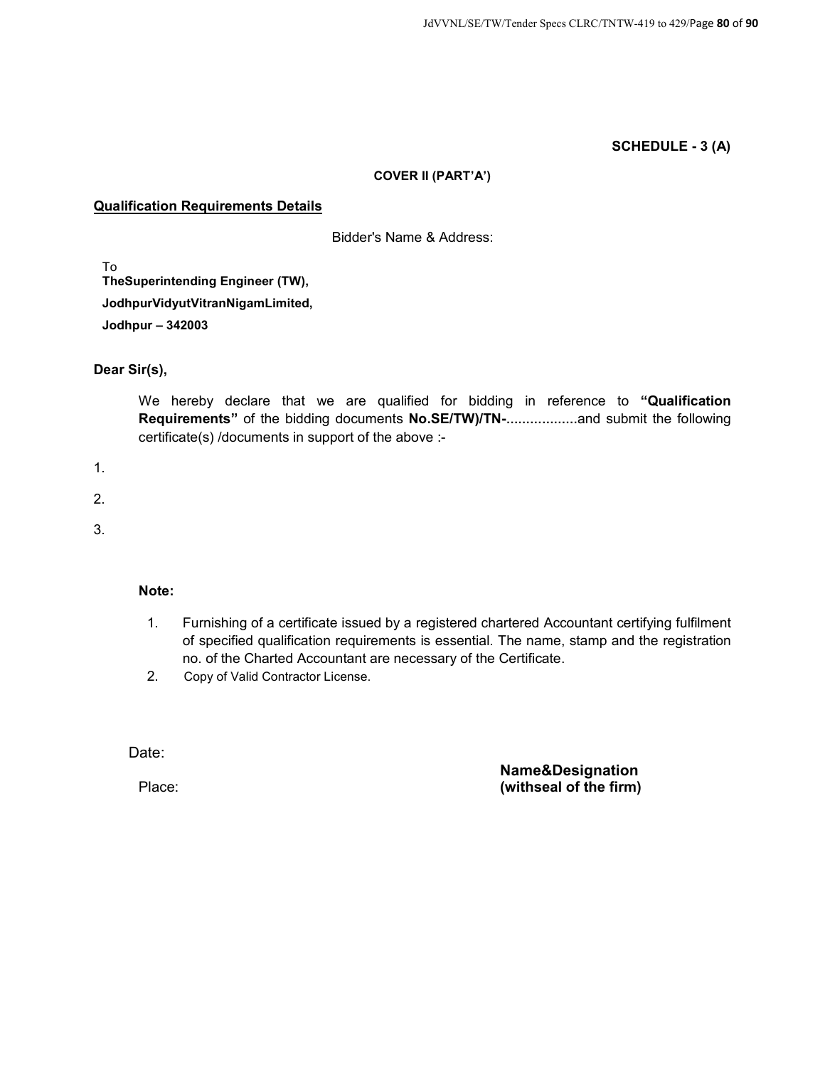**SCHEDULE - 3 (A)**

**COVER II (PART'A')**

**Qualification Requirements Details**

Bidder's Name & Address:

To
**TheSuperintending Engineer (TW),**
**JodhpurVidyutVitranNigamLimited,**
**Jodhpur – 342003**

**Dear Sir(s),**

We hereby declare that we are qualified for bidding in reference to **"Qualification Requirements"** of the bidding documents **No.SE/TW)/TN-**..................and submit the following certificate(s) /documents in support of the above :-

1.

2.

3.

**Note:**

1. Furnishing of a certificate issued by a registered chartered Accountant certifying fulfilment of specified qualification requirements is essential. The name, stamp and the registration no. of the Charted Accountant are necessary of the Certificate.
2. Copy of Valid Contractor License.

Date:

Place:

**Name&Designation**
**(withseal of the firm)**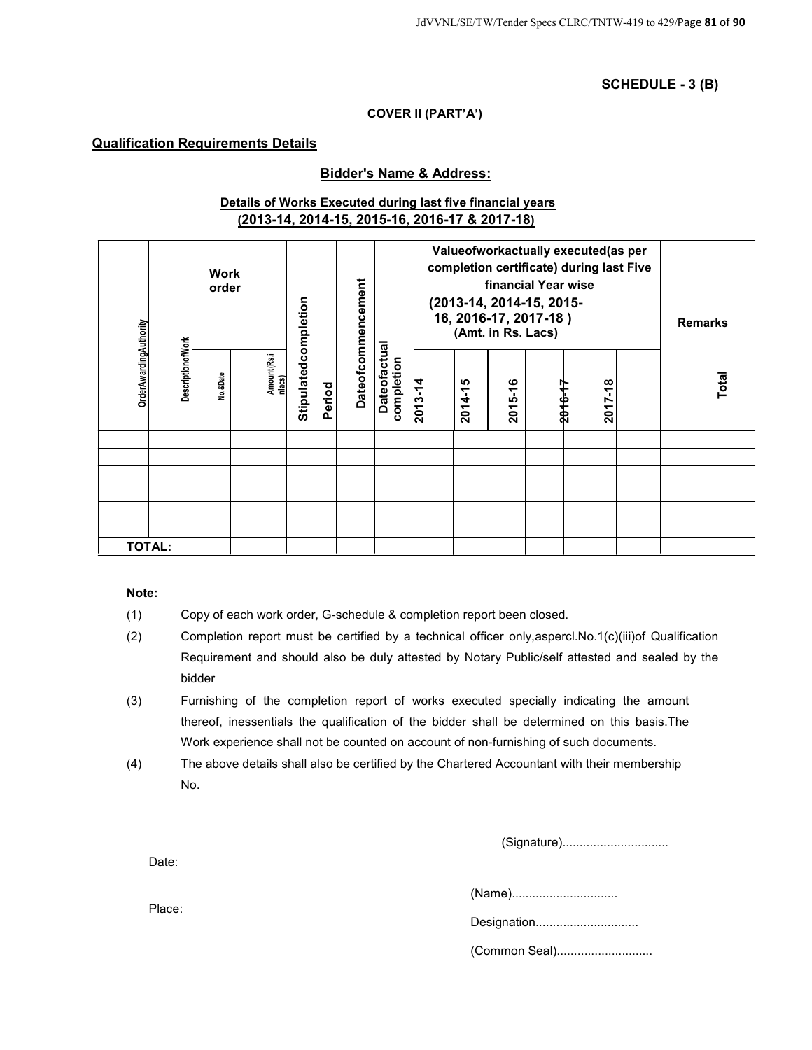**SCHEDULE - 3 (B)**

**COVER II (PART'A')**

**Qualification Requirements Details**

**Bidder's Name & Address:**

**Details of Works Executed during last five financial years (2013-14, 2014-15, 2015-16, 2016-17 & 2017-18)**

| OrderAwardingAuthority | DescriptionofWork | Work order | | Stipulatedcompletion Period | Dateofcommencement | Dateofactual completion | Valueofworkactually executed(as per completion certificate) during last Five financial Year wise (2013-14, 2014-15, 2015-16, 2016-17, 2017-18 ) (Amt. in Rs. Lacs) | | | | | | Remarks |
|---|---|---|---|---|---|---|---|---|---|---|---|---|---|
| | | No.&Date | Amount(Rs.in lacs) | | | | 2013-14 | 2014-15 | 2015-16 | 2016-17 | 2017-18 | | Total |
| | | | | | | | | | | | | | |
| | | | | | | | | | | | | | |
| | | | | | | | | | | | | | |
| | | | | | | | | | | | | | |
| | | | | | | | | | | | | | |
| | | | | | | | | | | | | | |
| TOTAL: | | | | | | | | | | | | | |

**Note:**

(1) Copy of each work order, G-schedule & completion report been closed.

(2) Completion report must be certified by a technical officer only,aspercl.No.1(c)(iii)of Qualification Requirement and should also be duly attested by Notary Public/self attested and sealed by the bidder

(3) Furnishing of the completion report of works executed specially indicating the amount thereof, inessentials the qualification of the bidder shall be determined on this basis.The Work experience shall not be counted on account of non-furnishing of such documents.

(4) The above details shall also be certified by the Chartered Accountant with their membership No.

(Signature)...............................

Date:

(Name)...............................

Place:

Designation..............................

(Common Seal)............................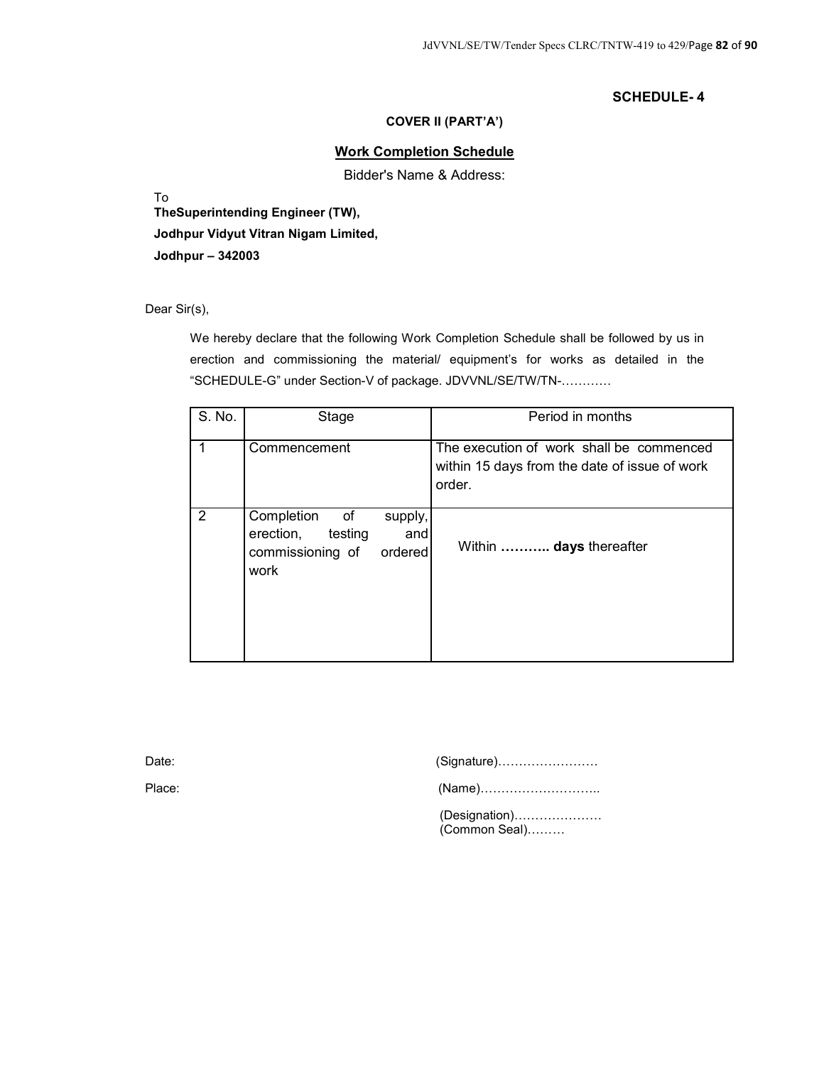**SCHEDULE- 4**

**COVER II (PART'A')**

## Work Completion Schedule

Bidder's Name & Address:

To
**TheSuperintending Engineer (TW),**
**Jodhpur Vidyut Vitran Nigam Limited,**
**Jodhpur – 342003**

Dear Sir(s),

We hereby declare that the following Work Completion Schedule shall be followed by us in erection and commissioning the material/ equipment's for works as detailed in the "SCHEDULE-G" under Section-V of package. JDVVNL/SE/TW/TN-…………

| S. No. | Stage | Period in months |
|---|---|---|
| 1 | Commencement | The execution of work shall be commenced within 15 days from the date of issue of work order. |
| 2 | Completion of supply, erection, testing and commissioning of ordered work | Within **……….. days** thereafter |

Date: (Signature)……………………

Place: (Name)………………………..

(Designation)…………………
(Common Seal)………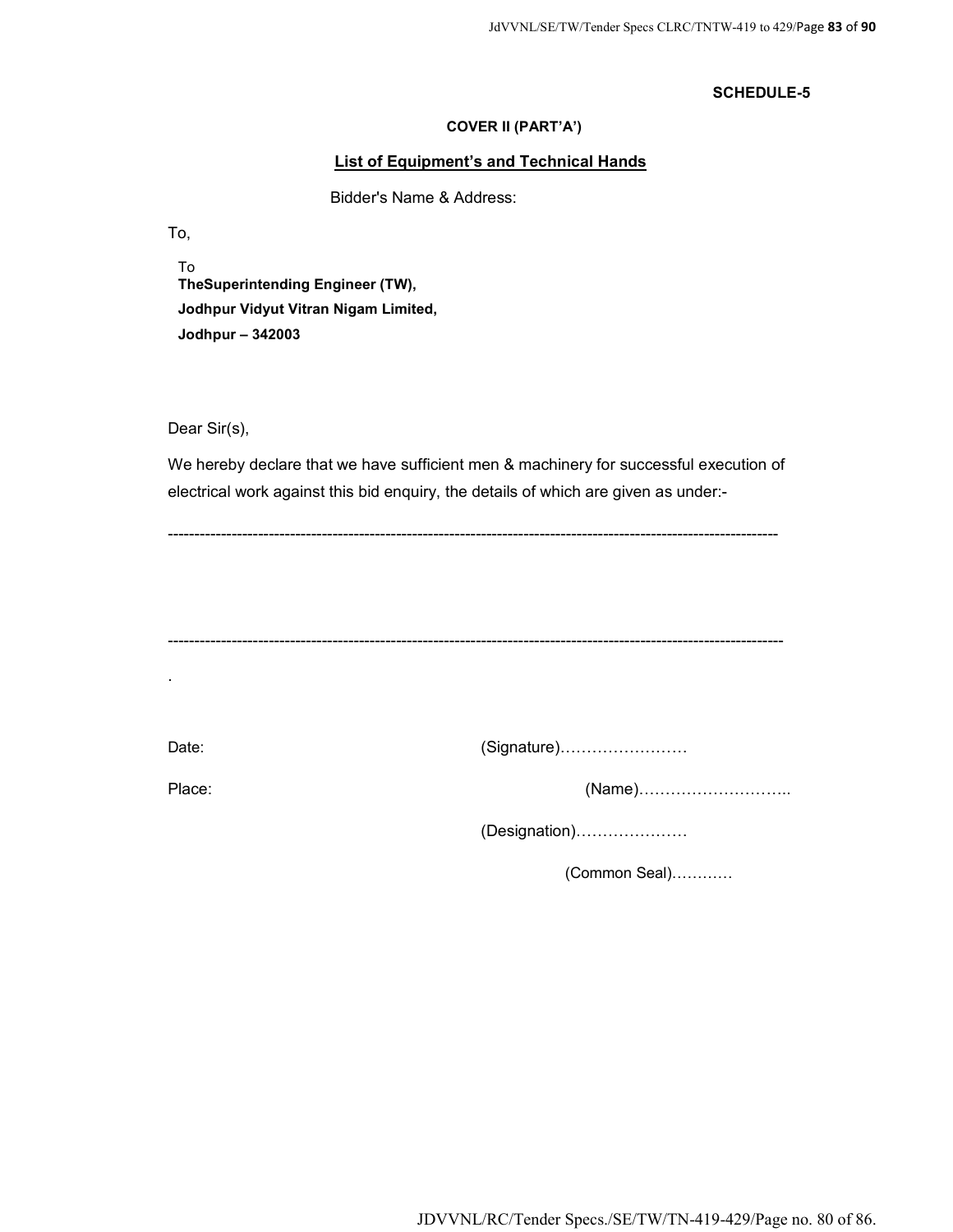**SCHEDULE-5**

**COVER II (PART'A')**

## List of Equipment's and Technical Hands

Bidder's Name & Address:

To,

To
**TheSuperintending Engineer (TW),**
**Jodhpur Vidyut Vitran Nigam Limited,**
**Jodhpur – 342003**

Dear Sir(s),

We hereby declare that we have sufficient men & machinery for successful execution of electrical work against this bid enquiry, the details of which are given as under:-

---

---

.

Date: (Signature)……………………

Place: (Name)………………………..

(Designation)…………………

(Common Seal)…………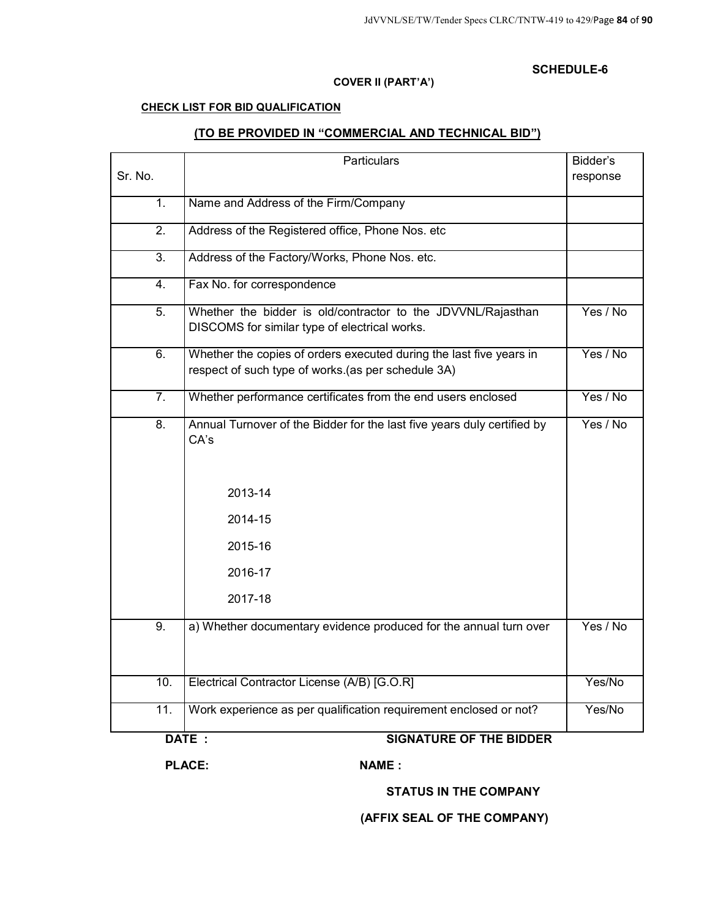**SCHEDULE-6**

**COVER II (PART'A')**

**CHECK LIST FOR BID QUALIFICATION**

**(TO BE PROVIDED IN "COMMERCIAL AND TECHNICAL BID")**

| Sr. No. | Particulars | Bidder's response |
|---|---|---|
| 1. | Name and Address of the Firm/Company | |
| 2. | Address of the Registered office, Phone Nos. etc | |
| 3. | Address of the Factory/Works, Phone Nos. etc. | |
| 4. | Fax No. for correspondence | |
| 5. | Whether the bidder is old/contractor to the JDVVNL/Rajasthan DISCOMS for similar type of electrical works. | Yes / No |
| 6. | Whether the copies of orders executed during the last five years in respect of such type of works.(as per schedule 3A) | Yes / No |
| 7. | Whether performance certificates from the end users enclosed | Yes / No |
| 8. | Annual Turnover of the Bidder for the last five years duly certified by CA's<br><br>2013-14<br>2014-15<br>2015-16<br>2016-17<br>2017-18 | Yes / No |
| 9. | a) Whether documentary evidence produced for the annual turn over | Yes / No |
| 10. | Electrical Contractor License (A/B) [G.O.R] | Yes/No |
| 11. | Work experience as per qualification requirement enclosed or not? | Yes/No |

**DATE :** **SIGNATURE OF THE BIDDER**

**PLACE:** **NAME :**

**STATUS IN THE COMPANY**

**(AFFIX SEAL OF THE COMPANY)**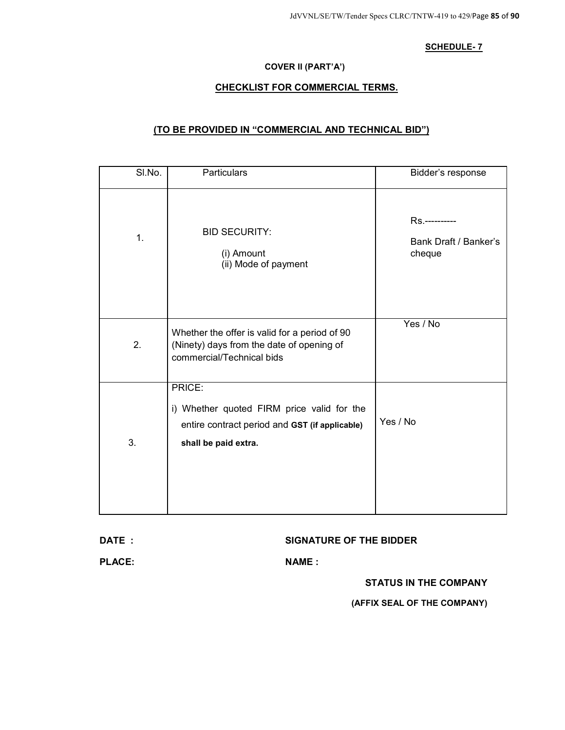**SCHEDULE- 7**

**COVER II (PART'A')**

**CHECKLIST FOR COMMERCIAL TERMS.**

**(TO BE PROVIDED IN "COMMERCIAL AND TECHNICAL BID")**

| Sl.No. | Particulars | Bidder's response |
|---|---|---|
| 1. | BID SECURITY:<br>(i) Amount<br>(ii) Mode of payment | Rs.----------<br>Bank Draft / Banker's cheque |
| 2. | Whether the offer is valid for a period of 90 (Ninety) days from the date of opening of commercial/Technical bids | Yes / No |
| 3. | PRICE:<br>i) Whether quoted FIRM price valid for the entire contract period and **GST (if applicable) shall be paid extra.** | Yes / No |

**DATE :** | **SIGNATURE OF THE BIDDER**

**PLACE:** | **NAME :**

**STATUS IN THE COMPANY**

**(AFFIX SEAL OF THE COMPANY)**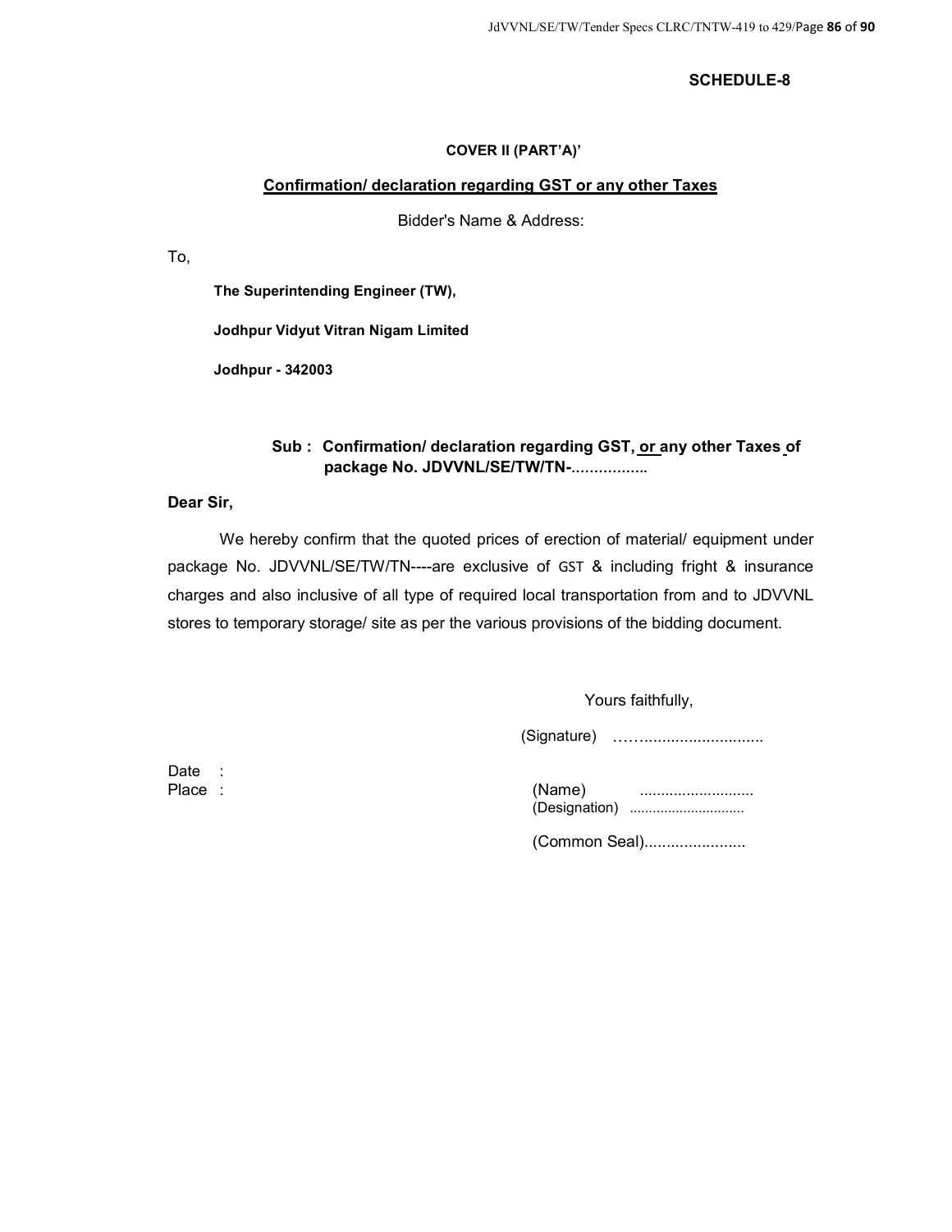**SCHEDULE-8**

**COVER II (PART'A)'**

**Confirmation/ declaration regarding GST or any other Taxes**

Bidder's Name & Address:

To,

**The Superintending Engineer (TW),**

**Jodhpur Vidyut Vitran Nigam Limited**

**Jodhpur - 342003**

**Sub : Confirmation/ declaration regarding GST, or any other Taxes of package No. JDVVNL/SE/TW/TN-................**

**Dear Sir,**

We hereby confirm that the quoted prices of erection of material/ equipment under package No. JDVVNL/SE/TW/TN----are exclusive of GST & including fright & insurance charges and also inclusive of all type of required local transportation from and to JDVVNL stores to temporary storage/ site as per the various provisions of the bidding document.

Yours faithfully,

(Signature) ……..........................

Date :

Place :

(Name) ..........................

(Designation) .............................

(Common Seal).......................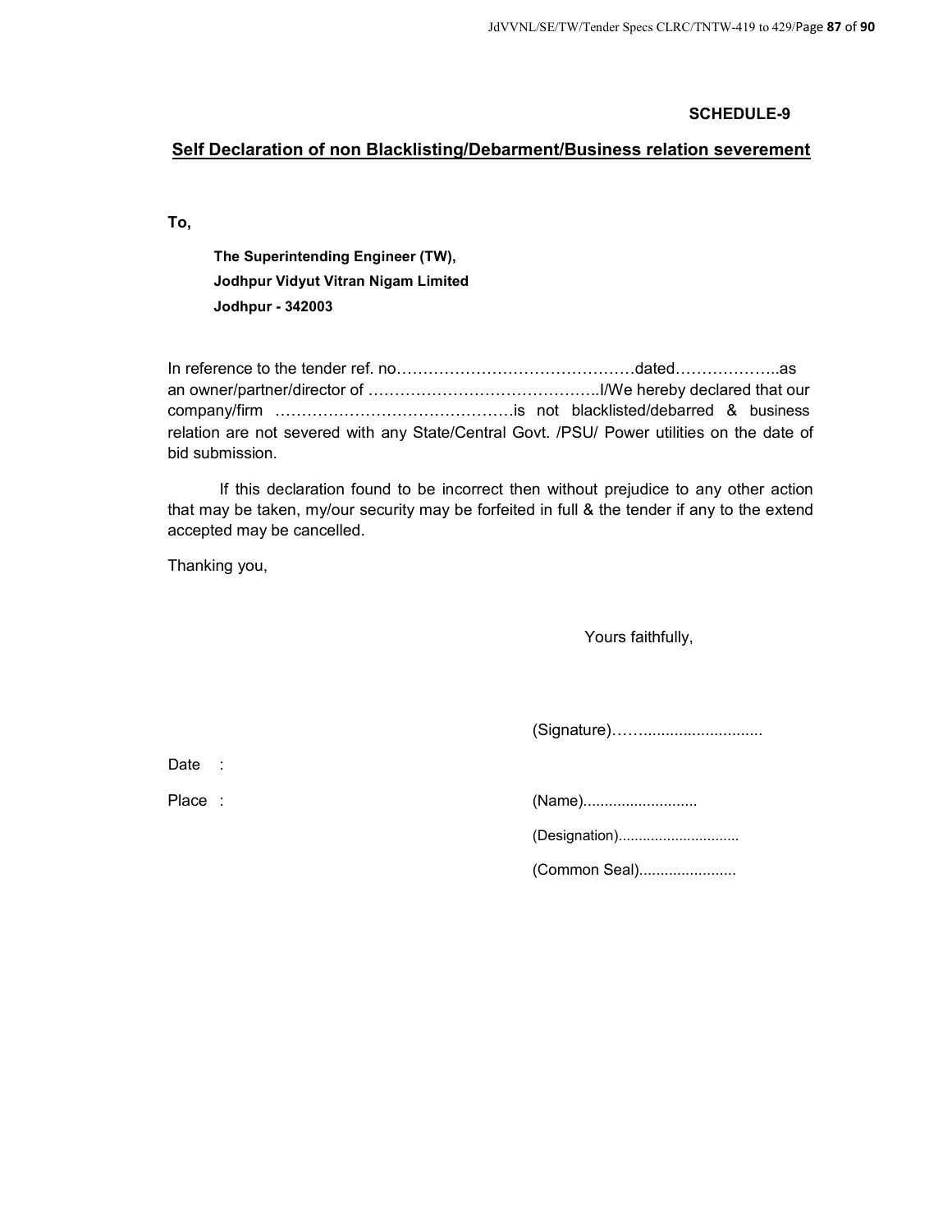**SCHEDULE-9**

## Self Declaration of non Blacklisting/Debarment/Business relation severement

**To,**

**The Superintending Engineer (TW),**
**Jodhpur Vidyut Vitran Nigam Limited**
**Jodhpur - 342003**

In reference to the tender ref. no………………………………………dated………………..as an owner/partner/director of ……………………………………..I/We hereby declared that our company/firm ………………………………………is not blacklisted/debarred & business relation are not severed with any State/Central Govt. /PSU/ Power utilities on the date of bid submission.

If this declaration found to be incorrect then without prejudice to any other action that may be taken, my/our security may be forfeited in full & the tender if any to the extend accepted may be cancelled.

Thanking you,

Yours faithfully,

(Signature)……..........................

Date :

Place : 

(Name)..........................

(Designation).............................

(Common Seal)......................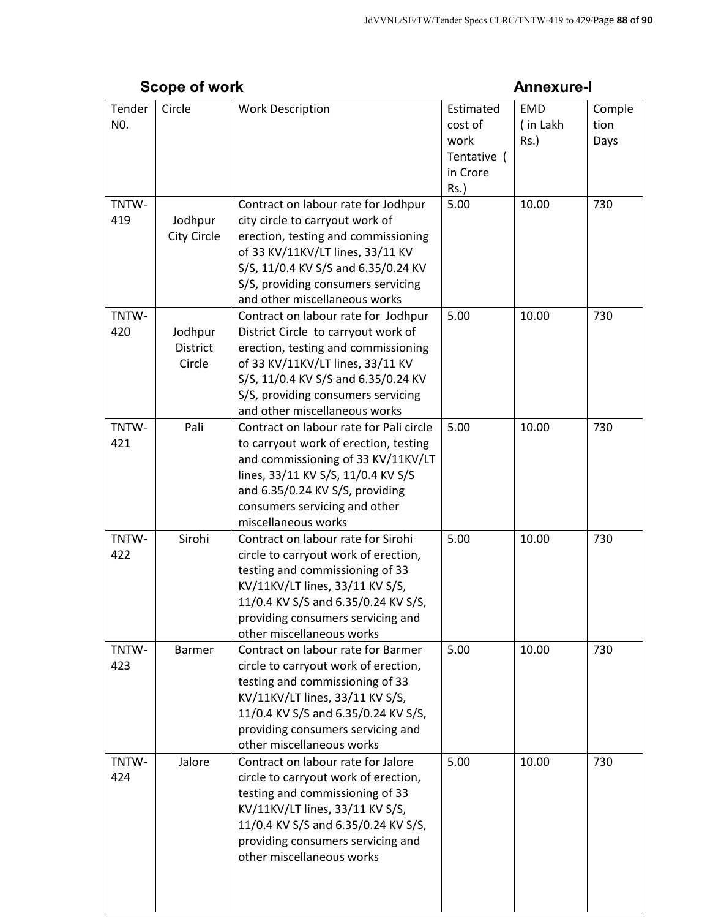**Scope of work** **Annexure-I**

| Tender N0. | Circle | Work Description | Estimated cost of work Tentative ( in Crore Rs.) | EMD ( in Lakh Rs.) | Completion Days |
|---|---|---|---|---|---|
| TNTW-419 | Jodhpur City Circle | Contract on labour rate for Jodhpur city circle to carryout work of erection, testing and commissioning of 33 KV/11KV/LT lines, 33/11 KV S/S, 11/0.4 KV S/S and 6.35/0.24 KV S/S, providing consumers servicing and other miscellaneous works | 5.00 | 10.00 | 730 |
| TNTW-420 | Jodhpur District Circle | Contract on labour rate for Jodhpur District Circle to carryout work of erection, testing and commissioning of 33 KV/11KV/LT lines, 33/11 KV S/S, 11/0.4 KV S/S and 6.35/0.24 KV S/S, providing consumers servicing and other miscellaneous works | 5.00 | 10.00 | 730 |
| TNTW-421 | Pali | Contract on labour rate for Pali circle to carryout work of erection, testing and commissioning of 33 KV/11KV/LT lines, 33/11 KV S/S, 11/0.4 KV S/S and 6.35/0.24 KV S/S, providing consumers servicing and other miscellaneous works | 5.00 | 10.00 | 730 |
| TNTW-422 | Sirohi | Contract on labour rate for Sirohi circle to carryout work of erection, testing and commissioning of 33 KV/11KV/LT lines, 33/11 KV S/S, 11/0.4 KV S/S and 6.35/0.24 KV S/S, providing consumers servicing and other miscellaneous works | 5.00 | 10.00 | 730 |
| TNTW-423 | Barmer | Contract on labour rate for Barmer circle to carryout work of erection, testing and commissioning of 33 KV/11KV/LT lines, 33/11 KV S/S, 11/0.4 KV S/S and 6.35/0.24 KV S/S, providing consumers servicing and other miscellaneous works | 5.00 | 10.00 | 730 |
| TNTW-424 | Jalore | Contract on labour rate for Jalore circle to carryout work of erection, testing and commissioning of 33 KV/11KV/LT lines, 33/11 KV S/S, 11/0.4 KV S/S and 6.35/0.24 KV S/S, providing consumers servicing and other miscellaneous works | 5.00 | 10.00 | 730 |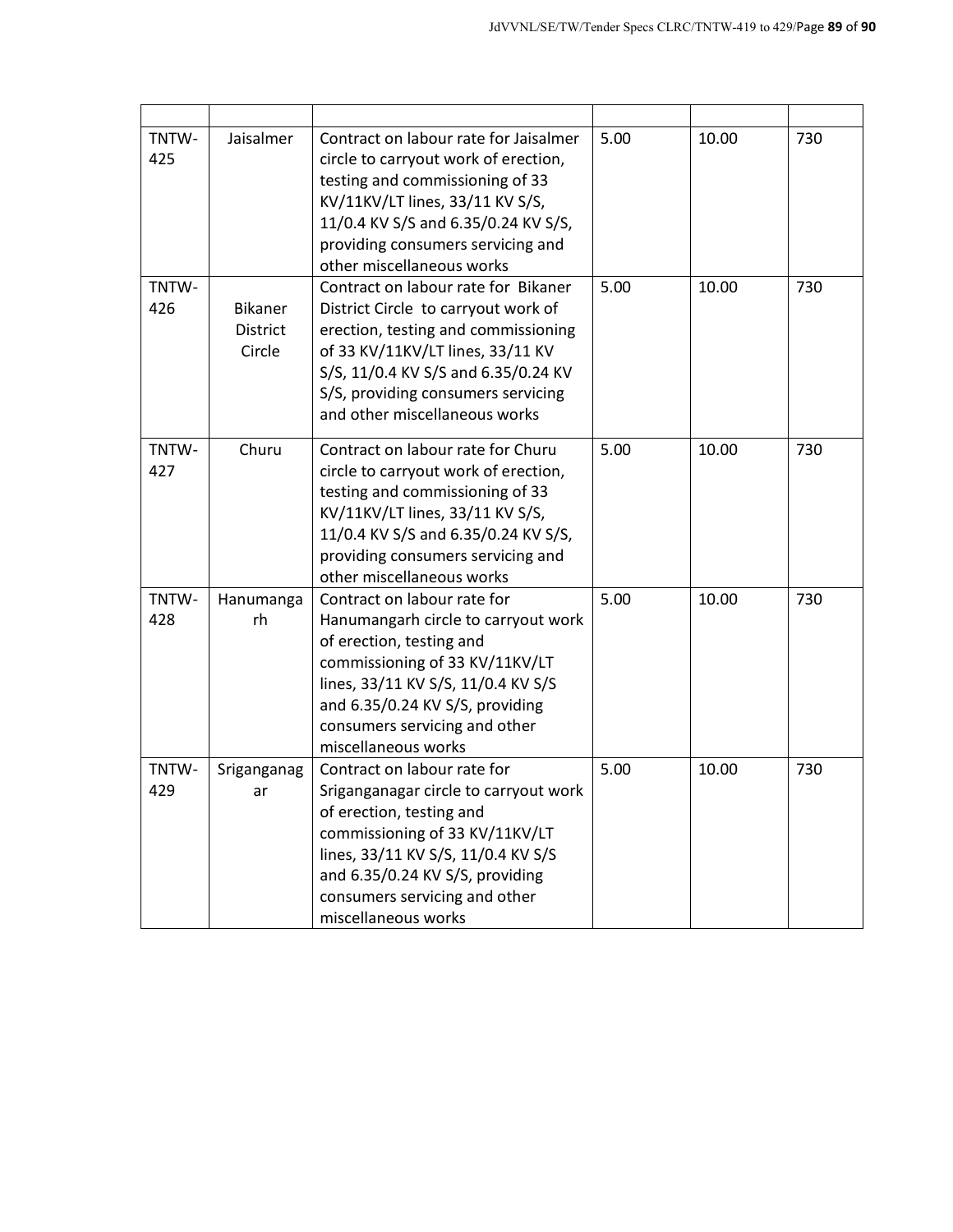| | | | | | |
|---|---|---|---|---|---|
| TNTW-425 | Jaisalmer | Contract on labour rate for Jaisalmer circle to carryout work of erection, testing and commissioning of 33 KV/11KV/LT lines, 33/11 KV S/S, 11/0.4 KV S/S and 6.35/0.24 KV S/S, providing consumers servicing and other miscellaneous works | 5.00 | 10.00 | 730 |
| TNTW-426 | Bikaner District Circle | Contract on labour rate for Bikaner District Circle to carryout work of erection, testing and commissioning of 33 KV/11KV/LT lines, 33/11 KV S/S, 11/0.4 KV S/S and 6.35/0.24 KV S/S, providing consumers servicing and other miscellaneous works | 5.00 | 10.00 | 730 |
| TNTW-427 | Churu | Contract on labour rate for Churu circle to carryout work of erection, testing and commissioning of 33 KV/11KV/LT lines, 33/11 KV S/S, 11/0.4 KV S/S and 6.35/0.24 KV S/S, providing consumers servicing and other miscellaneous works | 5.00 | 10.00 | 730 |
| TNTW-428 | Hanumangarh | Contract on labour rate for Hanumangarh circle to carryout work of erection, testing and commissioning of 33 KV/11KV/LT lines, 33/11 KV S/S, 11/0.4 KV S/S and 6.35/0.24 KV S/S, providing consumers servicing and other miscellaneous works | 5.00 | 10.00 | 730 |
| TNTW-429 | Sriganganagar | Contract on labour rate for Sriganganagar circle to carryout work of erection, testing and commissioning of 33 KV/11KV/LT lines, 33/11 KV S/S, 11/0.4 KV S/S and 6.35/0.24 KV S/S, providing consumers servicing and other miscellaneous works | 5.00 | 10.00 | 730 |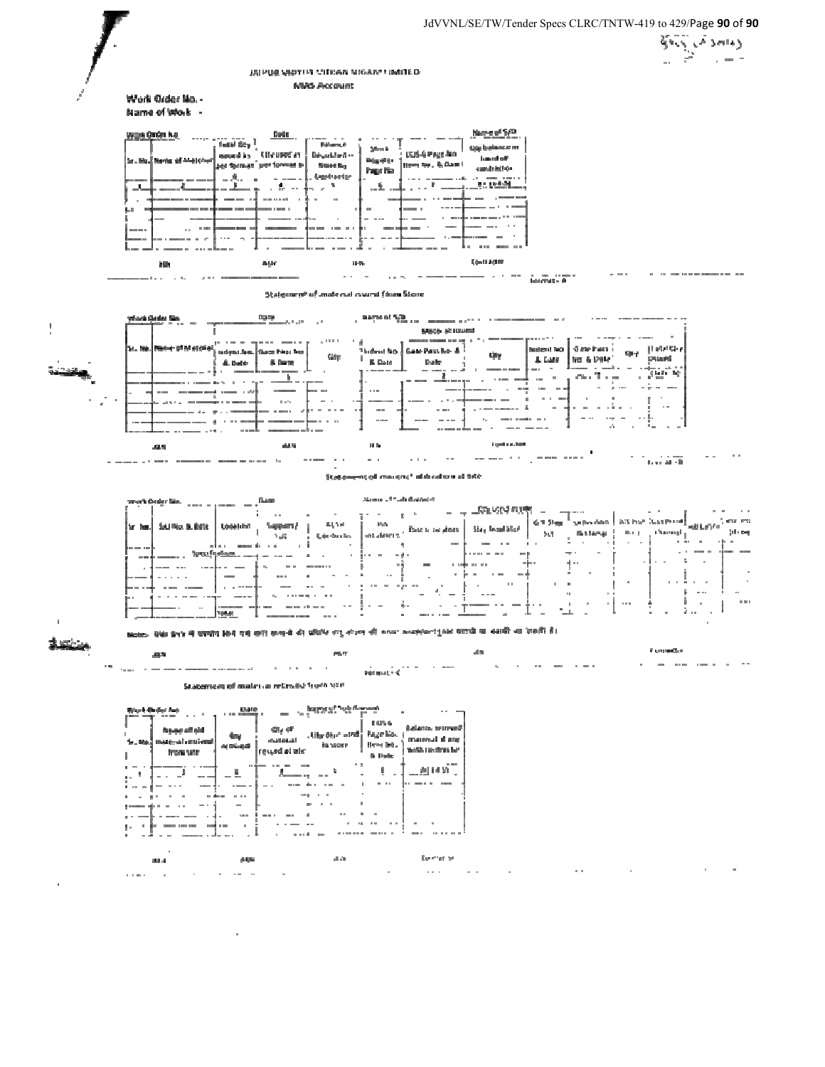JAIPUR VIDYUT VITRAN NIGAM LIMITED

MAS Account

Work Order No. -

Name of Work -

| Sr. No. | Name of Material | Total Qty. issued as per format A | Qty. used as per format B | Balance Qty. | Stock Register Page No. | DCR-6 Page No. Item No. & Date | Balance in hand of contractor |
|---|---|---|---|---|---|---|---|
| 1 | 2 | 3 | 4 | 5 | 6 | 7 | |
| | | | | | | | |
| | | | | | | | |
| | | | | | | | |

JEN          AEN          XEN          Contractor

Format - A

Statement of material issued from Store

| Sr. No. | Name of Material | Indent No. & Date | Gate Pass No. & Date | Qty. | Indent No. & Date | Gate Pass No. & Date | Qty. | Indent No. & Date | Gate Pass No. & Date | Qty. | Total Qty. issued |
|---|---|---|---|---|---|---|---|---|---|---|---|
| | | | | | | | | | | | |
| | | | | | | | | | | | |
| | | | | | | | | | | | |

JEN          AEN          XEN          Contractor

Format - B

Statement of material utilization at Site

| Sr. No. | Sch. No. & Date | Location | Support / ... | ... | ... | Date ... | ... | ... | ... | ... | ... | ... |
|---|---|---|---|---|---|---|---|---|---|---|---|---|
| | Specification | | | | | | | | | | | |
| | | | | | | | | | | | | |
| | | | | | | | | | | | | |
| | | Total | | | | | | | | | | |

Note:- ...

JEN          AEN          XEN          Contractor

Format - C

Statement of material retrieved from site

| Sr. No. | Name of old material retrieved from site | Qty. ... | Qty. of material received at site | ... | DCR-6 Page No. Item No. & Date | Balance retrieved material if any with contractor |
|---|---|---|---|---|---|---|
| 1 | 2 | 3 | 4 | 5 | 6 | |
| | | | | | | |
| | | | | | | |
| | | | | | | |

JEN          AEN          XEN          Contractor